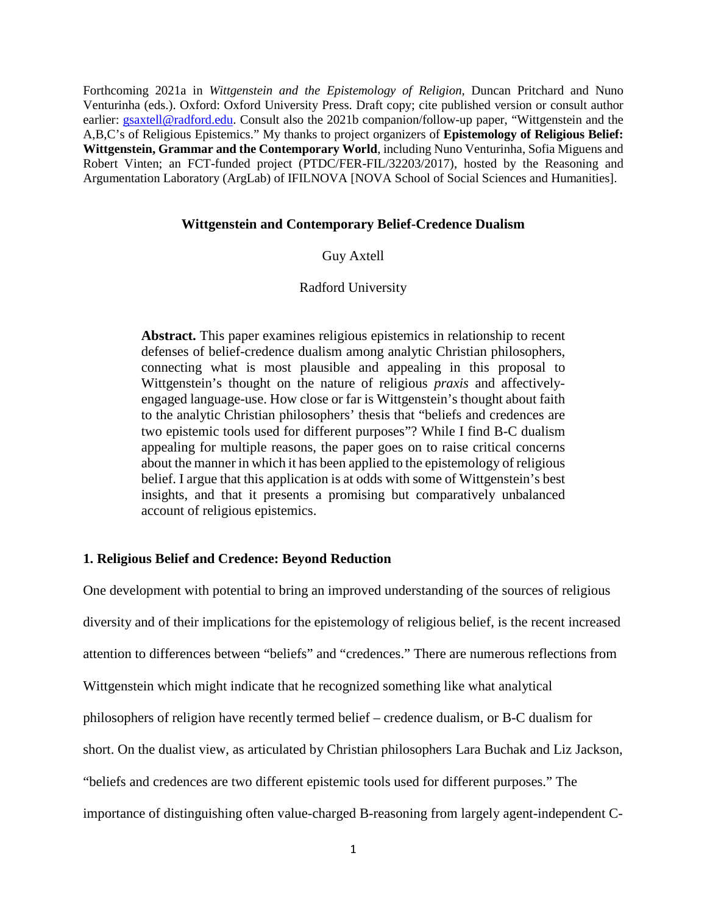Forthcoming 2021a in *Wittgenstein and the Epistemology of Religion*, Duncan Pritchard and Nuno Venturinha (eds.). Oxford: Oxford University Press. Draft copy; cite published version or consult author earlier: gsaxtell@radford.edu. Consult also the 2021b companion/follow-up paper, "Wittgenstein and the A,B,C's of Religious Epistemics." My thanks to project organizers of **Epistemology of Religious Belief: Wittgenstein, Grammar and the Contemporary World**, including Nuno Venturinha, Sofia Miguens and Robert Vinten; an FCT-funded project (PTDC/FER-FIL/32203/2017), hosted by the Reasoning and Argumentation Laboratory (ArgLab) of IFILNOVA [NOVA School of Social Sciences and Humanities].

# Wittgenstein and Contemporary Belief-Credence Dualism

Guy Axtell

Radford University

**Abstract.** This paper examines religious epistemics in relationship to recent defenses of belief-credence dualism among analytic Christian philosophers, connecting what is most plausible and appealing in this proposal to Wittgenstein's thought on the nature of religious *praxis* and affectively-engaged language-use. How close or far is Wittgenstein's thought about faith to the analytic Christian philosophers' thesis that "beliefs and credences are two epistemic tools used for different purposes"? While I find B-C dualism appealing for multiple reasons, the paper goes on to raise critical concerns about the manner in which it has been applied to the epistemology of religious belief. I argue that this application is at odds with some of Wittgenstein's best insights, and that it presents a promising but comparatively unbalanced account of religious epistemics.

## 1. Religious Belief and Credence: Beyond Reduction

One development with potential to bring an improved understanding of the sources of religious diversity and of their implications for the epistemology of religious belief, is the recent increased attention to differences between "beliefs" and "credences." There are numerous reflections from Wittgenstein which might indicate that he recognized something like what analytical philosophers of religion have recently termed belief – credence dualism, or B-C dualism for short. On the dualist view, as articulated by Christian philosophers Lara Buchak and Liz Jackson, "beliefs and credences are two different epistemic tools used for different purposes." The importance of distinguishing often value-charged B-reasoning from largely agent-independent C-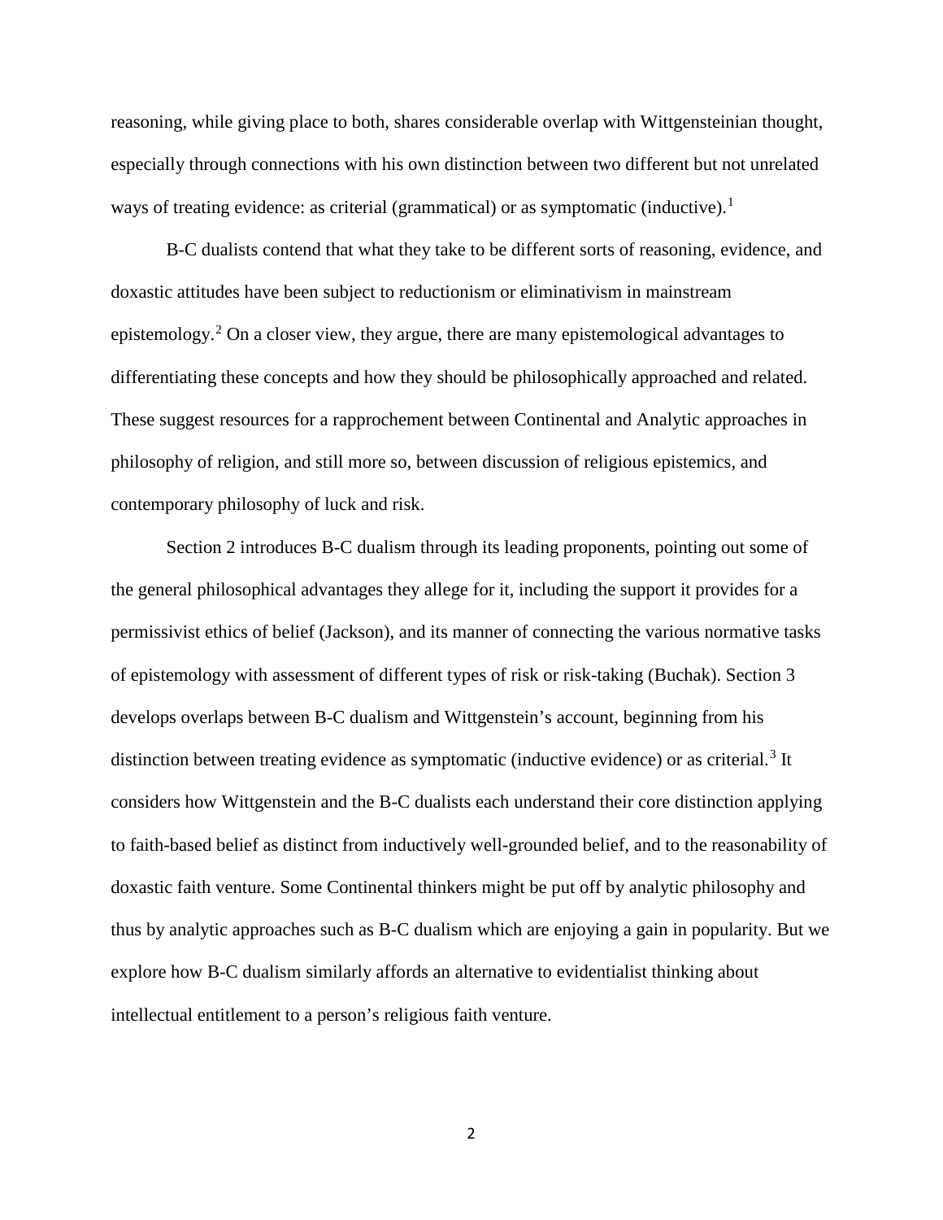reasoning, while giving place to both, shares considerable overlap with Wittgensteinian thought, especially through connections with his own distinction between two different but not unrelated ways of treating evidence: as criterial (grammatical) or as symptomatic (inductive).[1]

B-C dualists contend that what they take to be different sorts of reasoning, evidence, and doxastic attitudes have been subject to reductionism or eliminativism in mainstream epistemology.[2] On a closer view, they argue, there are many epistemological advantages to differentiating these concepts and how they should be philosophically approached and related. These suggest resources for a rapprochement between Continental and Analytic approaches in philosophy of religion, and still more so, between discussion of religious epistemics, and contemporary philosophy of luck and risk.

Section 2 introduces B-C dualism through its leading proponents, pointing out some of the general philosophical advantages they allege for it, including the support it provides for a permissivist ethics of belief (Jackson), and its manner of connecting the various normative tasks of epistemology with assessment of different types of risk or risk-taking (Buchak). Section 3 develops overlaps between B-C dualism and Wittgenstein's account, beginning from his distinction between treating evidence as symptomatic (inductive evidence) or as criterial.[3] It considers how Wittgenstein and the B-C dualists each understand their core distinction applying to faith-based belief as distinct from inductively well-grounded belief, and to the reasonability of doxastic faith venture. Some Continental thinkers might be put off by analytic philosophy and thus by analytic approaches such as B-C dualism which are enjoying a gain in popularity. But we explore how B-C dualism similarly affords an alternative to evidentialist thinking about intellectual entitlement to a person's religious faith venture.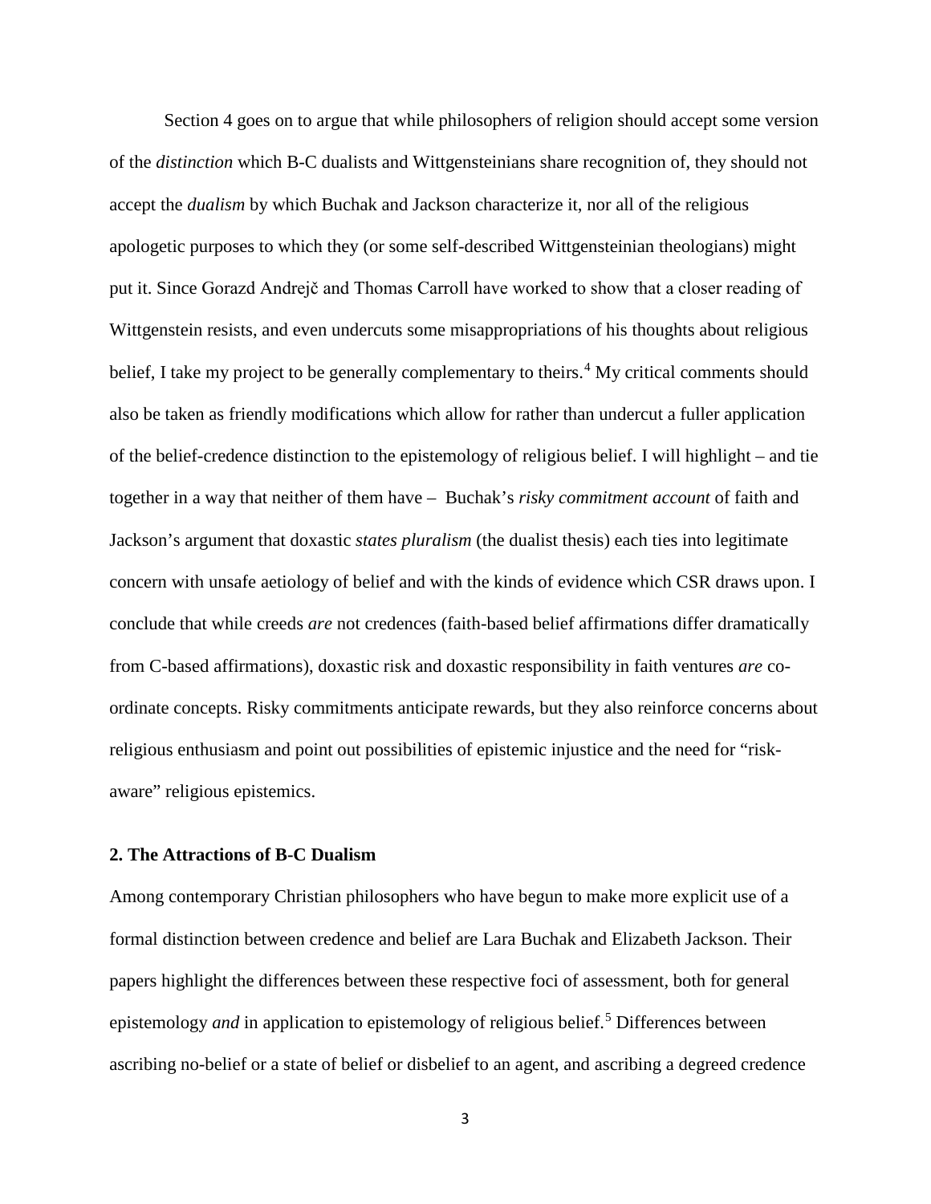Section 4 goes on to argue that while philosophers of religion should accept some version of the *distinction* which B-C dualists and Wittgensteinians share recognition of, they should not accept the *dualism* by which Buchak and Jackson characterize it, nor all of the religious apologetic purposes to which they (or some self-described Wittgensteinian theologians) might put it. Since Gorazd Andrejč and Thomas Carroll have worked to show that a closer reading of Wittgenstein resists, and even undercuts some misappropriations of his thoughts about religious belief, I take my project to be generally complementary to theirs.[4] My critical comments should also be taken as friendly modifications which allow for rather than undercut a fuller application of the belief-credence distinction to the epistemology of religious belief. I will highlight – and tie together in a way that neither of them have – Buchak's *risky commitment account* of faith and Jackson's argument that doxastic *states pluralism* (the dualist thesis) each ties into legitimate concern with unsafe aetiology of belief and with the kinds of evidence which CSR draws upon. I conclude that while creeds *are* not credences (faith-based belief affirmations differ dramatically from C-based affirmations), doxastic risk and doxastic responsibility in faith ventures *are* co-ordinate concepts. Risky commitments anticipate rewards, but they also reinforce concerns about religious enthusiasm and point out possibilities of epistemic injustice and the need for "risk-aware" religious epistemics.

## 2. The Attractions of B-C Dualism

Among contemporary Christian philosophers who have begun to make more explicit use of a formal distinction between credence and belief are Lara Buchak and Elizabeth Jackson. Their papers highlight the differences between these respective foci of assessment, both for general epistemology *and* in application to epistemology of religious belief.[5] Differences between ascribing no-belief or a state of belief or disbelief to an agent, and ascribing a degreed credence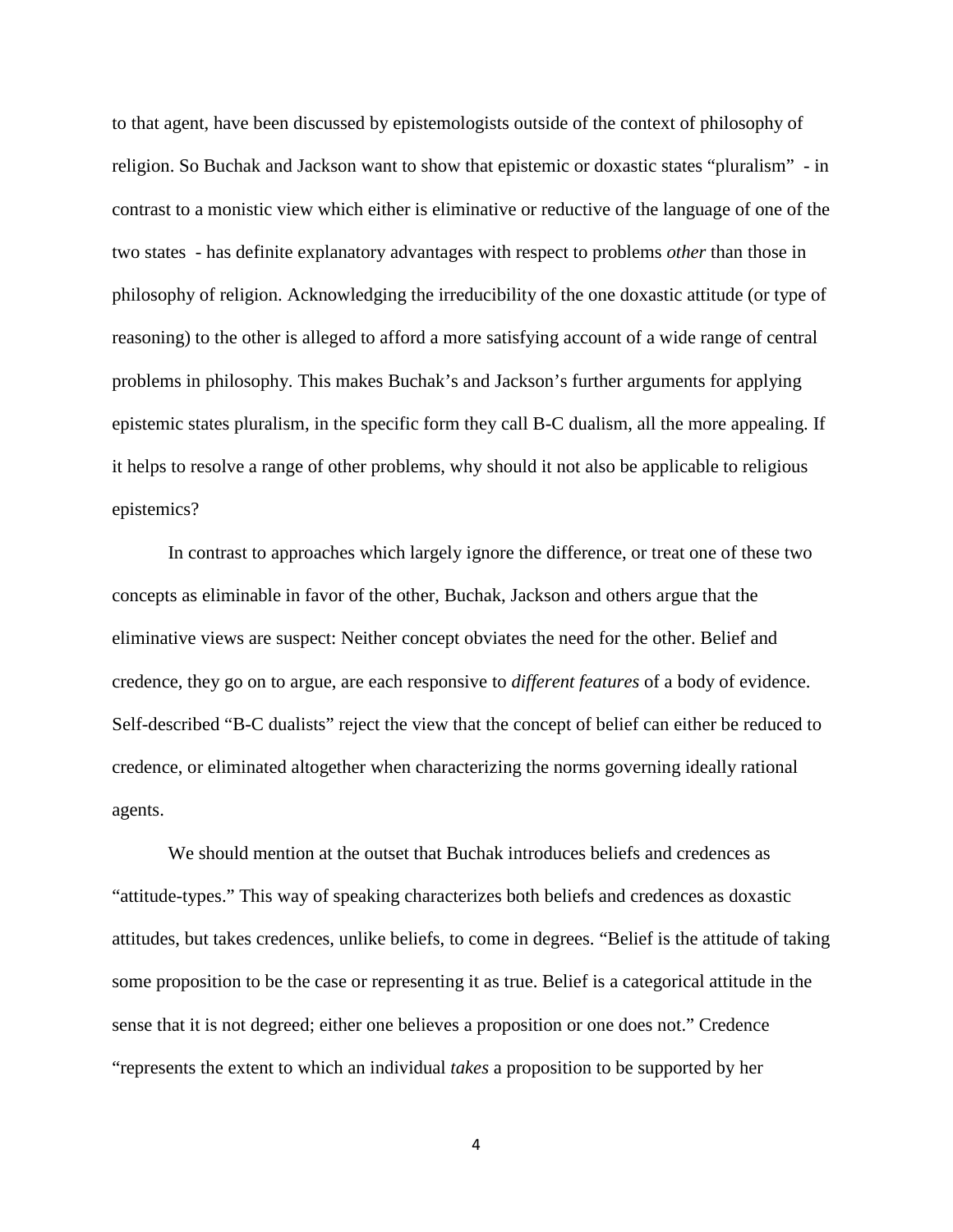to that agent, have been discussed by epistemologists outside of the context of philosophy of religion. So Buchak and Jackson want to show that epistemic or doxastic states "pluralism" - in contrast to a monistic view which either is eliminative or reductive of the language of one of the two states - has definite explanatory advantages with respect to problems *other* than those in philosophy of religion. Acknowledging the irreducibility of the one doxastic attitude (or type of reasoning) to the other is alleged to afford a more satisfying account of a wide range of central problems in philosophy. This makes Buchak's and Jackson's further arguments for applying epistemic states pluralism, in the specific form they call B-C dualism, all the more appealing. If it helps to resolve a range of other problems, why should it not also be applicable to religious epistemics?

In contrast to approaches which largely ignore the difference, or treat one of these two concepts as eliminable in favor of the other, Buchak, Jackson and others argue that the eliminative views are suspect: Neither concept obviates the need for the other. Belief and credence, they go on to argue, are each responsive to *different features* of a body of evidence. Self-described "B-C dualists" reject the view that the concept of belief can either be reduced to credence, or eliminated altogether when characterizing the norms governing ideally rational agents.

We should mention at the outset that Buchak introduces beliefs and credences as "attitude-types." This way of speaking characterizes both beliefs and credences as doxastic attitudes, but takes credences, unlike beliefs, to come in degrees. "Belief is the attitude of taking some proposition to be the case or representing it as true. Belief is a categorical attitude in the sense that it is not degreed; either one believes a proposition or one does not." Credence "represents the extent to which an individual *takes* a proposition to be supported by her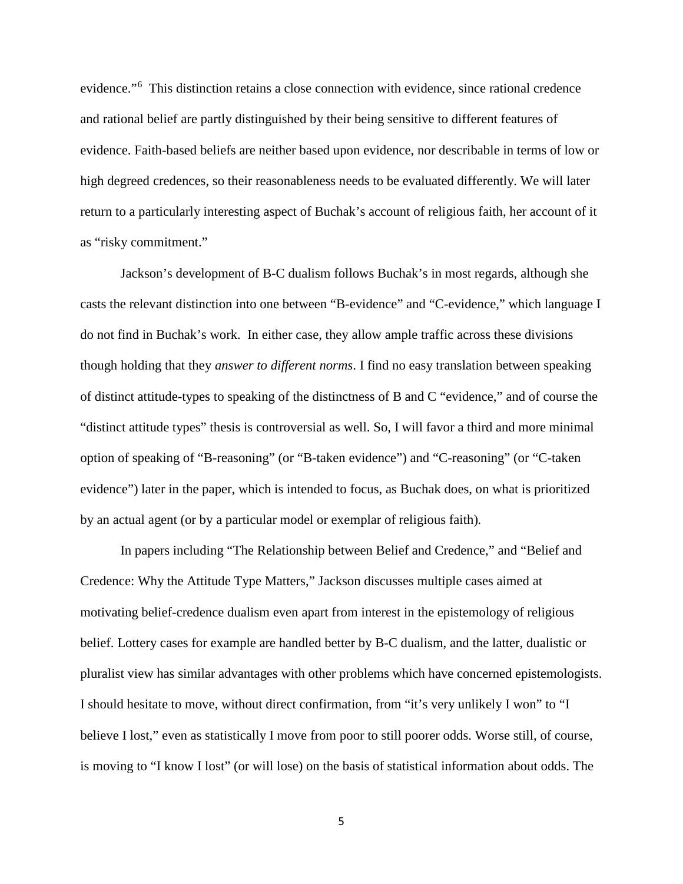evidence."[6] This distinction retains a close connection with evidence, since rational credence and rational belief are partly distinguished by their being sensitive to different features of evidence. Faith-based beliefs are neither based upon evidence, nor describable in terms of low or high degreed credences, so their reasonableness needs to be evaluated differently. We will later return to a particularly interesting aspect of Buchak's account of religious faith, her account of it as "risky commitment."

Jackson's development of B-C dualism follows Buchak's in most regards, although she casts the relevant distinction into one between "B-evidence" and "C-evidence," which language I do not find in Buchak's work. In either case, they allow ample traffic across these divisions though holding that they *answer to different norms*. I find no easy translation between speaking of distinct attitude-types to speaking of the distinctness of B and C "evidence," and of course the "distinct attitude types" thesis is controversial as well. So, I will favor a third and more minimal option of speaking of "B-reasoning" (or "B-taken evidence") and "C-reasoning" (or "C-taken evidence") later in the paper, which is intended to focus, as Buchak does, on what is prioritized by an actual agent (or by a particular model or exemplar of religious faith).

In papers including "The Relationship between Belief and Credence," and "Belief and Credence: Why the Attitude Type Matters," Jackson discusses multiple cases aimed at motivating belief-credence dualism even apart from interest in the epistemology of religious belief. Lottery cases for example are handled better by B-C dualism, and the latter, dualistic or pluralist view has similar advantages with other problems which have concerned epistemologists. I should hesitate to move, without direct confirmation, from "it's very unlikely I won" to "I believe I lost," even as statistically I move from poor to still poorer odds. Worse still, of course, is moving to "I know I lost" (or will lose) on the basis of statistical information about odds. The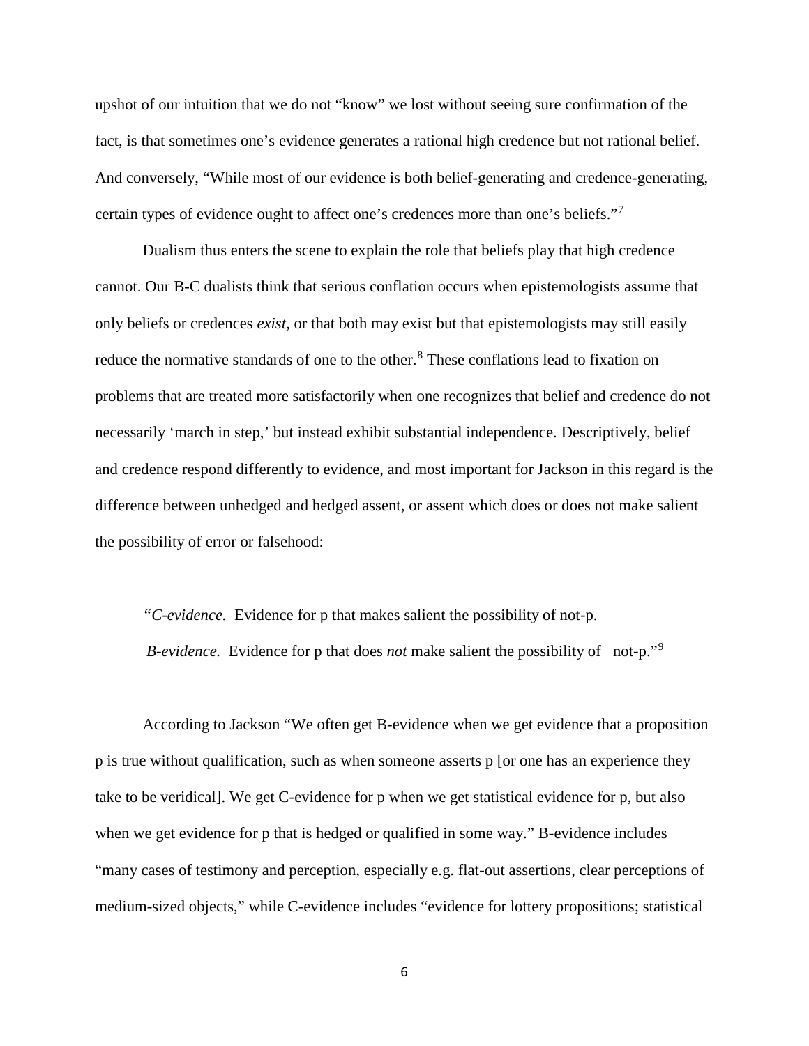upshot of our intuition that we do not "know" we lost without seeing sure confirmation of the fact, is that sometimes one's evidence generates a rational high credence but not rational belief. And conversely, "While most of our evidence is both belief-generating and credence-generating, certain types of evidence ought to affect one's credences more than one's beliefs."[7]

Dualism thus enters the scene to explain the role that beliefs play that high credence cannot. Our B-C dualists think that serious conflation occurs when epistemologists assume that only beliefs or credences *exist,* or that both may exist but that epistemologists may still easily reduce the normative standards of one to the other.[8] These conflations lead to fixation on problems that are treated more satisfactorily when one recognizes that belief and credence do not necessarily 'march in step,' but instead exhibit substantial independence. Descriptively, belief and credence respond differently to evidence, and most important for Jackson in this regard is the difference between unhedged and hedged assent, or assent which does or does not make salient the possibility of error or falsehood:

> "*C-evidence.* Evidence for p that makes salient the possibility of not-p.
>
> *B-evidence.* Evidence for p that does *not* make salient the possibility of not-p."[9]

According to Jackson "We often get B-evidence when we get evidence that a proposition p is true without qualification, such as when someone asserts p [or one has an experience they take to be veridical]. We get C-evidence for p when we get statistical evidence for p, but also when we get evidence for p that is hedged or qualified in some way." B-evidence includes "many cases of testimony and perception, especially e.g. flat-out assertions, clear perceptions of medium-sized objects," while C-evidence includes "evidence for lottery propositions; statistical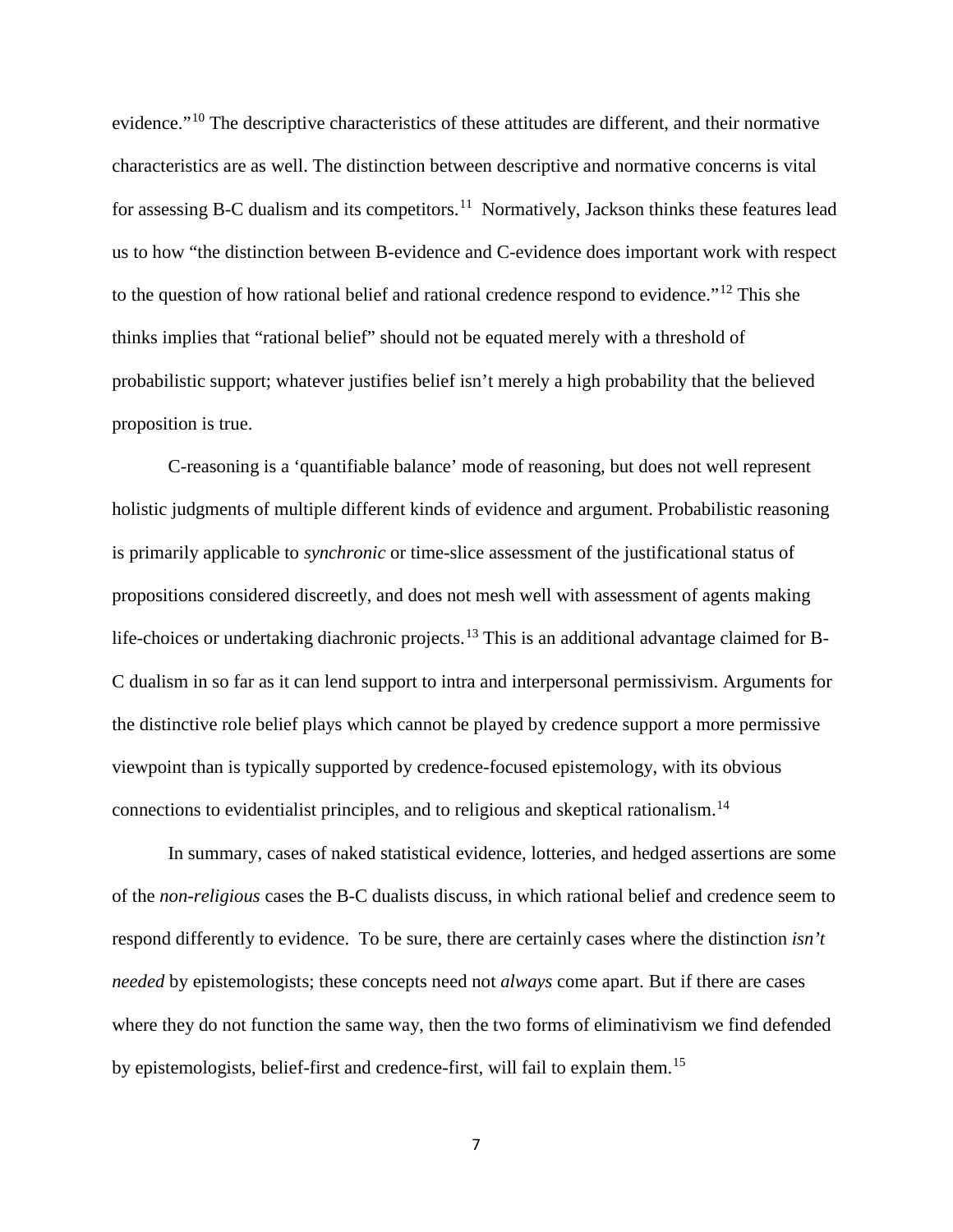evidence."[10] The descriptive characteristics of these attitudes are different, and their normative characteristics are as well. The distinction between descriptive and normative concerns is vital for assessing B-C dualism and its competitors.[11] Normatively, Jackson thinks these features lead us to how "the distinction between B-evidence and C-evidence does important work with respect to the question of how rational belief and rational credence respond to evidence."[12] This she thinks implies that "rational belief" should not be equated merely with a threshold of probabilistic support; whatever justifies belief isn't merely a high probability that the believed proposition is true.

C-reasoning is a 'quantifiable balance' mode of reasoning, but does not well represent holistic judgments of multiple different kinds of evidence and argument. Probabilistic reasoning is primarily applicable to *synchronic* or time-slice assessment of the justificational status of propositions considered discreetly, and does not mesh well with assessment of agents making life-choices or undertaking diachronic projects.[13] This is an additional advantage claimed for B-C dualism in so far as it can lend support to intra and interpersonal permissivism. Arguments for the distinctive role belief plays which cannot be played by credence support a more permissive viewpoint than is typically supported by credence-focused epistemology, with its obvious connections to evidentialist principles, and to religious and skeptical rationalism.[14]

In summary, cases of naked statistical evidence, lotteries, and hedged assertions are some of the *non-religious* cases the B-C dualists discuss, in which rational belief and credence seem to respond differently to evidence. To be sure, there are certainly cases where the distinction *isn't needed* by epistemologists; these concepts need not *always* come apart. But if there are cases where they do not function the same way, then the two forms of eliminativism we find defended by epistemologists, belief-first and credence-first, will fail to explain them.[15]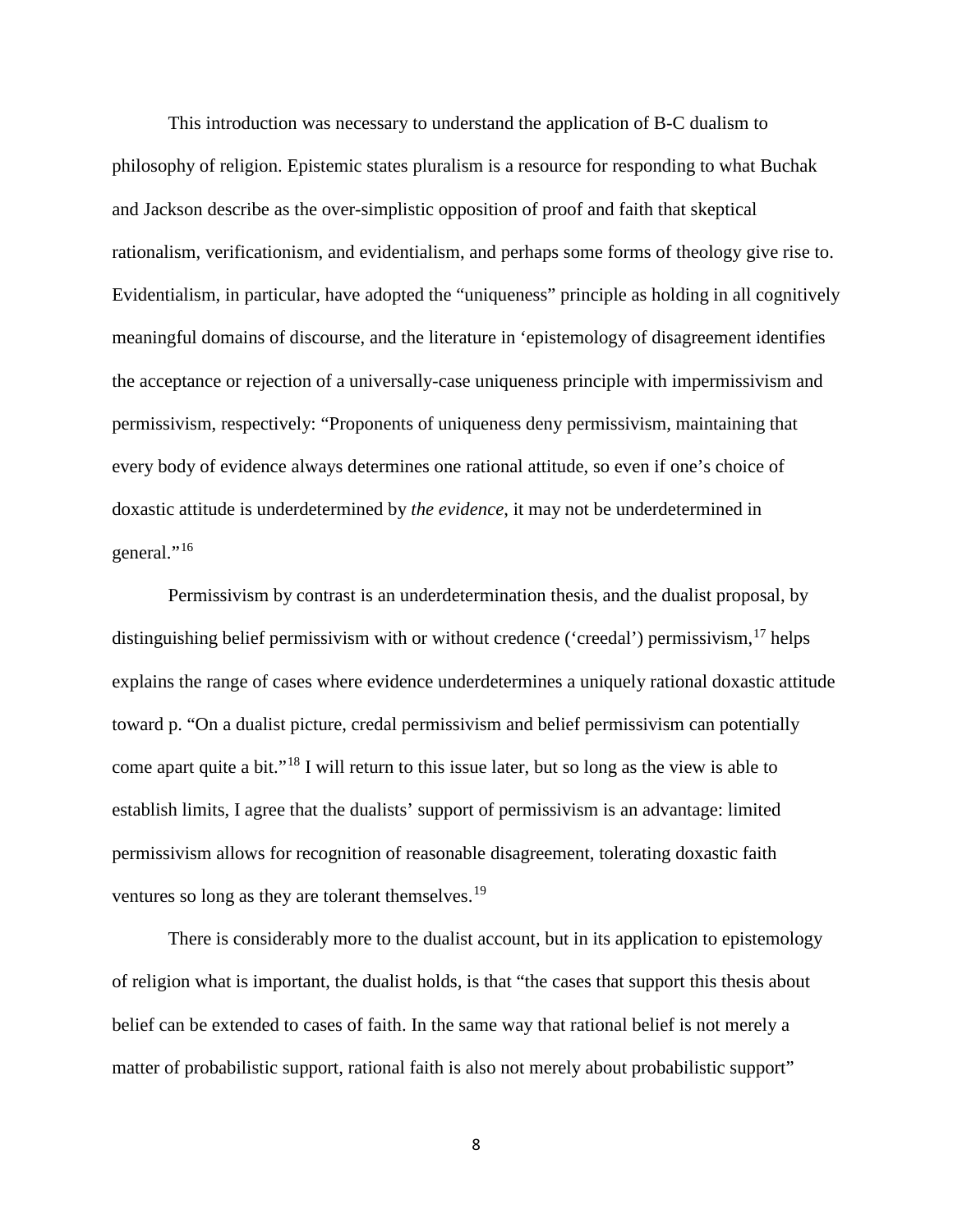This introduction was necessary to understand the application of B-C dualism to philosophy of religion. Epistemic states pluralism is a resource for responding to what Buchak and Jackson describe as the over-simplistic opposition of proof and faith that skeptical rationalism, verificationism, and evidentialism, and perhaps some forms of theology give rise to. Evidentialism, in particular, have adopted the "uniqueness" principle as holding in all cognitively meaningful domains of discourse, and the literature in 'epistemology of disagreement identifies the acceptance or rejection of a universally-case uniqueness principle with impermissivism and permissivism, respectively: "Proponents of uniqueness deny permissivism, maintaining that every body of evidence always determines one rational attitude, so even if one's choice of doxastic attitude is underdetermined by *the evidence*, it may not be underdetermined in general."[16]

Permissivism by contrast is an underdetermination thesis, and the dualist proposal, by distinguishing belief permissivism with or without credence ('creedal') permissivism,[17] helps explains the range of cases where evidence underdetermines a uniquely rational doxastic attitude toward p. "On a dualist picture, credal permissivism and belief permissivism can potentially come apart quite a bit."[18] I will return to this issue later, but so long as the view is able to establish limits, I agree that the dualists' support of permissivism is an advantage: limited permissivism allows for recognition of reasonable disagreement, tolerating doxastic faith ventures so long as they are tolerant themselves.[19]

There is considerably more to the dualist account, but in its application to epistemology of religion what is important, the dualist holds, is that "the cases that support this thesis about belief can be extended to cases of faith. In the same way that rational belief is not merely a matter of probabilistic support, rational faith is also not merely about probabilistic support"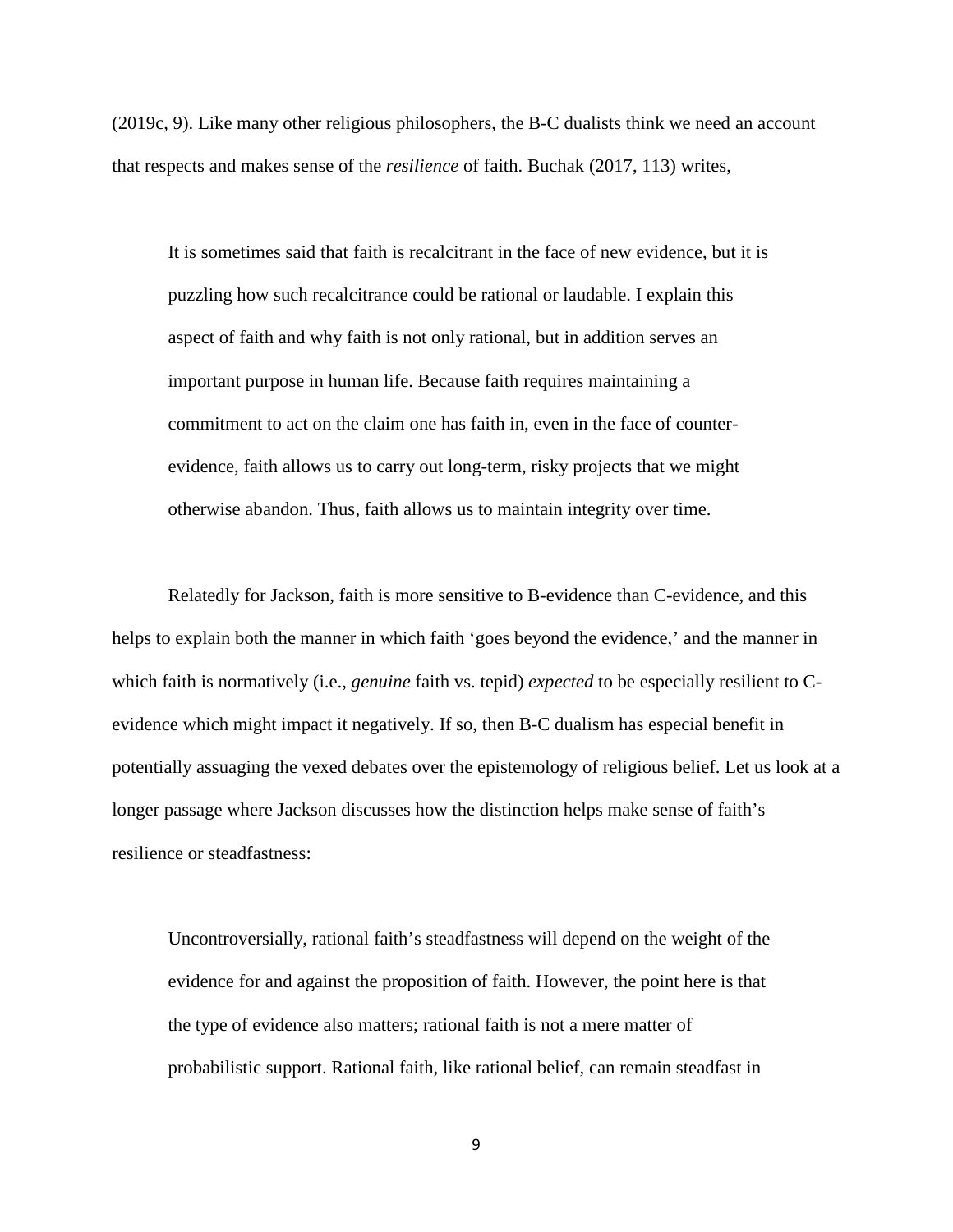(2019c, 9). Like many other religious philosophers, the B-C dualists think we need an account that respects and makes sense of the *resilience* of faith. Buchak (2017, 113) writes,

> It is sometimes said that faith is recalcitrant in the face of new evidence, but it is puzzling how such recalcitrance could be rational or laudable. I explain this aspect of faith and why faith is not only rational, but in addition serves an important purpose in human life. Because faith requires maintaining a commitment to act on the claim one has faith in, even in the face of counter-evidence, faith allows us to carry out long-term, risky projects that we might otherwise abandon. Thus, faith allows us to maintain integrity over time.

Relatedly for Jackson, faith is more sensitive to B-evidence than C-evidence, and this helps to explain both the manner in which faith 'goes beyond the evidence,' and the manner in which faith is normatively (i.e., *genuine* faith vs. tepid) *expected* to be especially resilient to C-evidence which might impact it negatively. If so, then B-C dualism has especial benefit in potentially assuaging the vexed debates over the epistemology of religious belief. Let us look at a longer passage where Jackson discusses how the distinction helps make sense of faith's resilience or steadfastness:

> Uncontroversially, rational faith's steadfastness will depend on the weight of the evidence for and against the proposition of faith. However, the point here is that the type of evidence also matters; rational faith is not a mere matter of probabilistic support. Rational faith, like rational belief, can remain steadfast in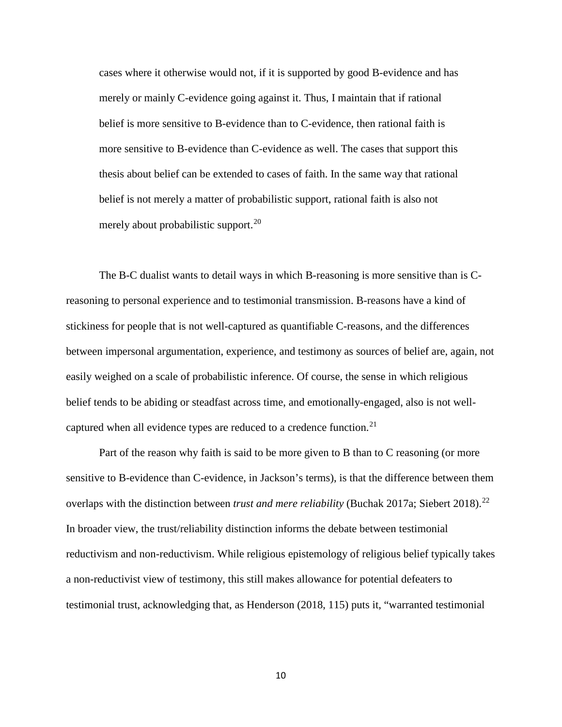> cases where it otherwise would not, if it is supported by good B-evidence and has merely or mainly C-evidence going against it. Thus, I maintain that if rational belief is more sensitive to B-evidence than to C-evidence, then rational faith is more sensitive to B-evidence than C-evidence as well. The cases that support this thesis about belief can be extended to cases of faith. In the same way that rational belief is not merely a matter of probabilistic support, rational faith is also not merely about probabilistic support.[20]

The B-C dualist wants to detail ways in which B-reasoning is more sensitive than is C-reasoning to personal experience and to testimonial transmission. B-reasons have a kind of stickiness for people that is not well-captured as quantifiable C-reasons, and the differences between impersonal argumentation, experience, and testimony as sources of belief are, again, not easily weighed on a scale of probabilistic inference. Of course, the sense in which religious belief tends to be abiding or steadfast across time, and emotionally-engaged, also is not well-captured when all evidence types are reduced to a credence function.[21]

Part of the reason why faith is said to be more given to B than to C reasoning (or more sensitive to B-evidence than C-evidence, in Jackson's terms), is that the difference between them overlaps with the distinction between *trust and mere reliability* (Buchak 2017a; Siebert 2018).[22] In broader view, the trust/reliability distinction informs the debate between testimonial reductivism and non-reductivism. While religious epistemology of religious belief typically takes a non-reductivist view of testimony, this still makes allowance for potential defeaters to testimonial trust, acknowledging that, as Henderson (2018, 115) puts it, "warranted testimonial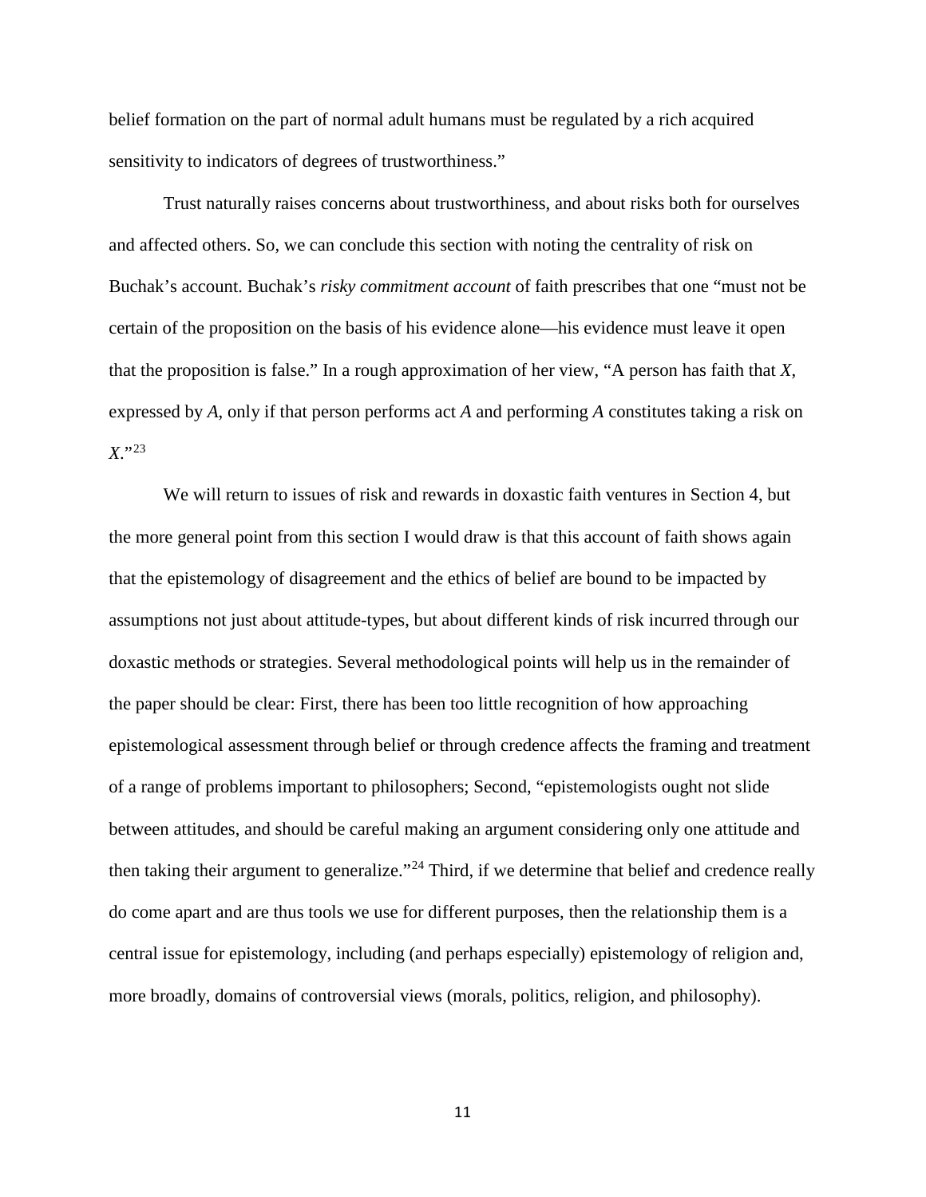belief formation on the part of normal adult humans must be regulated by a rich acquired sensitivity to indicators of degrees of trustworthiness."

Trust naturally raises concerns about trustworthiness, and about risks both for ourselves and affected others. So, we can conclude this section with noting the centrality of risk on Buchak's account. Buchak's *risky commitment account* of faith prescribes that one "must not be certain of the proposition on the basis of his evidence alone—his evidence must leave it open that the proposition is false." In a rough approximation of her view, "A person has faith that *X*, expressed by *A*, only if that person performs act *A* and performing *A* constitutes taking a risk on *X*."[23]

We will return to issues of risk and rewards in doxastic faith ventures in Section 4, but the more general point from this section I would draw is that this account of faith shows again that the epistemology of disagreement and the ethics of belief are bound to be impacted by assumptions not just about attitude-types, but about different kinds of risk incurred through our doxastic methods or strategies. Several methodological points will help us in the remainder of the paper should be clear: First, there has been too little recognition of how approaching epistemological assessment through belief or through credence affects the framing and treatment of a range of problems important to philosophers; Second, "epistemologists ought not slide between attitudes, and should be careful making an argument considering only one attitude and then taking their argument to generalize."[24] Third, if we determine that belief and credence really do come apart and are thus tools we use for different purposes, then the relationship them is a central issue for epistemology, including (and perhaps especially) epistemology of religion and, more broadly, domains of controversial views (morals, politics, religion, and philosophy).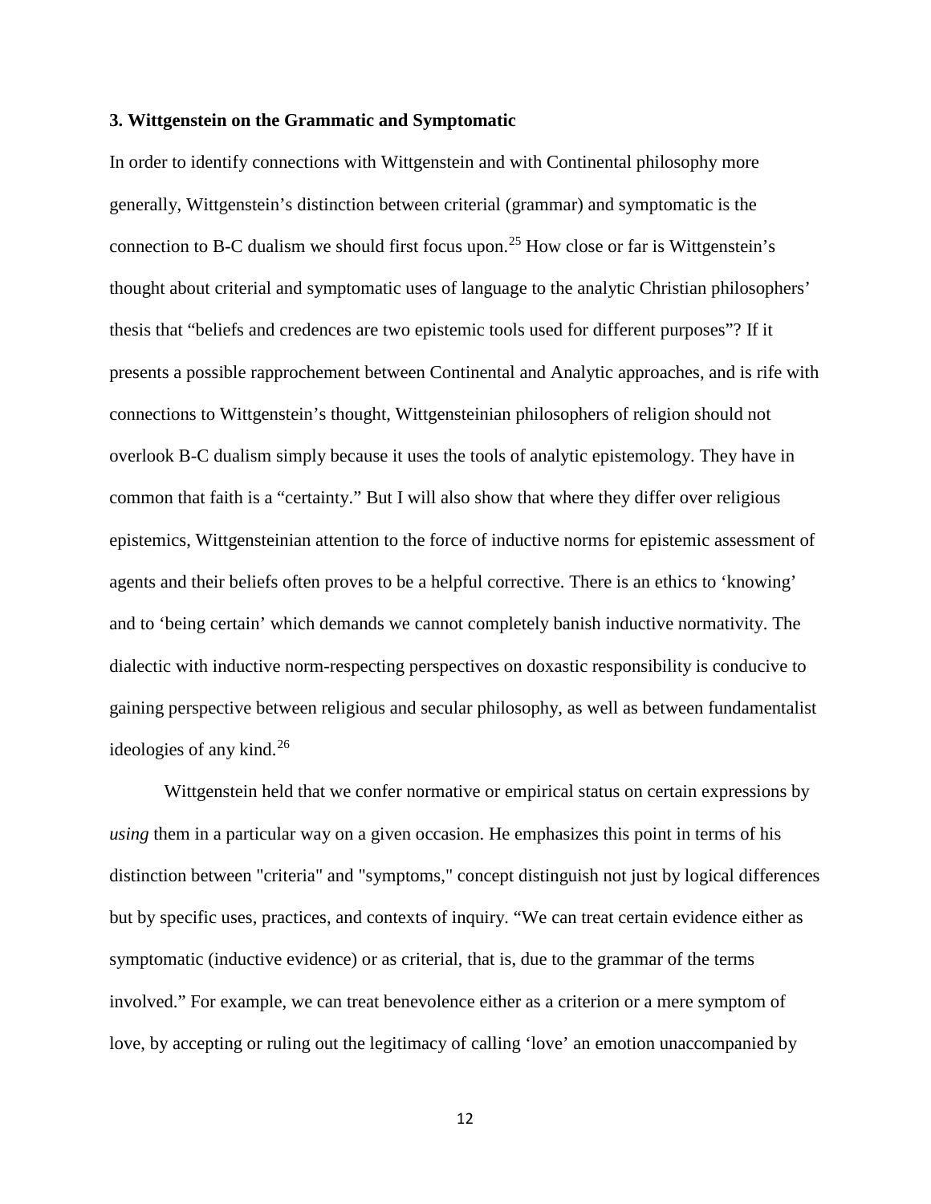### 3. Wittgenstein on the Grammatic and Symptomatic

In order to identify connections with Wittgenstein and with Continental philosophy more generally, Wittgenstein's distinction between criterial (grammar) and symptomatic is the connection to B-C dualism we should first focus upon.[25] How close or far is Wittgenstein's thought about criterial and symptomatic uses of language to the analytic Christian philosophers' thesis that "beliefs and credences are two epistemic tools used for different purposes"? If it presents a possible rapprochement between Continental and Analytic approaches, and is rife with connections to Wittgenstein's thought, Wittgensteinian philosophers of religion should not overlook B-C dualism simply because it uses the tools of analytic epistemology. They have in common that faith is a "certainty." But I will also show that where they differ over religious epistemics, Wittgensteinian attention to the force of inductive norms for epistemic assessment of agents and their beliefs often proves to be a helpful corrective. There is an ethics to 'knowing' and to 'being certain' which demands we cannot completely banish inductive normativity. The dialectic with inductive norm-respecting perspectives on doxastic responsibility is conducive to gaining perspective between religious and secular philosophy, as well as between fundamentalist ideologies of any kind.[26]

Wittgenstein held that we confer normative or empirical status on certain expressions by *using* them in a particular way on a given occasion. He emphasizes this point in terms of his distinction between "criteria" and "symptoms," concept distinguish not just by logical differences but by specific uses, practices, and contexts of inquiry. "We can treat certain evidence either as symptomatic (inductive evidence) or as criterial, that is, due to the grammar of the terms involved." For example, we can treat benevolence either as a criterion or a mere symptom of love, by accepting or ruling out the legitimacy of calling 'love' an emotion unaccompanied by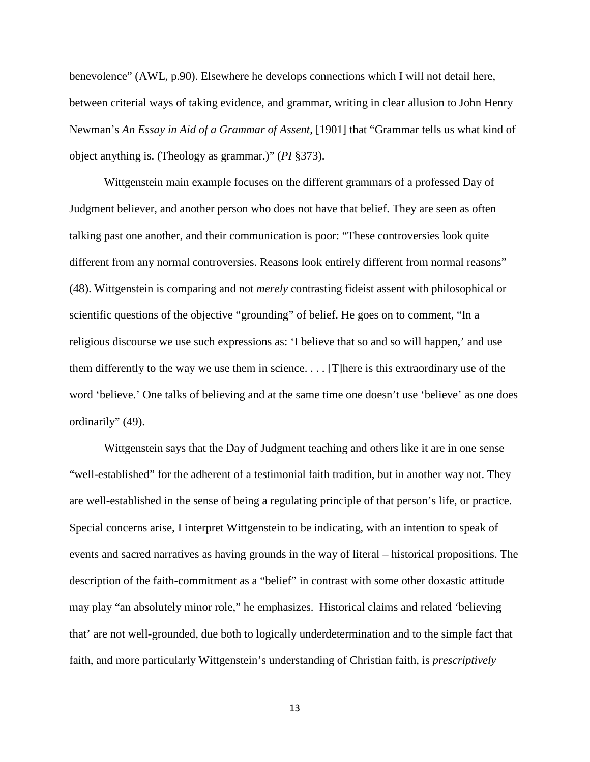benevolence" (AWL, p.90). Elsewhere he develops connections which I will not detail here, between criterial ways of taking evidence, and grammar, writing in clear allusion to John Henry Newman's *An Essay in Aid of a Grammar of Assent*, [1901] that "Grammar tells us what kind of object anything is. (Theology as grammar.)" (*PI* §373).

Wittgenstein main example focuses on the different grammars of a professed Day of Judgment believer, and another person who does not have that belief. They are seen as often talking past one another, and their communication is poor: "These controversies look quite different from any normal controversies. Reasons look entirely different from normal reasons" (48). Wittgenstein is comparing and not *merely* contrasting fideist assent with philosophical or scientific questions of the objective "grounding" of belief. He goes on to comment, "In a religious discourse we use such expressions as: 'I believe that so and so will happen,' and use them differently to the way we use them in science. . . . [T]here is this extraordinary use of the word 'believe.' One talks of believing and at the same time one doesn't use 'believe' as one does ordinarily" (49).

Wittgenstein says that the Day of Judgment teaching and others like it are in one sense "well-established" for the adherent of a testimonial faith tradition, but in another way not. They are well-established in the sense of being a regulating principle of that person's life, or practice. Special concerns arise, I interpret Wittgenstein to be indicating, with an intention to speak of events and sacred narratives as having grounds in the way of literal – historical propositions. The description of the faith-commitment as a "belief" in contrast with some other doxastic attitude may play "an absolutely minor role," he emphasizes. Historical claims and related 'believing that' are not well-grounded, due both to logically underdetermination and to the simple fact that faith, and more particularly Wittgenstein's understanding of Christian faith, is *prescriptively*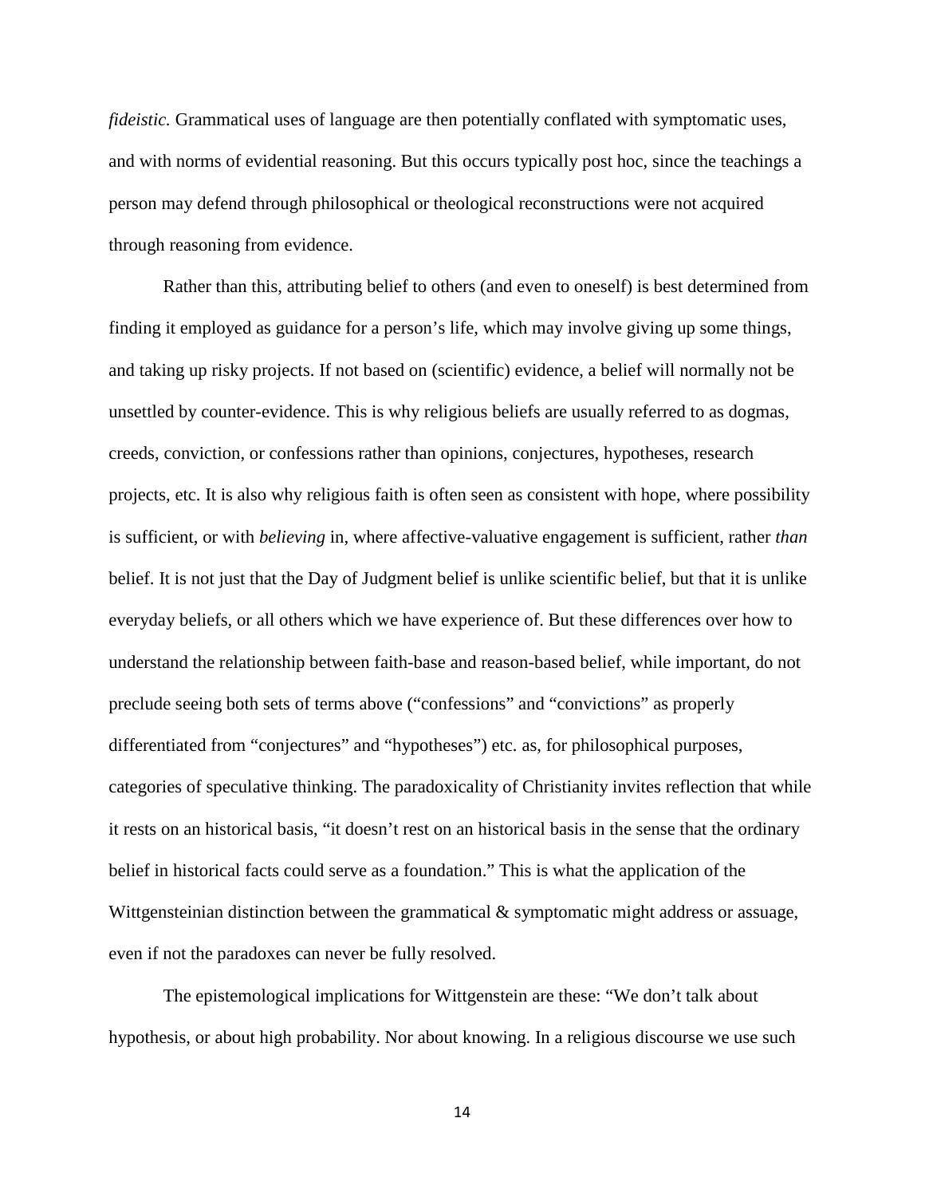*fideistic.* Grammatical uses of language are then potentially conflated with symptomatic uses, and with norms of evidential reasoning. But this occurs typically post hoc, since the teachings a person may defend through philosophical or theological reconstructions were not acquired through reasoning from evidence.

Rather than this, attributing belief to others (and even to oneself) is best determined from finding it employed as guidance for a person's life, which may involve giving up some things, and taking up risky projects. If not based on (scientific) evidence, a belief will normally not be unsettled by counter-evidence. This is why religious beliefs are usually referred to as dogmas, creeds, conviction, or confessions rather than opinions, conjectures, hypotheses, research projects, etc. It is also why religious faith is often seen as consistent with hope, where possibility is sufficient, or with *believing* in, where affective-valuative engagement is sufficient, rather *than* belief. It is not just that the Day of Judgment belief is unlike scientific belief, but that it is unlike everyday beliefs, or all others which we have experience of. But these differences over how to understand the relationship between faith-base and reason-based belief, while important, do not preclude seeing both sets of terms above ("confessions" and "convictions" as properly differentiated from "conjectures" and "hypotheses") etc. as, for philosophical purposes, categories of speculative thinking. The paradoxicality of Christianity invites reflection that while it rests on an historical basis, "it doesn't rest on an historical basis in the sense that the ordinary belief in historical facts could serve as a foundation." This is what the application of the Wittgensteinian distinction between the grammatical & symptomatic might address or assuage, even if not the paradoxes can never be fully resolved.

The epistemological implications for Wittgenstein are these: "We don't talk about hypothesis, or about high probability. Nor about knowing. In a religious discourse we use such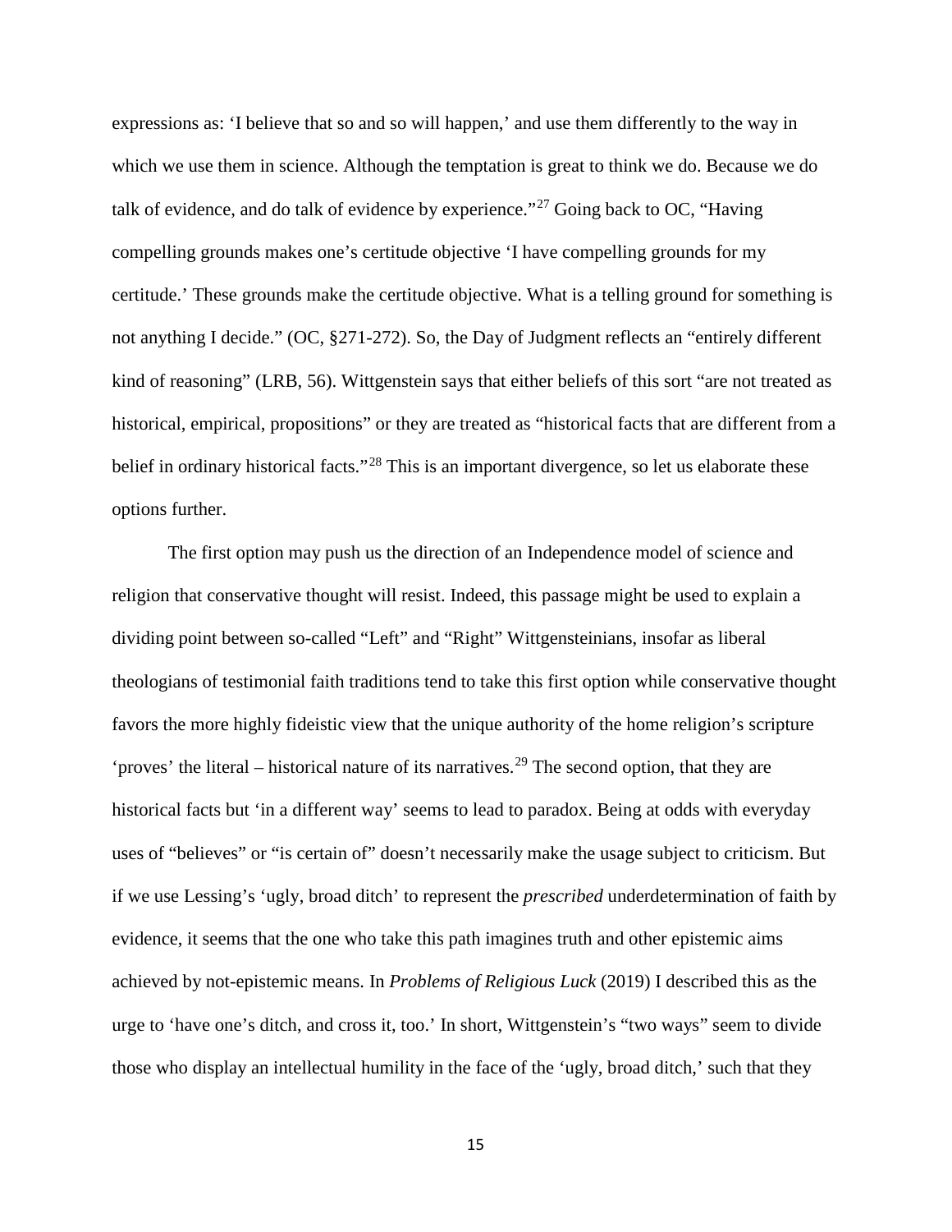expressions as: 'I believe that so and so will happen,' and use them differently to the way in which we use them in science. Although the temptation is great to think we do. Because we do talk of evidence, and do talk of evidence by experience."[27] Going back to OC, "Having compelling grounds makes one's certitude objective 'I have compelling grounds for my certitude.' These grounds make the certitude objective. What is a telling ground for something is not anything I decide." (OC, §271-272). So, the Day of Judgment reflects an "entirely different kind of reasoning" (LRB, 56). Wittgenstein says that either beliefs of this sort "are not treated as historical, empirical, propositions" or they are treated as "historical facts that are different from a belief in ordinary historical facts."[28] This is an important divergence, so let us elaborate these options further.

The first option may push us the direction of an Independence model of science and religion that conservative thought will resist. Indeed, this passage might be used to explain a dividing point between so-called "Left" and "Right" Wittgensteinians, insofar as liberal theologians of testimonial faith traditions tend to take this first option while conservative thought favors the more highly fideistic view that the unique authority of the home religion's scripture 'proves' the literal – historical nature of its narratives.[29] The second option, that they are historical facts but 'in a different way' seems to lead to paradox. Being at odds with everyday uses of "believes" or "is certain of" doesn't necessarily make the usage subject to criticism. But if we use Lessing's 'ugly, broad ditch' to represent the *prescribed* underdetermination of faith by evidence, it seems that the one who take this path imagines truth and other epistemic aims achieved by not-epistemic means. In *Problems of Religious Luck* (2019) I described this as the urge to 'have one's ditch, and cross it, too.' In short, Wittgenstein's "two ways" seem to divide those who display an intellectual humility in the face of the 'ugly, broad ditch,' such that they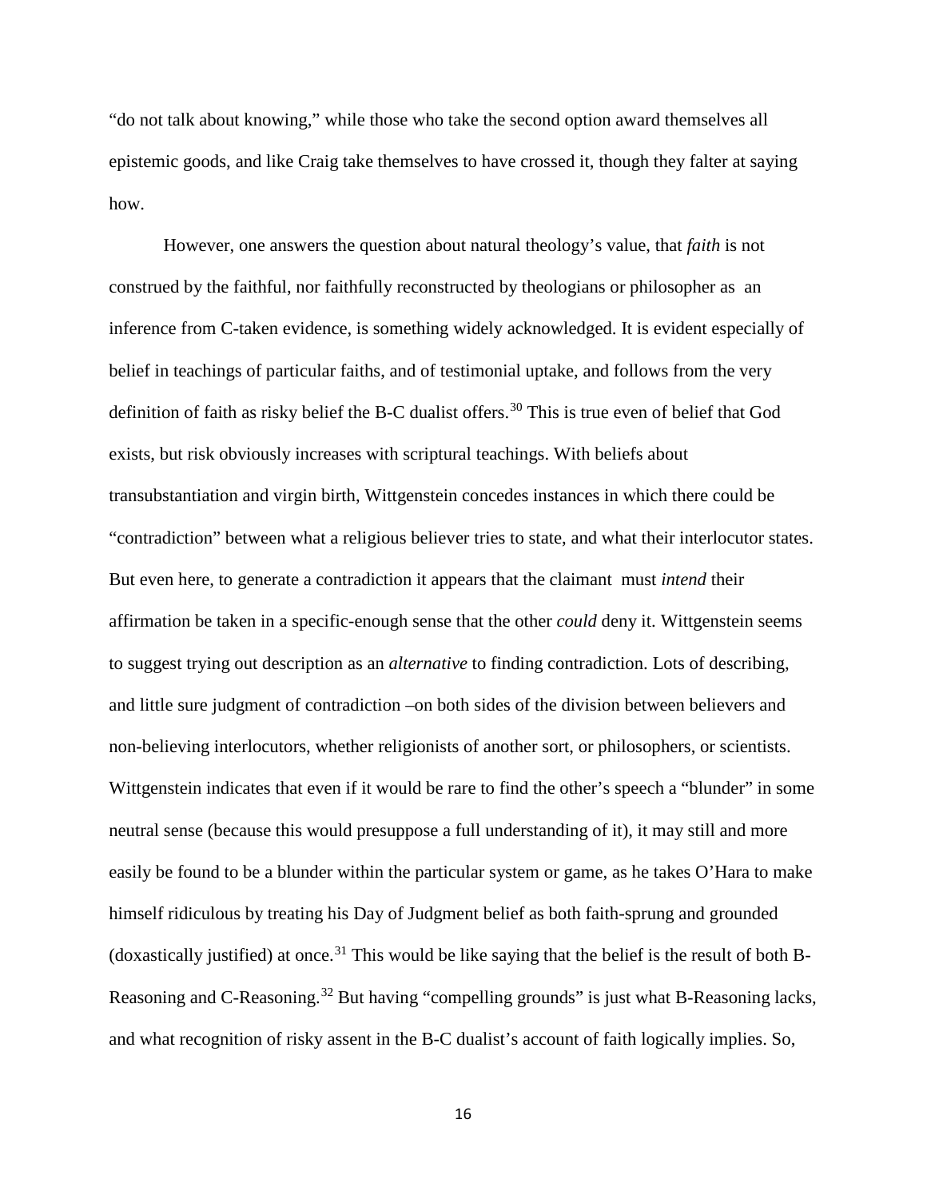"do not talk about knowing," while those who take the second option award themselves all epistemic goods, and like Craig take themselves to have crossed it, though they falter at saying how.

However, one answers the question about natural theology's value, that *faith* is not construed by the faithful, nor faithfully reconstructed by theologians or philosopher as an inference from C-taken evidence, is something widely acknowledged. It is evident especially of belief in teachings of particular faiths, and of testimonial uptake, and follows from the very definition of faith as risky belief the B-C dualist offers.[30] This is true even of belief that God exists, but risk obviously increases with scriptural teachings. With beliefs about transubstantiation and virgin birth, Wittgenstein concedes instances in which there could be "contradiction" between what a religious believer tries to state, and what their interlocutor states. But even here, to generate a contradiction it appears that the claimant must *intend* their affirmation be taken in a specific-enough sense that the other *could* deny it. Wittgenstein seems to suggest trying out description as an *alternative* to finding contradiction. Lots of describing, and little sure judgment of contradiction –on both sides of the division between believers and non-believing interlocutors, whether religionists of another sort, or philosophers, or scientists. Wittgenstein indicates that even if it would be rare to find the other's speech a "blunder" in some neutral sense (because this would presuppose a full understanding of it), it may still and more easily be found to be a blunder within the particular system or game, as he takes O'Hara to make himself ridiculous by treating his Day of Judgment belief as both faith-sprung and grounded (doxastically justified) at once.[31] This would be like saying that the belief is the result of both B-Reasoning and C-Reasoning.[32] But having "compelling grounds" is just what B-Reasoning lacks, and what recognition of risky assent in the B-C dualist's account of faith logically implies. So,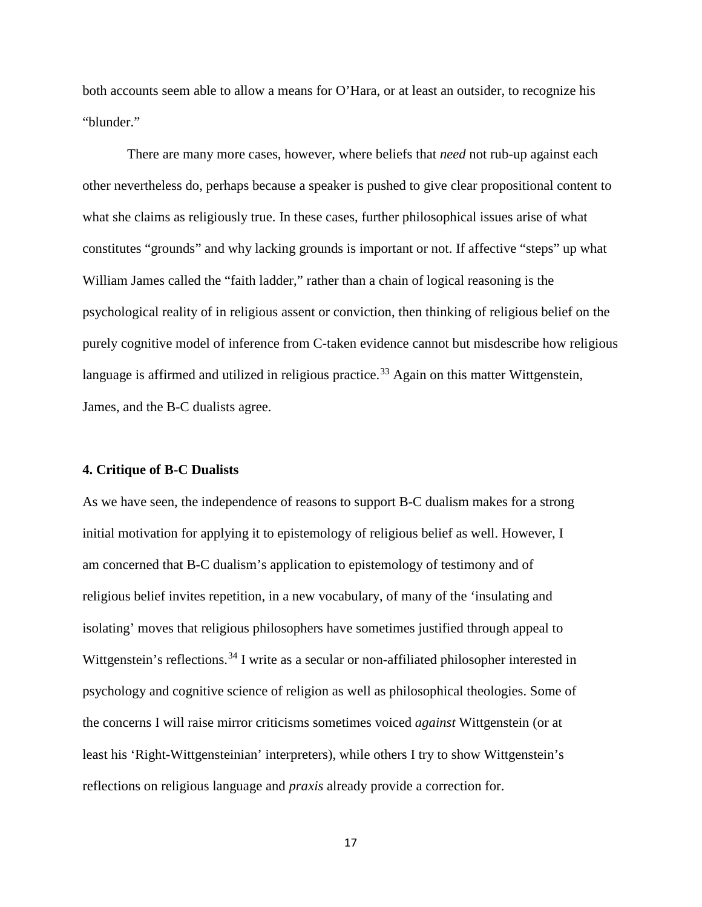both accounts seem able to allow a means for O'Hara, or at least an outsider, to recognize his "blunder."

There are many more cases, however, where beliefs that *need* not rub-up against each other nevertheless do, perhaps because a speaker is pushed to give clear propositional content to what she claims as religiously true. In these cases, further philosophical issues arise of what constitutes "grounds" and why lacking grounds is important or not. If affective "steps" up what William James called the "faith ladder," rather than a chain of logical reasoning is the psychological reality of in religious assent or conviction, then thinking of religious belief on the purely cognitive model of inference from C-taken evidence cannot but misdescribe how religious language is affirmed and utilized in religious practice.[33] Again on this matter Wittgenstein, James, and the B-C dualists agree.

## 4. Critique of B-C Dualists

As we have seen, the independence of reasons to support B-C dualism makes for a strong initial motivation for applying it to epistemology of religious belief as well. However, I am concerned that B-C dualism's application to epistemology of testimony and of religious belief invites repetition, in a new vocabulary, of many of the 'insulating and isolating' moves that religious philosophers have sometimes justified through appeal to Wittgenstein's reflections.[34] I write as a secular or non-affiliated philosopher interested in psychology and cognitive science of religion as well as philosophical theologies. Some of the concerns I will raise mirror criticisms sometimes voiced *against* Wittgenstein (or at least his 'Right-Wittgensteinian' interpreters), while others I try to show Wittgenstein's reflections on religious language and *praxis* already provide a correction for.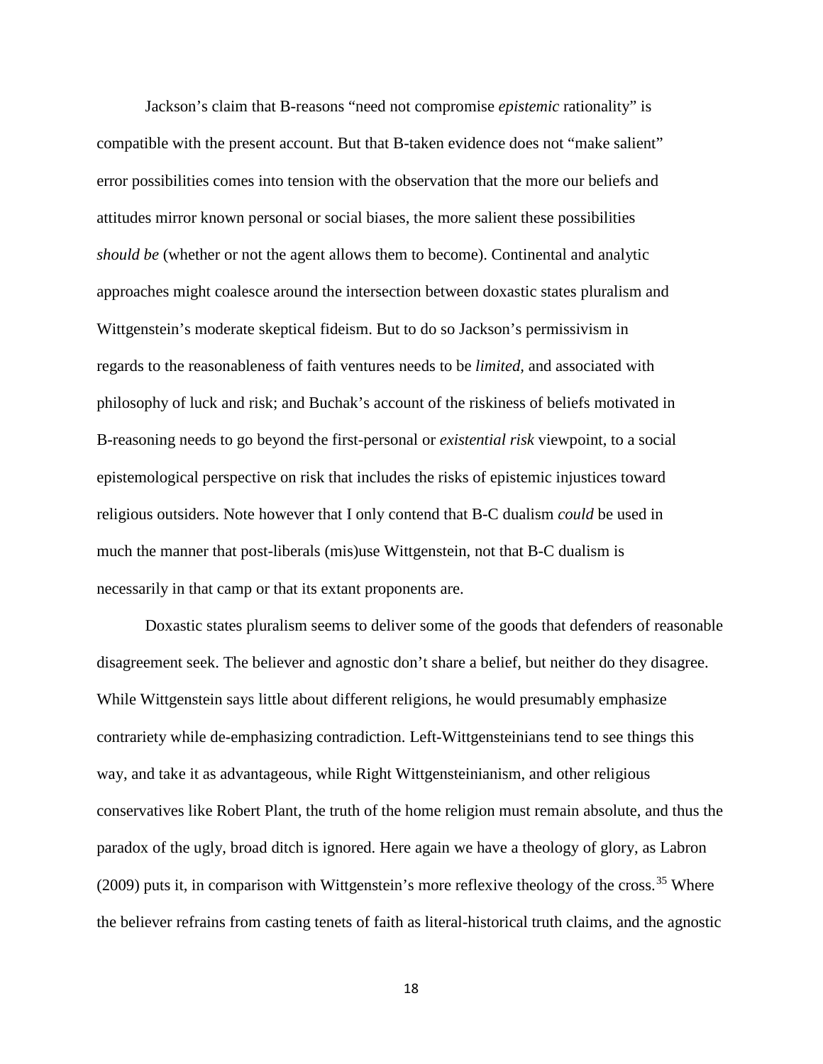Jackson's claim that B-reasons "need not compromise *epistemic* rationality" is compatible with the present account. But that B-taken evidence does not "make salient" error possibilities comes into tension with the observation that the more our beliefs and attitudes mirror known personal or social biases, the more salient these possibilities *should be* (whether or not the agent allows them to become). Continental and analytic approaches might coalesce around the intersection between doxastic states pluralism and Wittgenstein's moderate skeptical fideism. But to do so Jackson's permissivism in regards to the reasonableness of faith ventures needs to be *limited,* and associated with philosophy of luck and risk; and Buchak's account of the riskiness of beliefs motivated in B-reasoning needs to go beyond the first-personal or *existential risk* viewpoint, to a social epistemological perspective on risk that includes the risks of epistemic injustices toward religious outsiders. Note however that I only contend that B-C dualism *could* be used in much the manner that post-liberals (mis)use Wittgenstein, not that B-C dualism is necessarily in that camp or that its extant proponents are.

Doxastic states pluralism seems to deliver some of the goods that defenders of reasonable disagreement seek. The believer and agnostic don't share a belief, but neither do they disagree. While Wittgenstein says little about different religions, he would presumably emphasize contrariety while de-emphasizing contradiction. Left-Wittgensteinians tend to see things this way, and take it as advantageous, while Right Wittgensteinianism, and other religious conservatives like Robert Plant, the truth of the home religion must remain absolute, and thus the paradox of the ugly, broad ditch is ignored. Here again we have a theology of glory, as Labron (2009) puts it, in comparison with Wittgenstein's more reflexive theology of the cross.[35] Where the believer refrains from casting tenets of faith as literal-historical truth claims, and the agnostic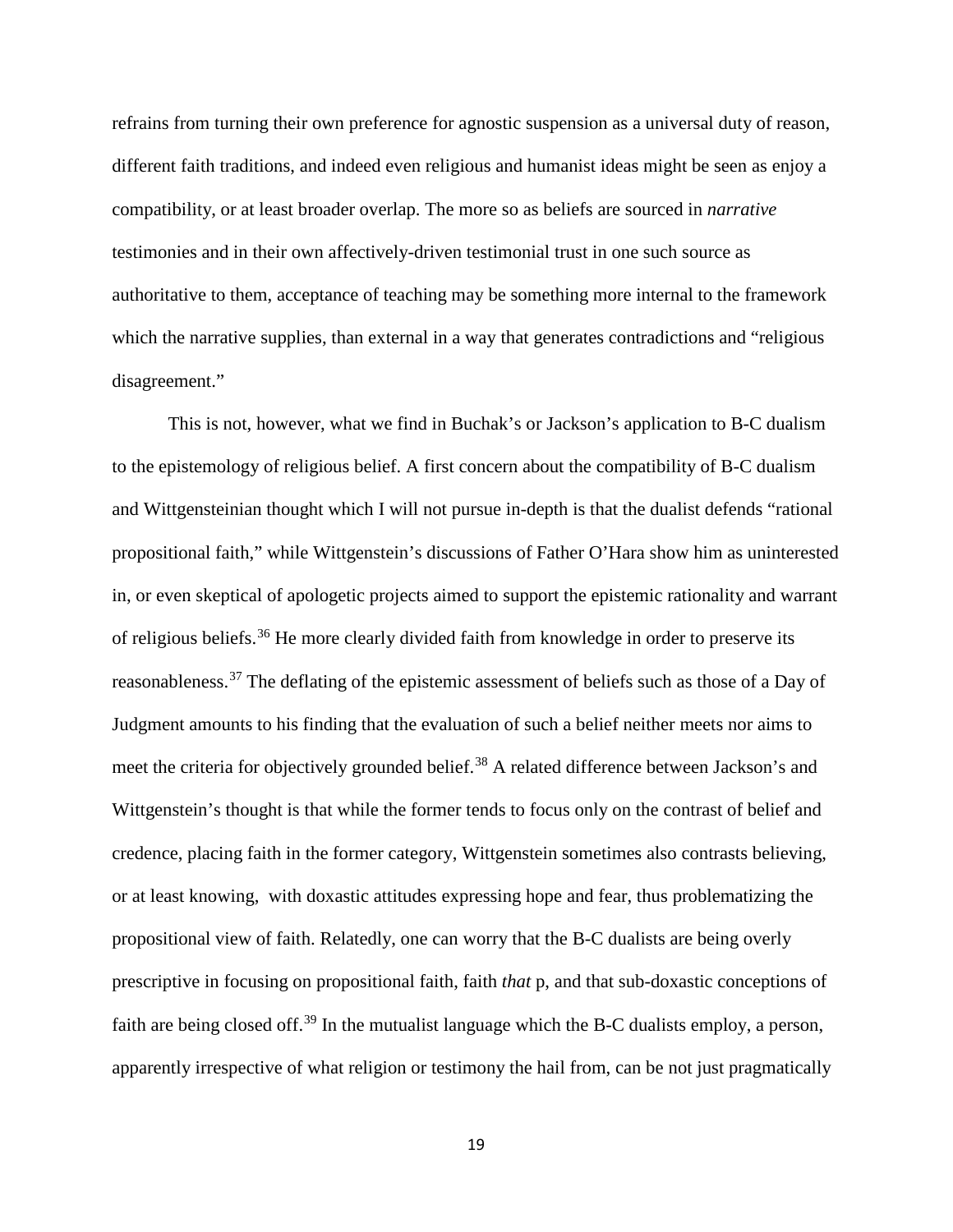refrains from turning their own preference for agnostic suspension as a universal duty of reason, different faith traditions, and indeed even religious and humanist ideas might be seen as enjoy a compatibility, or at least broader overlap. The more so as beliefs are sourced in *narrative* testimonies and in their own affectively-driven testimonial trust in one such source as authoritative to them, acceptance of teaching may be something more internal to the framework which the narrative supplies, than external in a way that generates contradictions and "religious disagreement."

This is not, however, what we find in Buchak's or Jackson's application to B-C dualism to the epistemology of religious belief. A first concern about the compatibility of B-C dualism and Wittgensteinian thought which I will not pursue in-depth is that the dualist defends "rational propositional faith," while Wittgenstein's discussions of Father O'Hara show him as uninterested in, or even skeptical of apologetic projects aimed to support the epistemic rationality and warrant of religious beliefs.[36] He more clearly divided faith from knowledge in order to preserve its reasonableness.[37] The deflating of the epistemic assessment of beliefs such as those of a Day of Judgment amounts to his finding that the evaluation of such a belief neither meets nor aims to meet the criteria for objectively grounded belief.[38] A related difference between Jackson's and Wittgenstein's thought is that while the former tends to focus only on the contrast of belief and credence, placing faith in the former category, Wittgenstein sometimes also contrasts believing, or at least knowing, with doxastic attitudes expressing hope and fear, thus problematizing the propositional view of faith. Relatedly, one can worry that the B-C dualists are being overly prescriptive in focusing on propositional faith, faith *that* p, and that sub-doxastic conceptions of faith are being closed off.[39] In the mutualist language which the B-C dualists employ, a person, apparently irrespective of what religion or testimony the hail from, can be not just pragmatically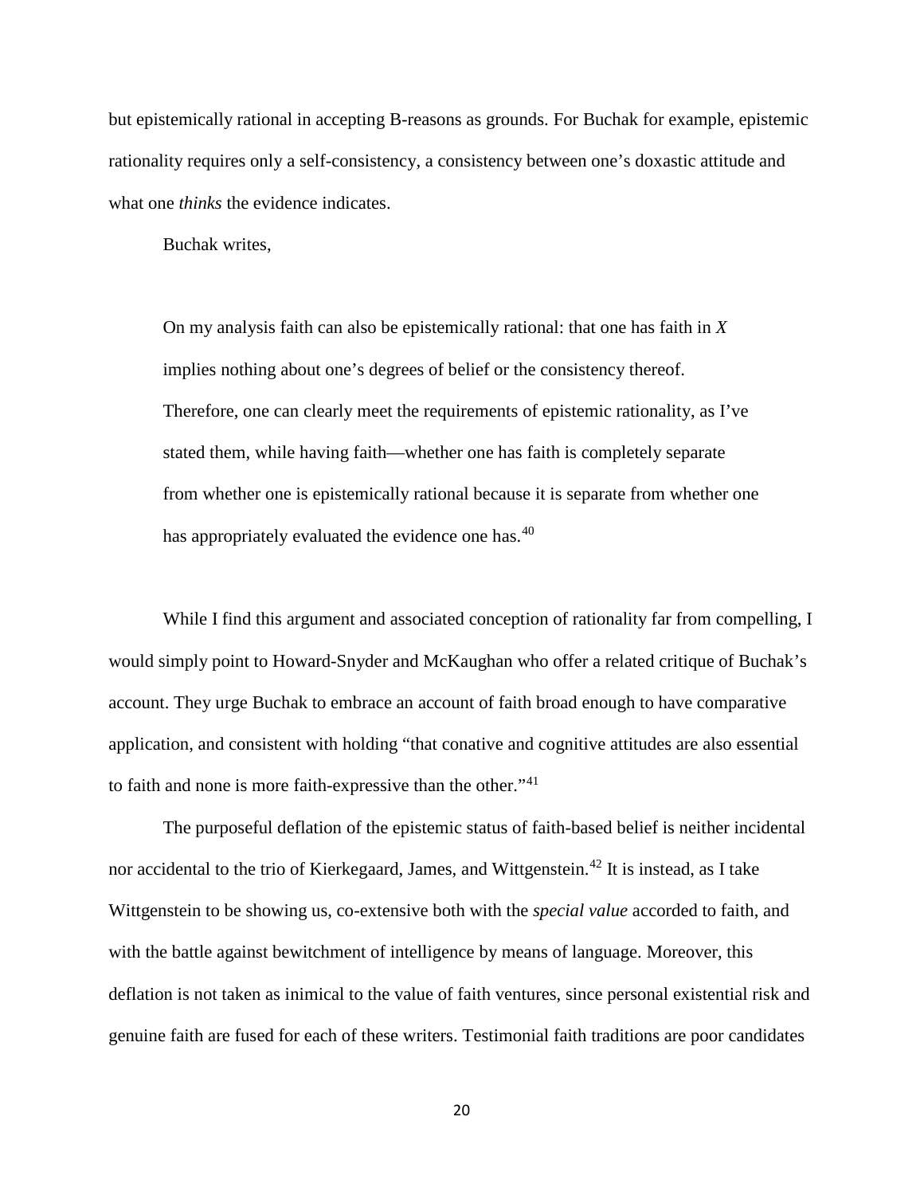but epistemically rational in accepting B-reasons as grounds. For Buchak for example, epistemic rationality requires only a self-consistency, a consistency between one's doxastic attitude and what one *thinks* the evidence indicates.

Buchak writes,

> On my analysis faith can also be epistemically rational: that one has faith in *X* implies nothing about one's degrees of belief or the consistency thereof. Therefore, one can clearly meet the requirements of epistemic rationality, as I've stated them, while having faith—whether one has faith is completely separate from whether one is epistemically rational because it is separate from whether one has appropriately evaluated the evidence one has.[40]

While I find this argument and associated conception of rationality far from compelling, I would simply point to Howard-Snyder and McKaughan who offer a related critique of Buchak's account. They urge Buchak to embrace an account of faith broad enough to have comparative application, and consistent with holding "that conative and cognitive attitudes are also essential to faith and none is more faith-expressive than the other."[41]

The purposeful deflation of the epistemic status of faith-based belief is neither incidental nor accidental to the trio of Kierkegaard, James, and Wittgenstein.[42] It is instead, as I take Wittgenstein to be showing us, co-extensive both with the *special value* accorded to faith, and with the battle against bewitchment of intelligence by means of language. Moreover, this deflation is not taken as inimical to the value of faith ventures, since personal existential risk and genuine faith are fused for each of these writers. Testimonial faith traditions are poor candidates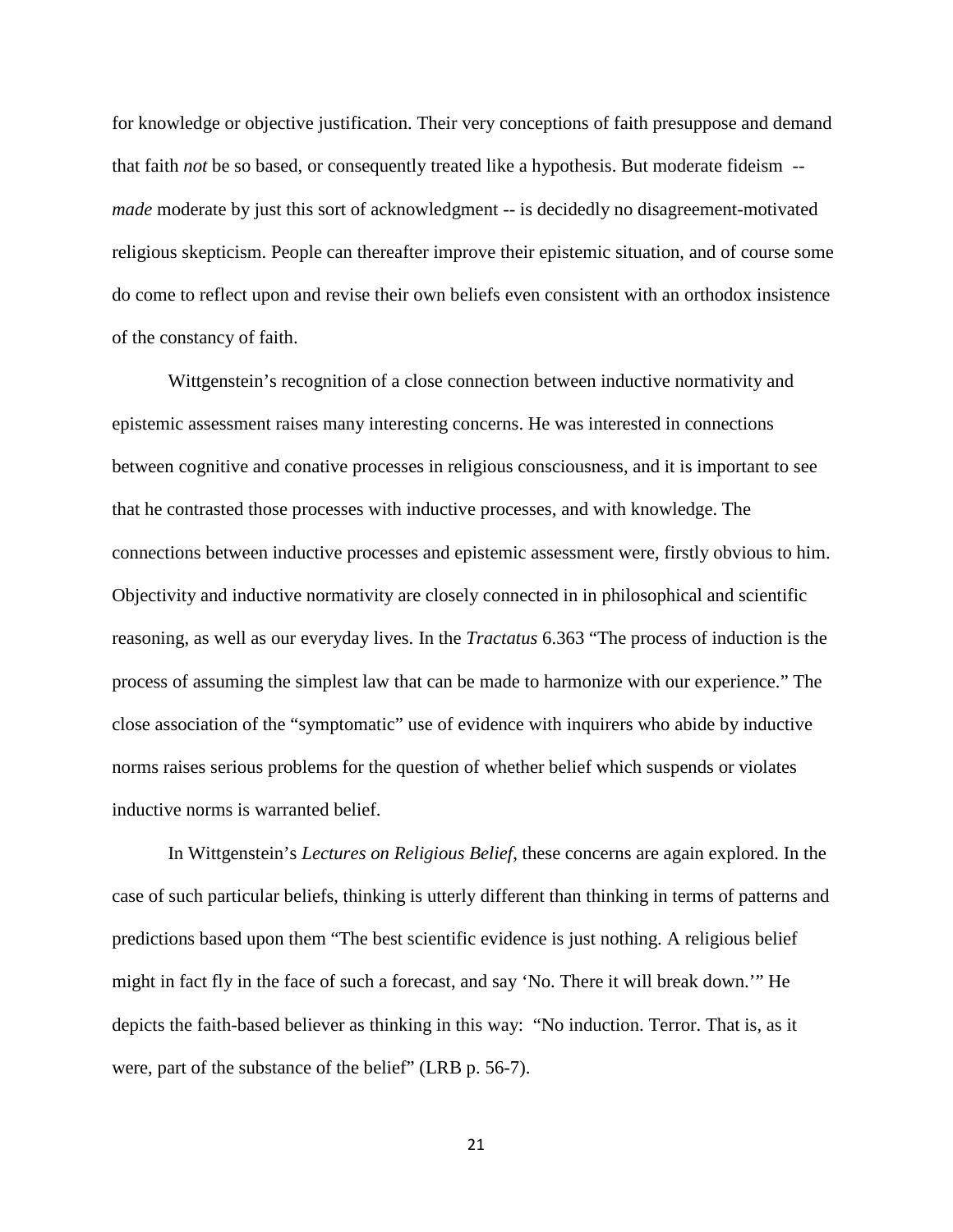for knowledge or objective justification. Their very conceptions of faith presuppose and demand that faith *not* be so based, or consequently treated like a hypothesis. But moderate fideism -- *made* moderate by just this sort of acknowledgment -- is decidedly no disagreement-motivated religious skepticism. People can thereafter improve their epistemic situation, and of course some do come to reflect upon and revise their own beliefs even consistent with an orthodox insistence of the constancy of faith.

Wittgenstein's recognition of a close connection between inductive normativity and epistemic assessment raises many interesting concerns. He was interested in connections between cognitive and conative processes in religious consciousness, and it is important to see that he contrasted those processes with inductive processes, and with knowledge. The connections between inductive processes and epistemic assessment were, firstly obvious to him. Objectivity and inductive normativity are closely connected in in philosophical and scientific reasoning, as well as our everyday lives. In the *Tractatus* 6.363 "The process of induction is the process of assuming the simplest law that can be made to harmonize with our experience." The close association of the "symptomatic" use of evidence with inquirers who abide by inductive norms raises serious problems for the question of whether belief which suspends or violates inductive norms is warranted belief.

In Wittgenstein's *Lectures on Religious Belief*, these concerns are again explored. In the case of such particular beliefs, thinking is utterly different than thinking in terms of patterns and predictions based upon them "The best scientific evidence is just nothing. A religious belief might in fact fly in the face of such a forecast, and say 'No. There it will break down.'" He depicts the faith-based believer as thinking in this way: "No induction. Terror. That is, as it were, part of the substance of the belief" (LRB p. 56-7).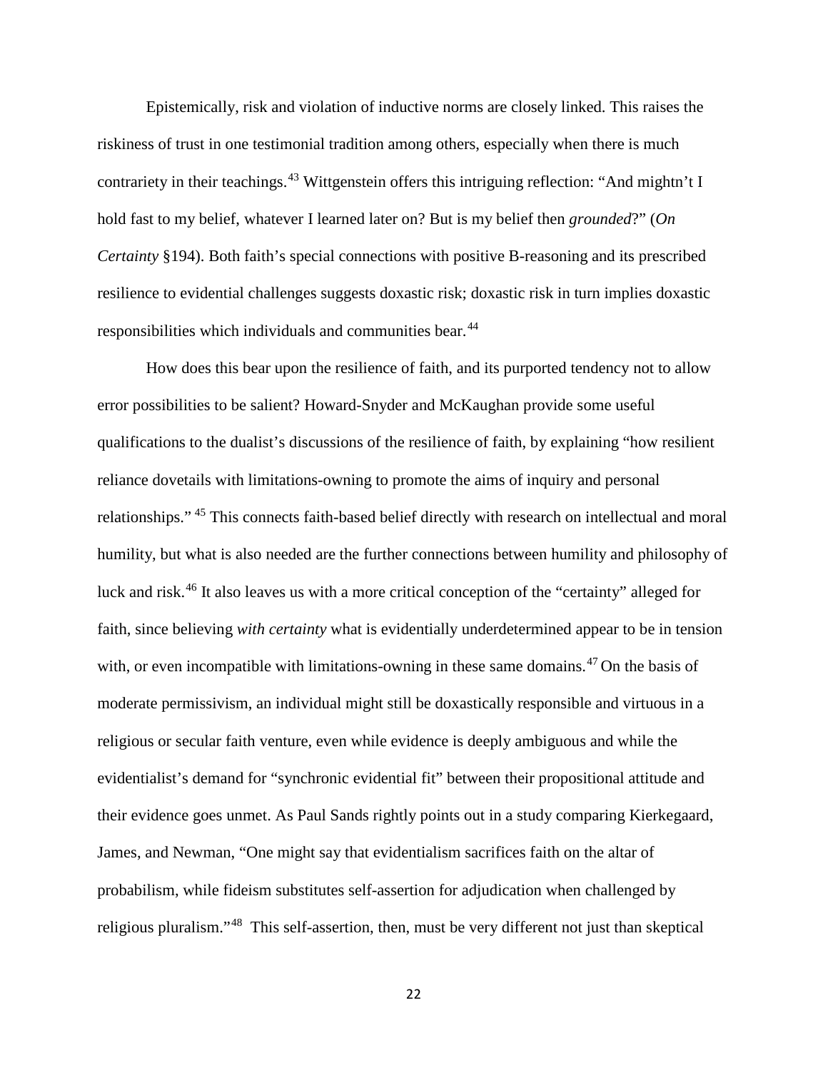Epistemically, risk and violation of inductive norms are closely linked. This raises the riskiness of trust in one testimonial tradition among others, especially when there is much contrariety in their teachings.[43] Wittgenstein offers this intriguing reflection: "And mightn't I hold fast to my belief, whatever I learned later on? But is my belief then *grounded*?" (*On Certainty* §194). Both faith's special connections with positive B-reasoning and its prescribed resilience to evidential challenges suggests doxastic risk; doxastic risk in turn implies doxastic responsibilities which individuals and communities bear.[44]

How does this bear upon the resilience of faith, and its purported tendency not to allow error possibilities to be salient? Howard-Snyder and McKaughan provide some useful qualifications to the dualist's discussions of the resilience of faith, by explaining "how resilient reliance dovetails with limitations-owning to promote the aims of inquiry and personal relationships." [45] This connects faith-based belief directly with research on intellectual and moral humility, but what is also needed are the further connections between humility and philosophy of luck and risk.[46] It also leaves us with a more critical conception of the "certainty" alleged for faith, since believing *with certainty* what is evidentially underdetermined appear to be in tension with, or even incompatible with limitations-owning in these same domains.[47] On the basis of moderate permissivism, an individual might still be doxastically responsible and virtuous in a religious or secular faith venture, even while evidence is deeply ambiguous and while the evidentialist's demand for "synchronic evidential fit" between their propositional attitude and their evidence goes unmet. As Paul Sands rightly points out in a study comparing Kierkegaard, James, and Newman, "One might say that evidentialism sacrifices faith on the altar of probabilism, while fideism substitutes self-assertion for adjudication when challenged by religious pluralism."[48] This self-assertion, then, must be very different not just than skeptical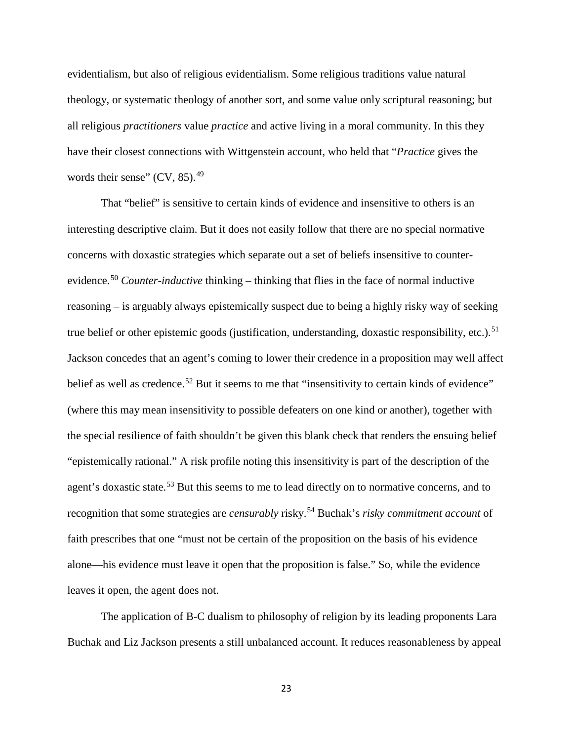evidentialism, but also of religious evidentialism. Some religious traditions value natural theology, or systematic theology of another sort, and some value only scriptural reasoning; but all religious *practitioners* value *practice* and active living in a moral community. In this they have their closest connections with Wittgenstein account, who held that "*Practice* gives the words their sense" (CV, 85).[49]

That "belief" is sensitive to certain kinds of evidence and insensitive to others is an interesting descriptive claim. But it does not easily follow that there are no special normative concerns with doxastic strategies which separate out a set of beliefs insensitive to counter-evidence.[50] *Counter-inductive* thinking – thinking that flies in the face of normal inductive reasoning – is arguably always epistemically suspect due to being a highly risky way of seeking true belief or other epistemic goods (justification, understanding, doxastic responsibility, etc.).[51] Jackson concedes that an agent's coming to lower their credence in a proposition may well affect belief as well as credence.[52] But it seems to me that "insensitivity to certain kinds of evidence" (where this may mean insensitivity to possible defeaters on one kind or another), together with the special resilience of faith shouldn't be given this blank check that renders the ensuing belief "epistemically rational." A risk profile noting this insensitivity is part of the description of the agent's doxastic state.[53] But this seems to me to lead directly on to normative concerns, and to recognition that some strategies are *censurably* risky.[54] Buchak's *risky commitment account* of faith prescribes that one "must not be certain of the proposition on the basis of his evidence alone—his evidence must leave it open that the proposition is false." So, while the evidence leaves it open, the agent does not.

The application of B-C dualism to philosophy of religion by its leading proponents Lara Buchak and Liz Jackson presents a still unbalanced account. It reduces reasonableness by appeal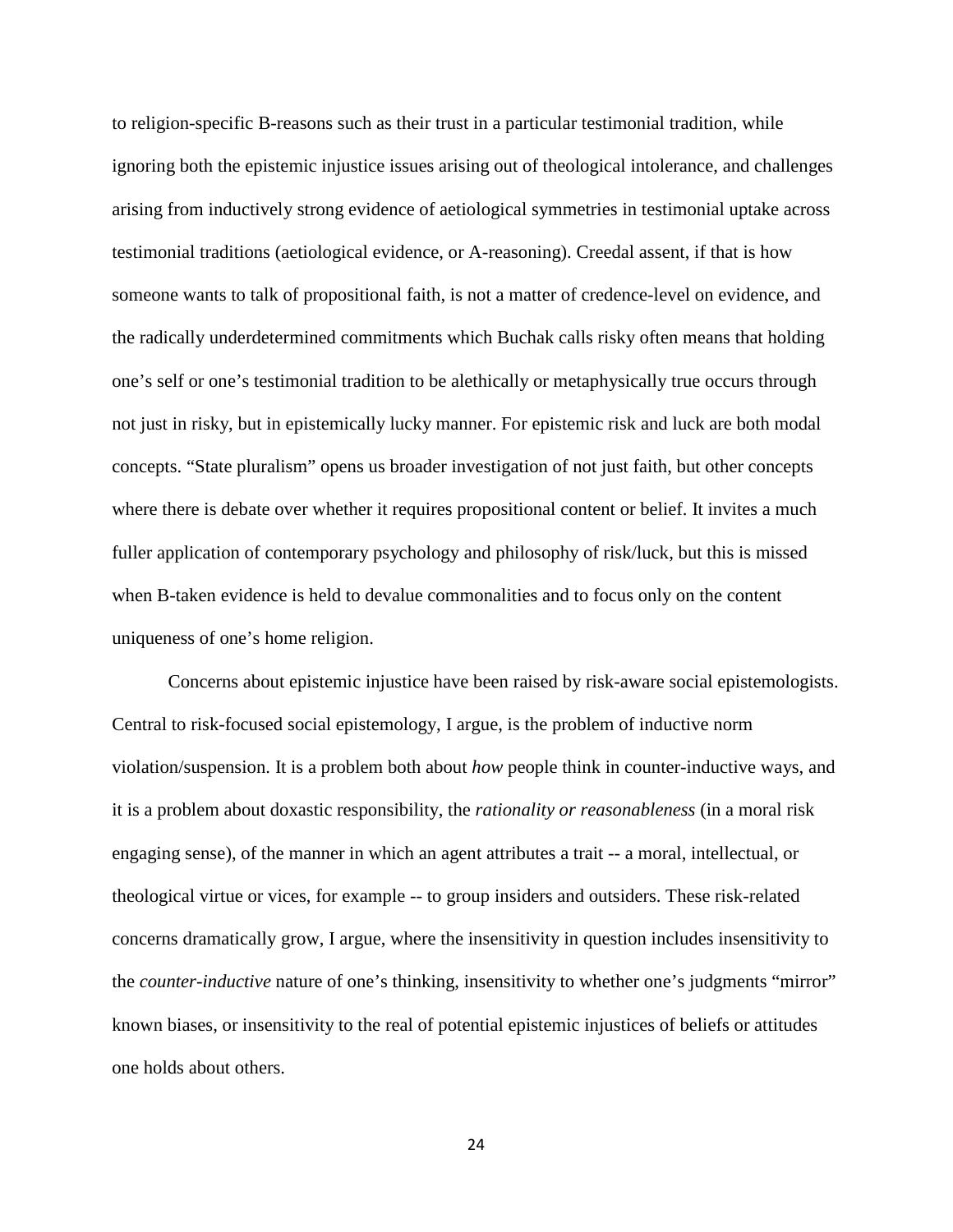to religion-specific B-reasons such as their trust in a particular testimonial tradition, while ignoring both the epistemic injustice issues arising out of theological intolerance, and challenges arising from inductively strong evidence of aetiological symmetries in testimonial uptake across testimonial traditions (aetiological evidence, or A-reasoning). Creedal assent, if that is how someone wants to talk of propositional faith, is not a matter of credence-level on evidence, and the radically underdetermined commitments which Buchak calls risky often means that holding one's self or one's testimonial tradition to be alethically or metaphysically true occurs through not just in risky, but in epistemically lucky manner. For epistemic risk and luck are both modal concepts. "State pluralism" opens us broader investigation of not just faith, but other concepts where there is debate over whether it requires propositional content or belief. It invites a much fuller application of contemporary psychology and philosophy of risk/luck, but this is missed when B-taken evidence is held to devalue commonalities and to focus only on the content uniqueness of one's home religion.

Concerns about epistemic injustice have been raised by risk-aware social epistemologists. Central to risk-focused social epistemology, I argue, is the problem of inductive norm violation/suspension. It is a problem both about *how* people think in counter-inductive ways, and it is a problem about doxastic responsibility, the *rationality or reasonableness* (in a moral risk engaging sense), of the manner in which an agent attributes a trait -- a moral, intellectual, or theological virtue or vices, for example -- to group insiders and outsiders. These risk-related concerns dramatically grow, I argue, where the insensitivity in question includes insensitivity to the *counter-inductive* nature of one's thinking, insensitivity to whether one's judgments "mirror" known biases, or insensitivity to the real of potential epistemic injustices of beliefs or attitudes one holds about others.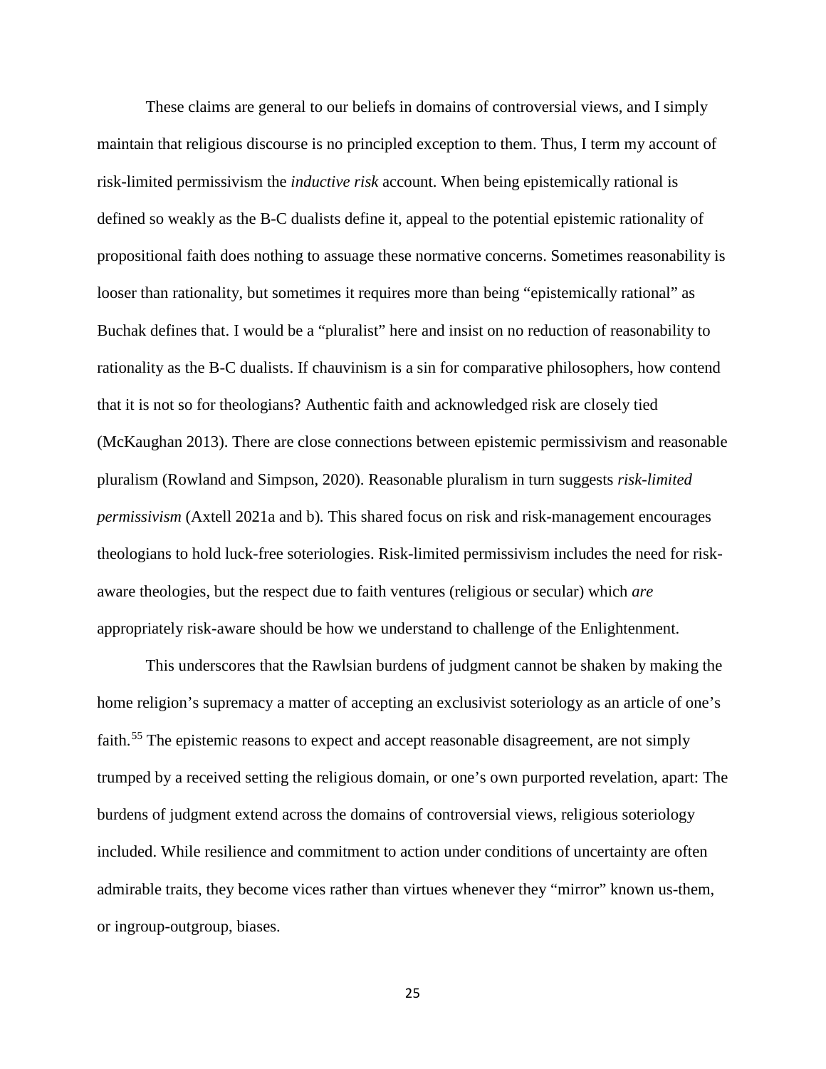These claims are general to our beliefs in domains of controversial views, and I simply maintain that religious discourse is no principled exception to them. Thus, I term my account of risk-limited permissivism the *inductive risk* account. When being epistemically rational is defined so weakly as the B-C dualists define it, appeal to the potential epistemic rationality of propositional faith does nothing to assuage these normative concerns. Sometimes reasonability is looser than rationality, but sometimes it requires more than being "epistemically rational" as Buchak defines that. I would be a "pluralist" here and insist on no reduction of reasonability to rationality as the B-C dualists. If chauvinism is a sin for comparative philosophers, how contend that it is not so for theologians? Authentic faith and acknowledged risk are closely tied (McKaughan 2013). There are close connections between epistemic permissivism and reasonable pluralism (Rowland and Simpson, 2020). Reasonable pluralism in turn suggests *risk-limited permissivism* (Axtell 2021a and b). This shared focus on risk and risk-management encourages theologians to hold luck-free soteriologies. Risk-limited permissivism includes the need for risk-aware theologies, but the respect due to faith ventures (religious or secular) which *are* appropriately risk-aware should be how we understand to challenge of the Enlightenment.

This underscores that the Rawlsian burdens of judgment cannot be shaken by making the home religion's supremacy a matter of accepting an exclusivist soteriology as an article of one's faith.[55] The epistemic reasons to expect and accept reasonable disagreement, are not simply trumped by a received setting the religious domain, or one's own purported revelation, apart: The burdens of judgment extend across the domains of controversial views, religious soteriology included. While resilience and commitment to action under conditions of uncertainty are often admirable traits, they become vices rather than virtues whenever they "mirror" known us-them, or ingroup-outgroup, biases.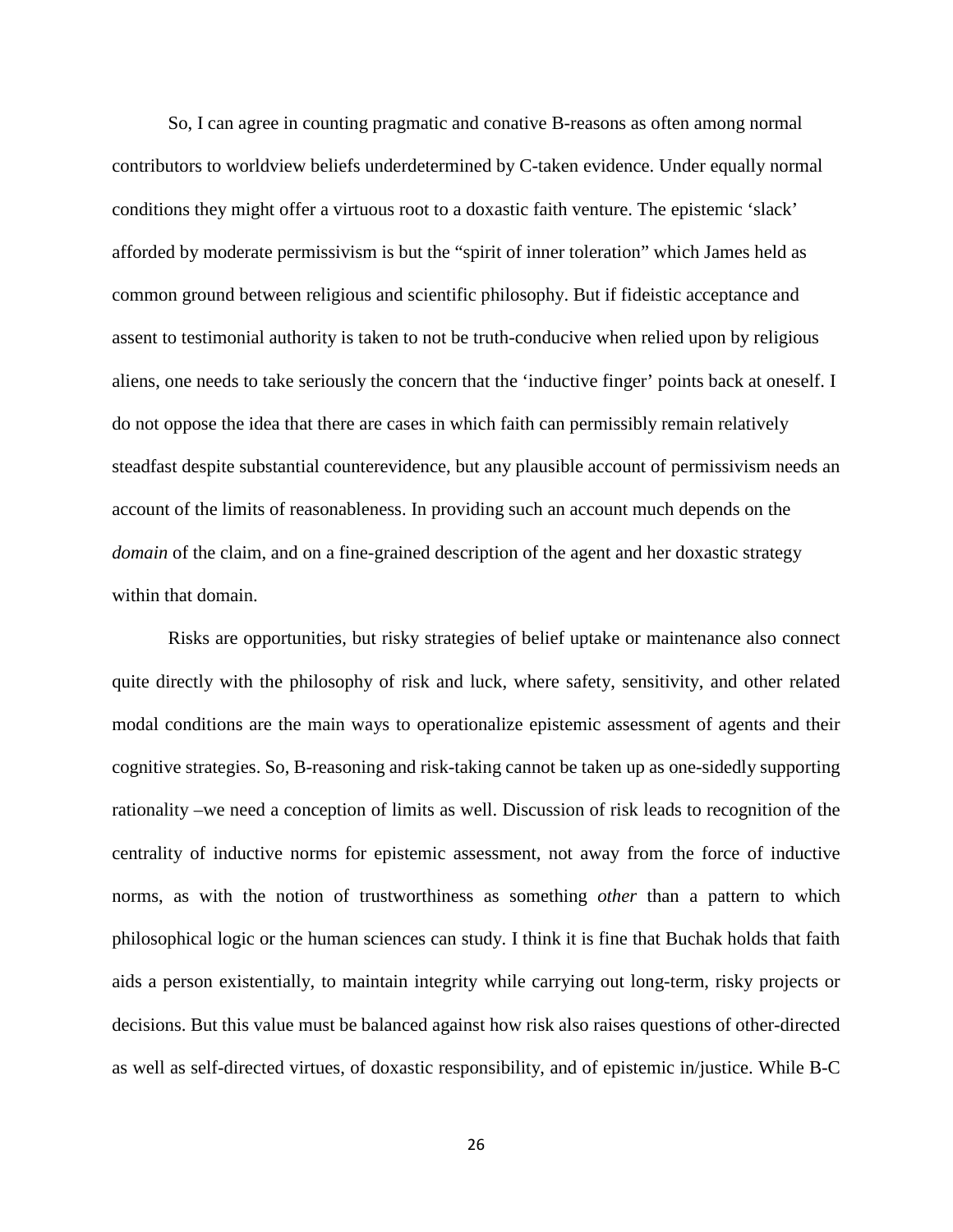So, I can agree in counting pragmatic and conative B-reasons as often among normal contributors to worldview beliefs underdetermined by C-taken evidence. Under equally normal conditions they might offer a virtuous root to a doxastic faith venture. The epistemic 'slack' afforded by moderate permissivism is but the "spirit of inner toleration" which James held as common ground between religious and scientific philosophy. But if fideistic acceptance and assent to testimonial authority is taken to not be truth-conducive when relied upon by religious aliens, one needs to take seriously the concern that the 'inductive finger' points back at oneself. I do not oppose the idea that there are cases in which faith can permissibly remain relatively steadfast despite substantial counterevidence, but any plausible account of permissivism needs an account of the limits of reasonableness. In providing such an account much depends on the *domain* of the claim, and on a fine-grained description of the agent and her doxastic strategy within that domain.

Risks are opportunities, but risky strategies of belief uptake or maintenance also connect quite directly with the philosophy of risk and luck, where safety, sensitivity, and other related modal conditions are the main ways to operationalize epistemic assessment of agents and their cognitive strategies. So, B-reasoning and risk-taking cannot be taken up as one-sidedly supporting rationality –we need a conception of limits as well. Discussion of risk leads to recognition of the centrality of inductive norms for epistemic assessment, not away from the force of inductive norms, as with the notion of trustworthiness as something *other* than a pattern to which philosophical logic or the human sciences can study. I think it is fine that Buchak holds that faith aids a person existentially, to maintain integrity while carrying out long-term, risky projects or decisions. But this value must be balanced against how risk also raises questions of other-directed as well as self-directed virtues, of doxastic responsibility, and of epistemic in/justice. While B-C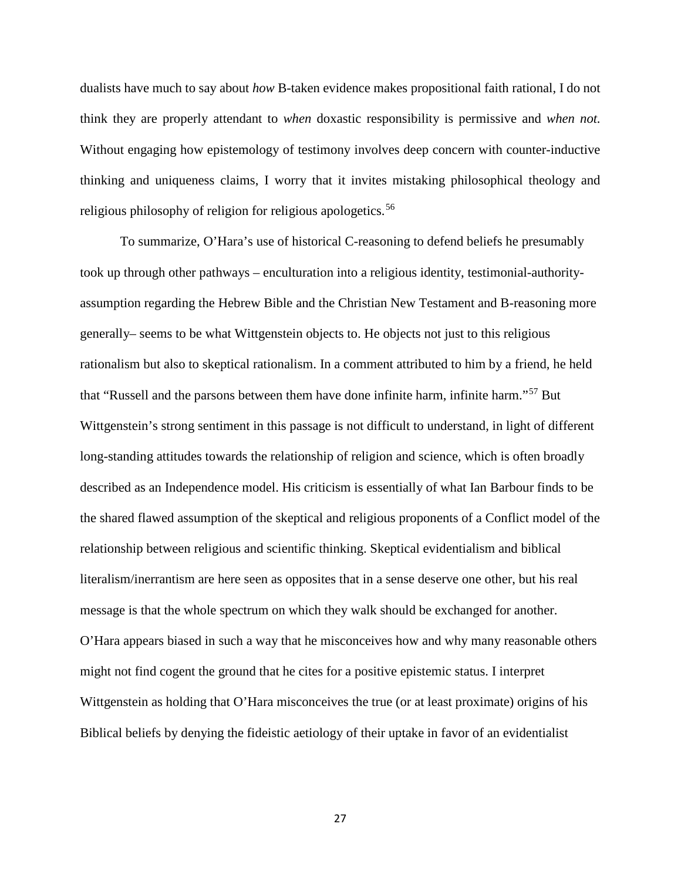dualists have much to say about *how* B-taken evidence makes propositional faith rational, I do not think they are properly attendant to *when* doxastic responsibility is permissive and *when not*. Without engaging how epistemology of testimony involves deep concern with counter-inductive thinking and uniqueness claims, I worry that it invites mistaking philosophical theology and religious philosophy of religion for religious apologetics.[56]

To summarize, O'Hara's use of historical C-reasoning to defend beliefs he presumably took up through other pathways – enculturation into a religious identity, testimonial-authority-assumption regarding the Hebrew Bible and the Christian New Testament and B-reasoning more generally– seems to be what Wittgenstein objects to. He objects not just to this religious rationalism but also to skeptical rationalism. In a comment attributed to him by a friend, he held that "Russell and the parsons between them have done infinite harm, infinite harm."[57] But Wittgenstein's strong sentiment in this passage is not difficult to understand, in light of different long-standing attitudes towards the relationship of religion and science, which is often broadly described as an Independence model. His criticism is essentially of what Ian Barbour finds to be the shared flawed assumption of the skeptical and religious proponents of a Conflict model of the relationship between religious and scientific thinking. Skeptical evidentialism and biblical literalism/inerrantism are here seen as opposites that in a sense deserve one other, but his real message is that the whole spectrum on which they walk should be exchanged for another. O'Hara appears biased in such a way that he misconceives how and why many reasonable others might not find cogent the ground that he cites for a positive epistemic status. I interpret Wittgenstein as holding that O'Hara misconceives the true (or at least proximate) origins of his Biblical beliefs by denying the fideistic aetiology of their uptake in favor of an evidentialist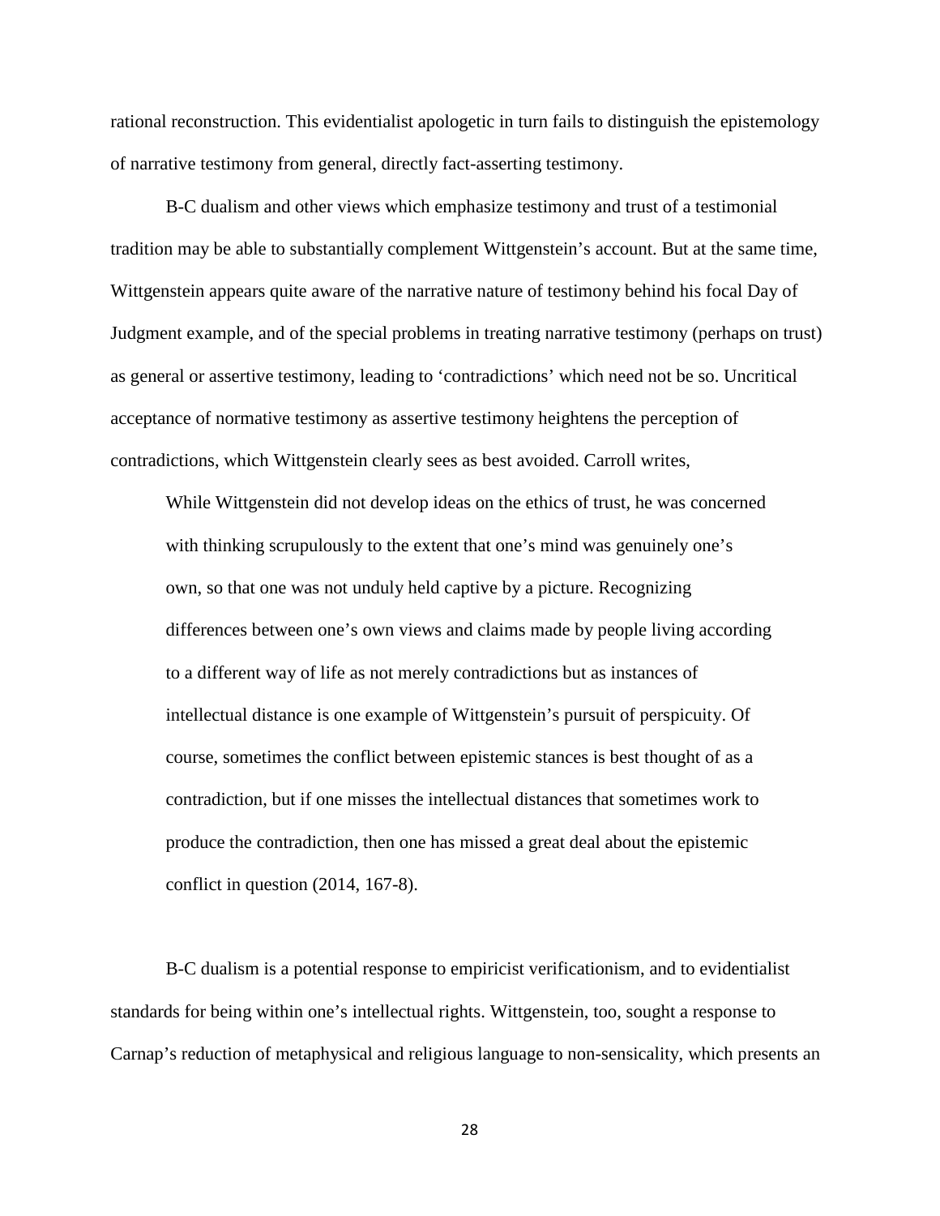rational reconstruction. This evidentialist apologetic in turn fails to distinguish the epistemology of narrative testimony from general, directly fact-asserting testimony.

B-C dualism and other views which emphasize testimony and trust of a testimonial tradition may be able to substantially complement Wittgenstein's account. But at the same time, Wittgenstein appears quite aware of the narrative nature of testimony behind his focal Day of Judgment example, and of the special problems in treating narrative testimony (perhaps on trust) as general or assertive testimony, leading to 'contradictions' which need not be so. Uncritical acceptance of normative testimony as assertive testimony heightens the perception of contradictions, which Wittgenstein clearly sees as best avoided. Carroll writes,

> While Wittgenstein did not develop ideas on the ethics of trust, he was concerned with thinking scrupulously to the extent that one's mind was genuinely one's own, so that one was not unduly held captive by a picture. Recognizing differences between one's own views and claims made by people living according to a different way of life as not merely contradictions but as instances of intellectual distance is one example of Wittgenstein's pursuit of perspicuity. Of course, sometimes the conflict between epistemic stances is best thought of as a contradiction, but if one misses the intellectual distances that sometimes work to produce the contradiction, then one has missed a great deal about the epistemic conflict in question (2014, 167-8).

B-C dualism is a potential response to empiricist verificationism, and to evidentialist standards for being within one's intellectual rights. Wittgenstein, too, sought a response to Carnap's reduction of metaphysical and religious language to non-sensicality, which presents an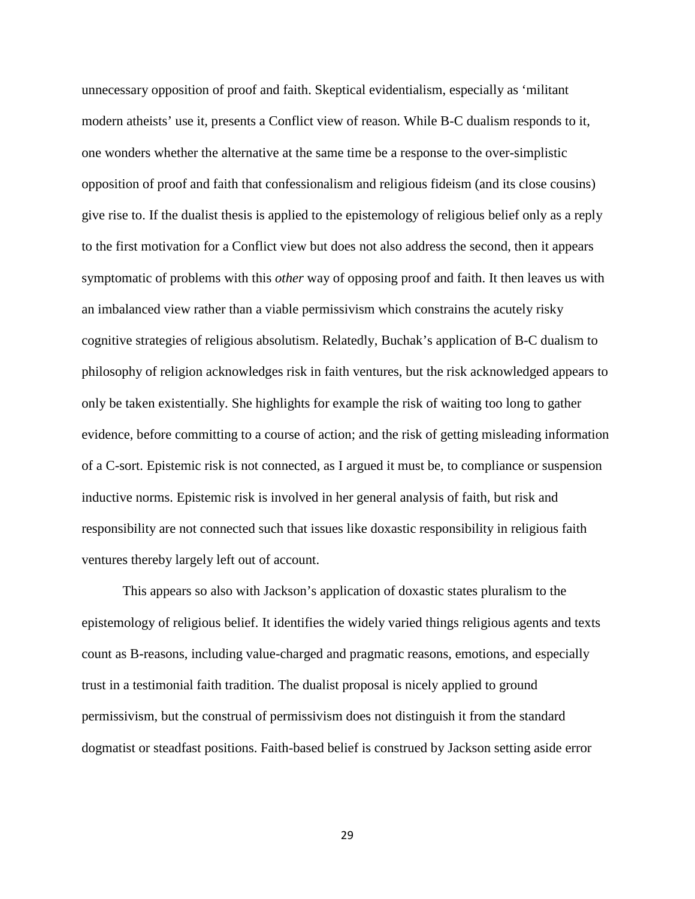unnecessary opposition of proof and faith. Skeptical evidentialism, especially as 'militant modern atheists' use it, presents a Conflict view of reason. While B-C dualism responds to it, one wonders whether the alternative at the same time be a response to the over-simplistic opposition of proof and faith that confessionalism and religious fideism (and its close cousins) give rise to. If the dualist thesis is applied to the epistemology of religious belief only as a reply to the first motivation for a Conflict view but does not also address the second, then it appears symptomatic of problems with this *other* way of opposing proof and faith. It then leaves us with an imbalanced view rather than a viable permissivism which constrains the acutely risky cognitive strategies of religious absolutism. Relatedly, Buchak's application of B-C dualism to philosophy of religion acknowledges risk in faith ventures, but the risk acknowledged appears to only be taken existentially. She highlights for example the risk of waiting too long to gather evidence, before committing to a course of action; and the risk of getting misleading information of a C-sort. Epistemic risk is not connected, as I argued it must be, to compliance or suspension inductive norms. Epistemic risk is involved in her general analysis of faith, but risk and responsibility are not connected such that issues like doxastic responsibility in religious faith ventures thereby largely left out of account.

This appears so also with Jackson's application of doxastic states pluralism to the epistemology of religious belief. It identifies the widely varied things religious agents and texts count as B-reasons, including value-charged and pragmatic reasons, emotions, and especially trust in a testimonial faith tradition. The dualist proposal is nicely applied to ground permissivism, but the construal of permissivism does not distinguish it from the standard dogmatist or steadfast positions. Faith-based belief is construed by Jackson setting aside error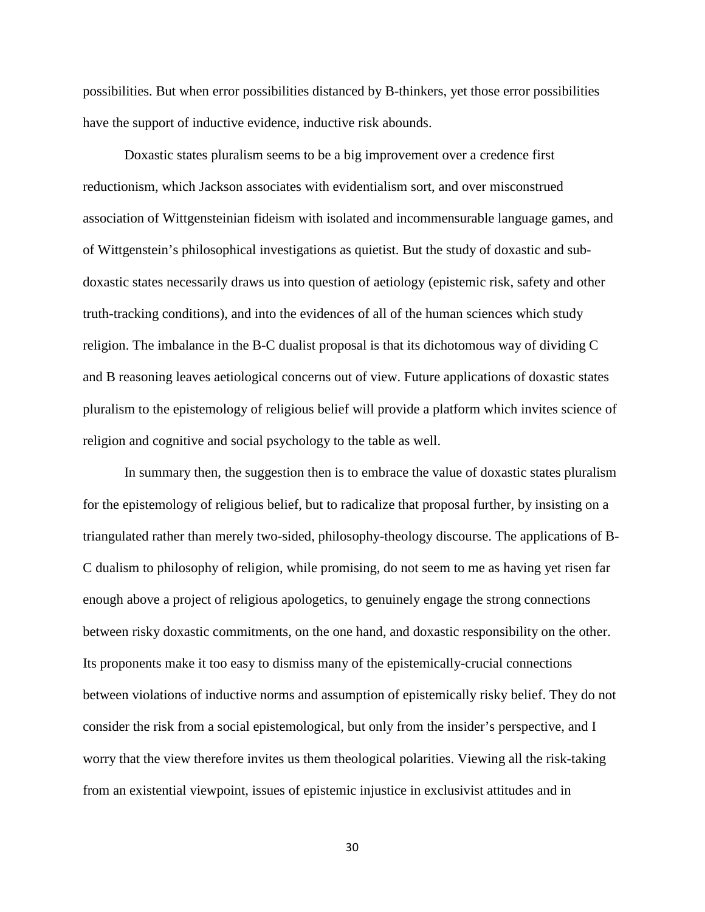possibilities. But when error possibilities distanced by B-thinkers, yet those error possibilities have the support of inductive evidence, inductive risk abounds.

Doxastic states pluralism seems to be a big improvement over a credence first reductionism, which Jackson associates with evidentialism sort, and over misconstrued association of Wittgensteinian fideism with isolated and incommensurable language games, and of Wittgenstein's philosophical investigations as quietist. But the study of doxastic and sub-doxastic states necessarily draws us into question of aetiology (epistemic risk, safety and other truth-tracking conditions), and into the evidences of all of the human sciences which study religion. The imbalance in the B-C dualist proposal is that its dichotomous way of dividing C and B reasoning leaves aetiological concerns out of view. Future applications of doxastic states pluralism to the epistemology of religious belief will provide a platform which invites science of religion and cognitive and social psychology to the table as well.

In summary then, the suggestion then is to embrace the value of doxastic states pluralism for the epistemology of religious belief, but to radicalize that proposal further, by insisting on a triangulated rather than merely two-sided, philosophy-theology discourse. The applications of B-C dualism to philosophy of religion, while promising, do not seem to me as having yet risen far enough above a project of religious apologetics, to genuinely engage the strong connections between risky doxastic commitments, on the one hand, and doxastic responsibility on the other. Its proponents make it too easy to dismiss many of the epistemically-crucial connections between violations of inductive norms and assumption of epistemically risky belief. They do not consider the risk from a social epistemological, but only from the insider's perspective, and I worry that the view therefore invites us them theological polarities. Viewing all the risk-taking from an existential viewpoint, issues of epistemic injustice in exclusivist attitudes and in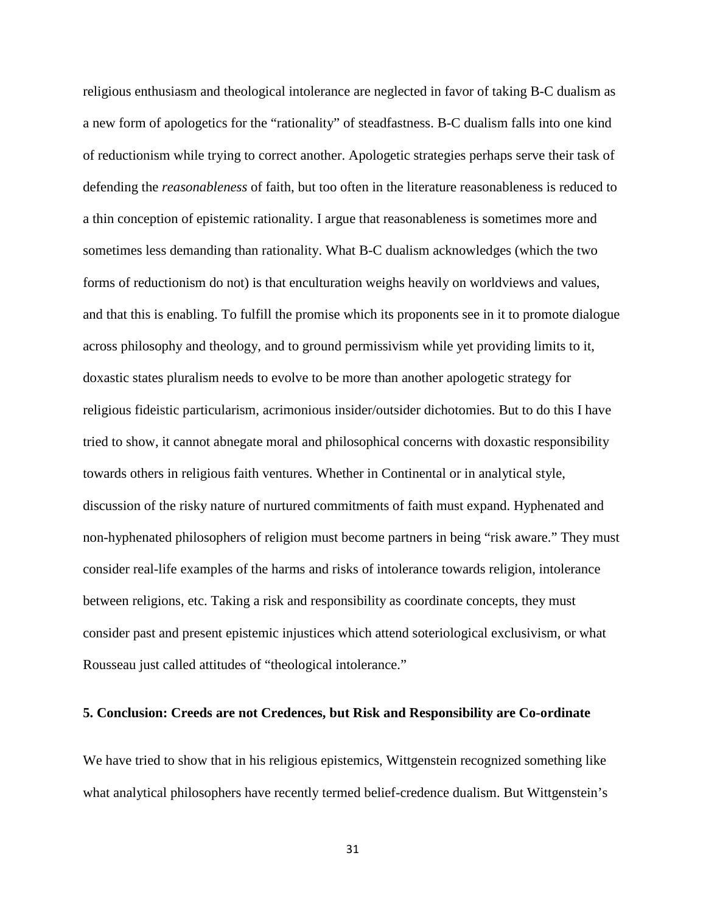religious enthusiasm and theological intolerance are neglected in favor of taking B-C dualism as a new form of apologetics for the "rationality" of steadfastness. B-C dualism falls into one kind of reductionism while trying to correct another. Apologetic strategies perhaps serve their task of defending the *reasonableness* of faith, but too often in the literature reasonableness is reduced to a thin conception of epistemic rationality. I argue that reasonableness is sometimes more and sometimes less demanding than rationality. What B-C dualism acknowledges (which the two forms of reductionism do not) is that enculturation weighs heavily on worldviews and values, and that this is enabling. To fulfill the promise which its proponents see in it to promote dialogue across philosophy and theology, and to ground permissivism while yet providing limits to it, doxastic states pluralism needs to evolve to be more than another apologetic strategy for religious fideistic particularism, acrimonious insider/outsider dichotomies. But to do this I have tried to show, it cannot abnegate moral and philosophical concerns with doxastic responsibility towards others in religious faith ventures. Whether in Continental or in analytical style, discussion of the risky nature of nurtured commitments of faith must expand. Hyphenated and non-hyphenated philosophers of religion must become partners in being "risk aware." They must consider real-life examples of the harms and risks of intolerance towards religion, intolerance between religions, etc. Taking a risk and responsibility as coordinate concepts, they must consider past and present epistemic injustices which attend soteriological exclusivism, or what Rousseau just called attitudes of "theological intolerance."

## 5. Conclusion: Creeds are not Credences, but Risk and Responsibility are Co-ordinate

We have tried to show that in his religious epistemics, Wittgenstein recognized something like what analytical philosophers have recently termed belief-credence dualism. But Wittgenstein's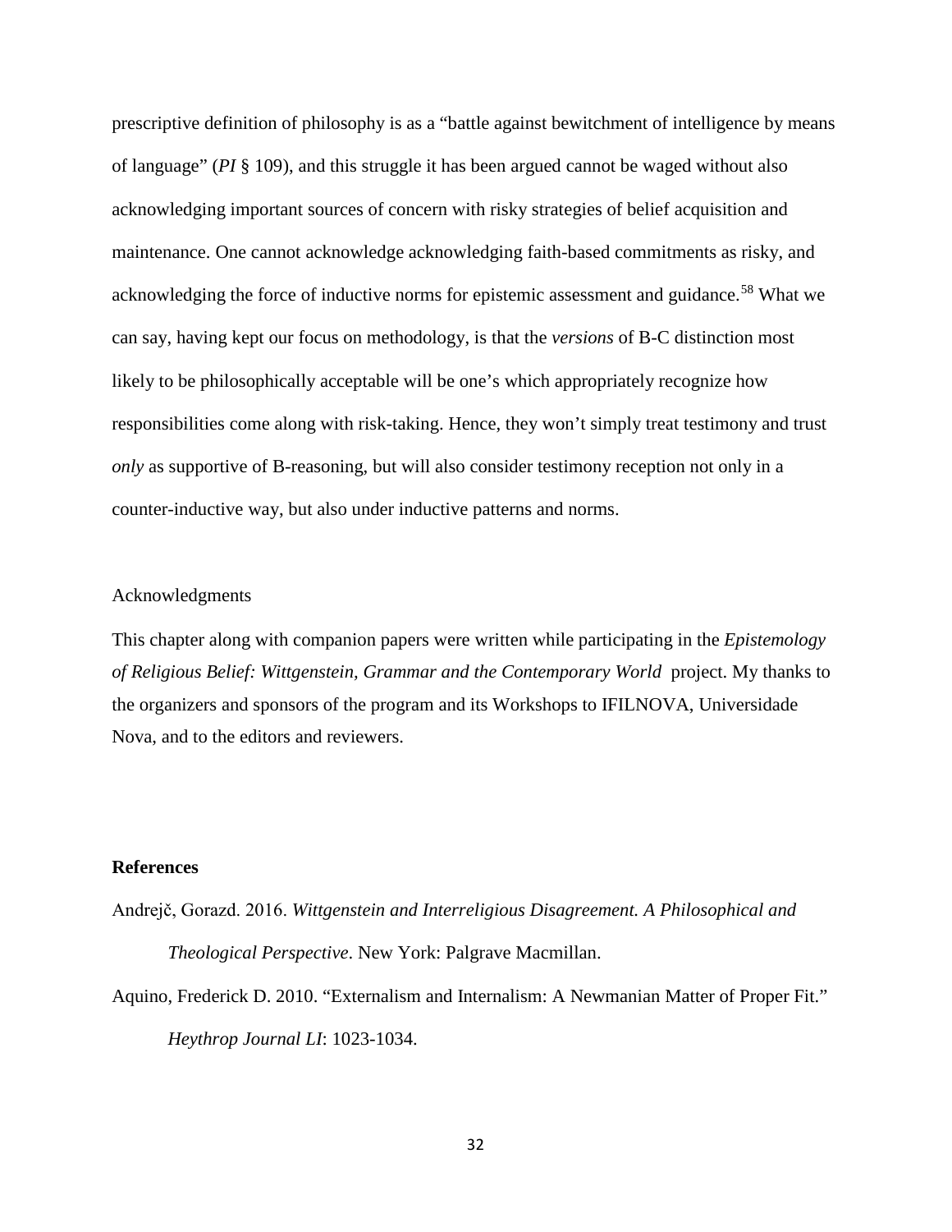prescriptive definition of philosophy is as a "battle against bewitchment of intelligence by means of language" (*PI* § 109), and this struggle it has been argued cannot be waged without also acknowledging important sources of concern with risky strategies of belief acquisition and maintenance. One cannot acknowledge acknowledging faith-based commitments as risky, and acknowledging the force of inductive norms for epistemic assessment and guidance.[58] What we can say, having kept our focus on methodology, is that the *versions* of B-C distinction most likely to be philosophically acceptable will be one's which appropriately recognize how responsibilities come along with risk-taking. Hence, they won't simply treat testimony and trust *only* as supportive of B-reasoning, but will also consider testimony reception not only in a counter-inductive way, but also under inductive patterns and norms.

Acknowledgments

This chapter along with companion papers were written while participating in the *Epistemology of Religious Belief: Wittgenstein, Grammar and the Contemporary World* project. My thanks to the organizers and sponsors of the program and its Workshops to IFILNOVA, Universidade Nova, and to the editors and reviewers.

## References

Andrejč, Gorazd. 2016. *Wittgenstein and Interreligious Disagreement. A Philosophical and Theological Perspective*. New York: Palgrave Macmillan.

Aquino, Frederick D. 2010. "Externalism and Internalism: A Newmanian Matter of Proper Fit." *Heythrop Journal LI*: 1023-1034.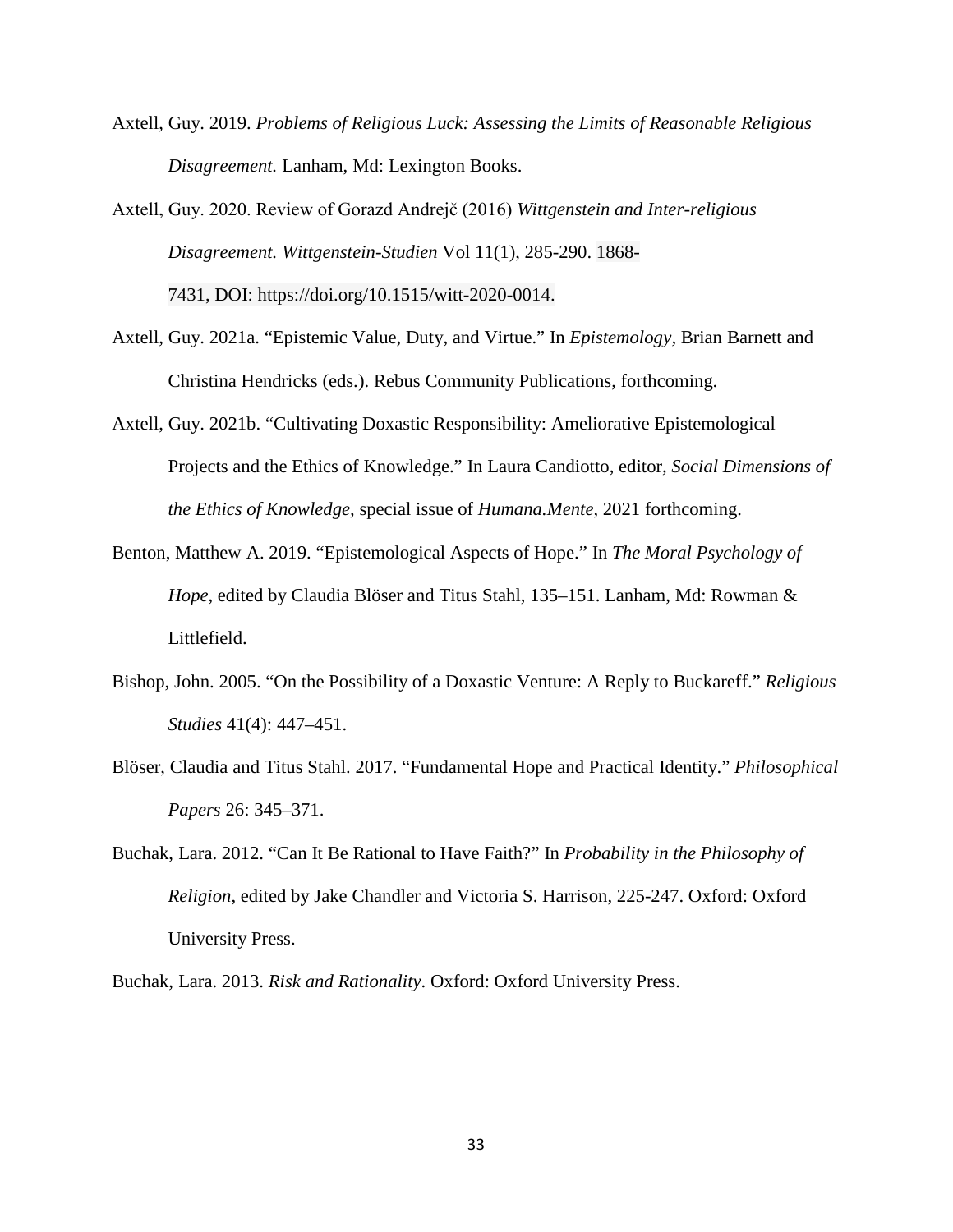Axtell, Guy. 2019. *Problems of Religious Luck: Assessing the Limits of Reasonable Religious Disagreement.* Lanham, Md: Lexington Books.

Axtell, Guy. 2020. Review of Gorazd Andrejč (2016) *Wittgenstein and Inter-religious Disagreement. Wittgenstein-Studien* Vol 11(1), 285-290. 1868-7431, DOI: https://doi.org/10.1515/witt-2020-0014.

Axtell, Guy. 2021a. "Epistemic Value, Duty, and Virtue." In *Epistemology*, Brian Barnett and Christina Hendricks (eds.). Rebus Community Publications, forthcoming.

Axtell, Guy. 2021b. "Cultivating Doxastic Responsibility: Ameliorative Epistemological Projects and the Ethics of Knowledge." In Laura Candiotto, editor, *Social Dimensions of the Ethics of Knowledge*, special issue of *Humana.Mente*, 2021 forthcoming.

Benton, Matthew A. 2019. "Epistemological Aspects of Hope." In *The Moral Psychology of Hope*, edited by Claudia Blöser and Titus Stahl, 135–151. Lanham, Md: Rowman & Littlefield.

Bishop, John. 2005. "On the Possibility of a Doxastic Venture: A Reply to Buckareff." *Religious Studies* 41(4): 447–451.

Blöser, Claudia and Titus Stahl. 2017. "Fundamental Hope and Practical Identity." *Philosophical Papers* 26: 345–371.

Buchak, Lara. 2012. "Can It Be Rational to Have Faith?" In *Probability in the Philosophy of Religion*, edited by Jake Chandler and Victoria S. Harrison, 225-247. Oxford: Oxford University Press.

Buchak, Lara. 2013. *Risk and Rationality*. Oxford: Oxford University Press.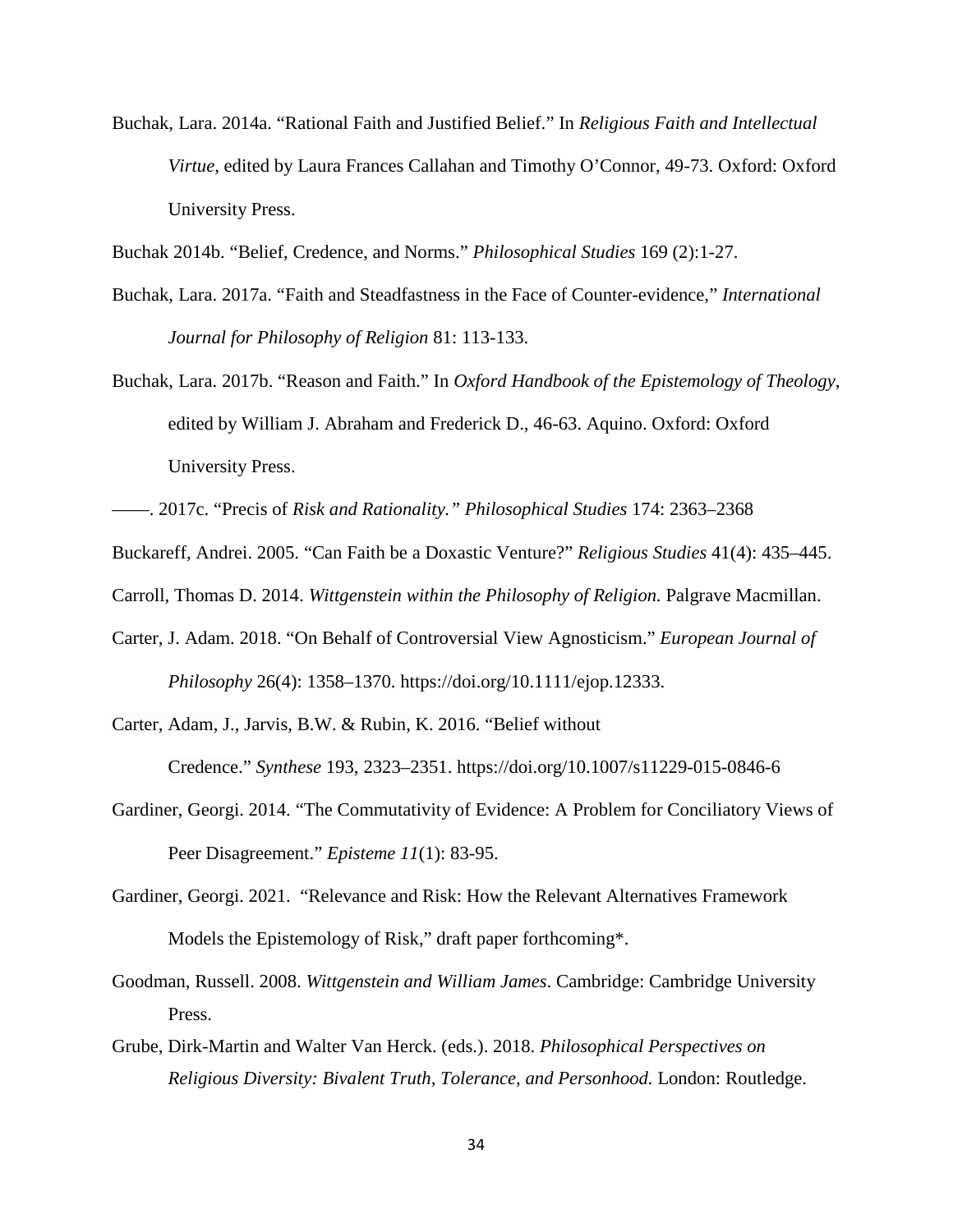Buchak, Lara. 2014a. "Rational Faith and Justified Belief." In *Religious Faith and Intellectual Virtue*, edited by Laura Frances Callahan and Timothy O'Connor, 49-73. Oxford: Oxford University Press.

Buchak 2014b. "Belief, Credence, and Norms." *Philosophical Studies* 169 (2):1-27.

Buchak, Lara. 2017a. "Faith and Steadfastness in the Face of Counter-evidence," *International Journal for Philosophy of Religion* 81: 113-133.

Buchak, Lara. 2017b. "Reason and Faith." In *Oxford Handbook of the Epistemology of Theology*, edited by William J. Abraham and Frederick D., 46-63. Aquino. Oxford: Oxford University Press.

——. 2017c. "Precis of *Risk and Rationality." Philosophical Studies* 174: 2363–2368

Buckareff, Andrei. 2005. "Can Faith be a Doxastic Venture?" *Religious Studies* 41(4): 435–445.

Carroll, Thomas D. 2014. *Wittgenstein within the Philosophy of Religion.* Palgrave Macmillan.

Carter, J. Adam. 2018. "On Behalf of Controversial View Agnosticism." *European Journal of Philosophy* 26(4): 1358–1370. https://doi.org/10.1111/ejop.12333.

Carter, Adam, J., Jarvis, B.W. & Rubin, K. 2016. "Belief without Credence." *Synthese* 193, 2323–2351. https://doi.org/10.1007/s11229-015-0846-6

Gardiner, Georgi. 2014. "The Commutativity of Evidence: A Problem for Conciliatory Views of Peer Disagreement." *Episteme 11*(1): 83-95.

Gardiner, Georgi. 2021. "Relevance and Risk: How the Relevant Alternatives Framework Models the Epistemology of Risk," draft paper forthcoming*.

Goodman, Russell. 2008. *Wittgenstein and William James*. Cambridge: Cambridge University Press.

Grube, Dirk-Martin and Walter Van Herck. (eds.). 2018. *Philosophical Perspectives on Religious Diversity: Bivalent Truth, Tolerance, and Personhood.* London: Routledge.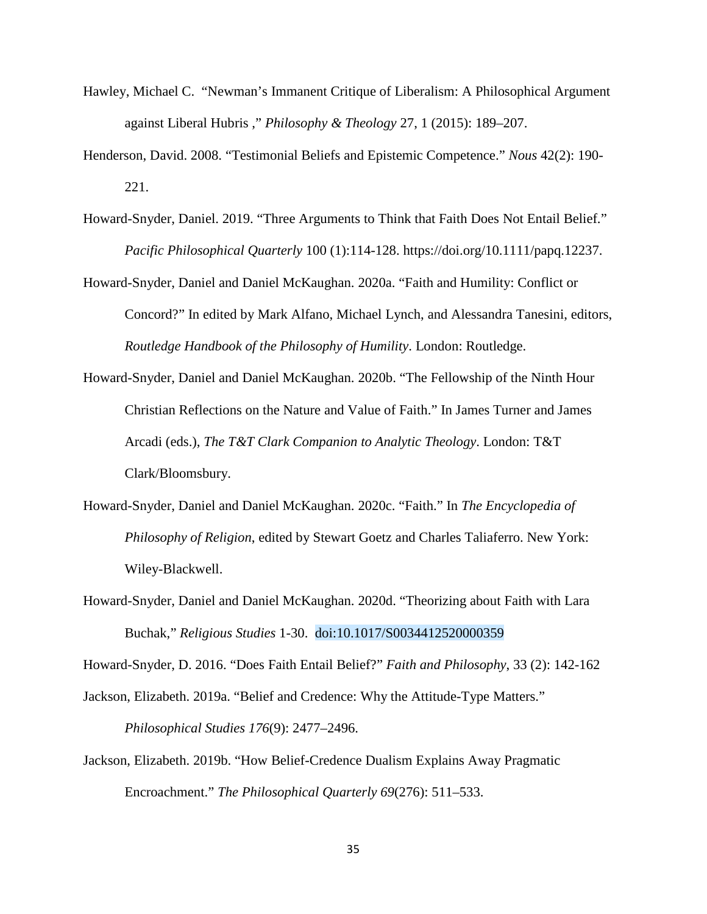Hawley, Michael C. "Newman's Immanent Critique of Liberalism: A Philosophical Argument against Liberal Hubris ," *Philosophy & Theology* 27, 1 (2015): 189–207.

Henderson, David. 2008. "Testimonial Beliefs and Epistemic Competence." *Nous* 42(2): 190-221.

Howard-Snyder, Daniel. 2019. "Three Arguments to Think that Faith Does Not Entail Belief." *Pacific Philosophical Quarterly* 100 (1):114-128. https://doi.org/10.1111/papq.12237.

Howard-Snyder, Daniel and Daniel McKaughan. 2020a. "Faith and Humility: Conflict or Concord?" In edited by Mark Alfano, Michael Lynch, and Alessandra Tanesini, editors, *Routledge Handbook of the Philosophy of Humility*. London: Routledge.

Howard-Snyder, Daniel and Daniel McKaughan. 2020b. "The Fellowship of the Ninth Hour Christian Reflections on the Nature and Value of Faith." In James Turner and James Arcadi (eds.), *The T&T Clark Companion to Analytic Theology*. London: T&T Clark/Bloomsbury.

Howard-Snyder, Daniel and Daniel McKaughan. 2020c. "Faith." In *The Encyclopedia of Philosophy of Religion*, edited by Stewart Goetz and Charles Taliaferro. New York: Wiley-Blackwell.

Howard-Snyder, Daniel and Daniel McKaughan. 2020d. "Theorizing about Faith with Lara Buchak," *Religious Studies* 1-30. doi:10.1017/S0034412520000359

Howard-Snyder, D. 2016. "Does Faith Entail Belief?" *Faith and Philosophy*, 33 (2): 142-162

Jackson, Elizabeth. 2019a. "Belief and Credence: Why the Attitude-Type Matters." *Philosophical Studies 176*(9): 2477–2496.

Jackson, Elizabeth. 2019b. "How Belief-Credence Dualism Explains Away Pragmatic Encroachment." *The Philosophical Quarterly 69*(276): 511–533.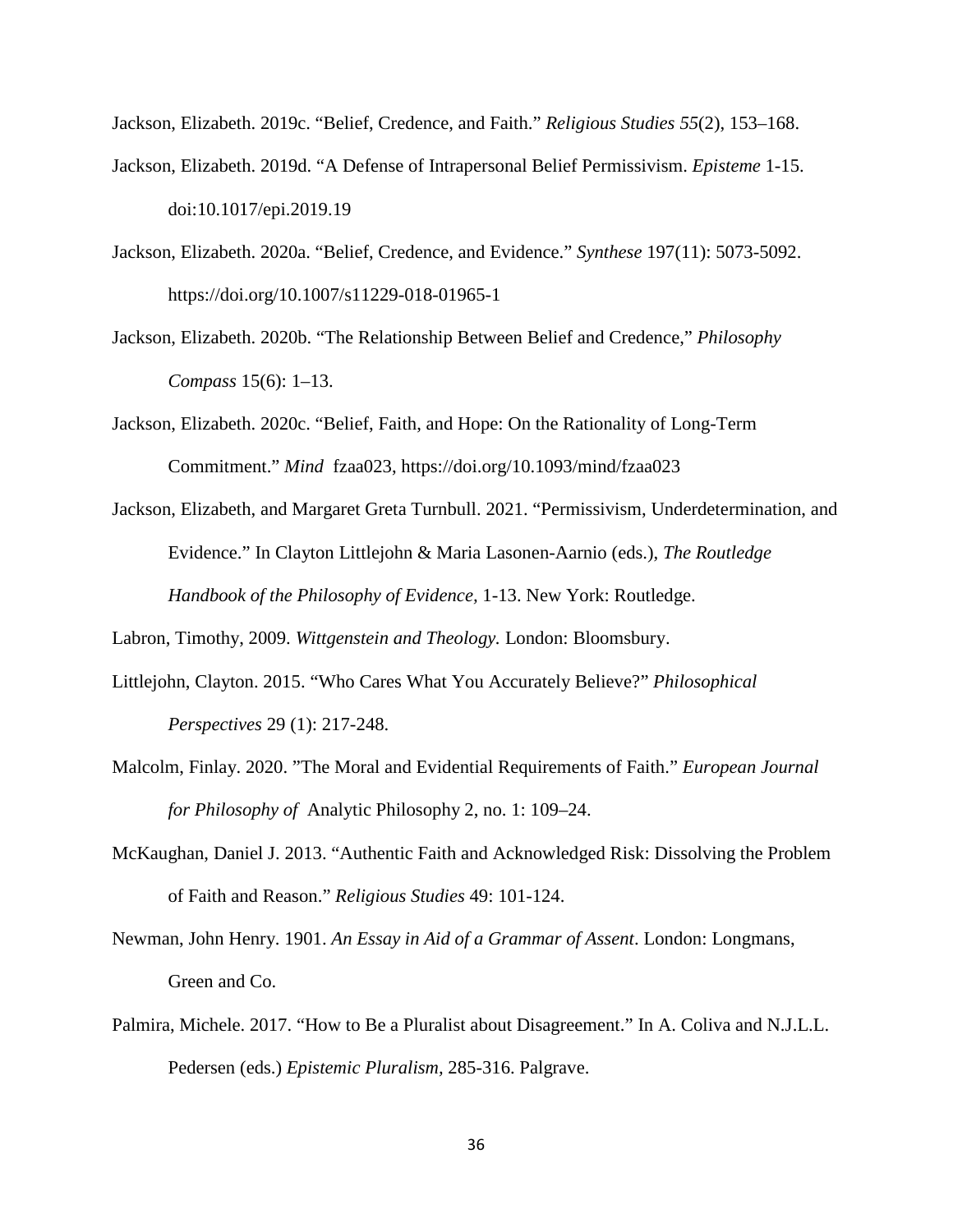Jackson, Elizabeth. 2019c. "Belief, Credence, and Faith." *Religious Studies 55*(2), 153–168.

Jackson, Elizabeth. 2019d. "A Defense of Intrapersonal Belief Permissivism. *Episteme* 1-15. doi:10.1017/epi.2019.19

Jackson, Elizabeth. 2020a. "Belief, Credence, and Evidence." *Synthese* 197(11): 5073-5092. https://doi.org/10.1007/s11229-018-01965-1

Jackson, Elizabeth. 2020b. "The Relationship Between Belief and Credence," *Philosophy Compass* 15(6): 1–13.

Jackson, Elizabeth. 2020c. "Belief, Faith, and Hope: On the Rationality of Long-Term Commitment." *Mind* fzaa023, https://doi.org/10.1093/mind/fzaa023

Jackson, Elizabeth, and Margaret Greta Turnbull. 2021. "Permissivism, Underdetermination, and Evidence." In Clayton Littlejohn & Maria Lasonen-Aarnio (eds.), *The Routledge Handbook of the Philosophy of Evidence*, 1-13. New York: Routledge.

Labron, Timothy, 2009. *Wittgenstein and Theology.* London: Bloomsbury.

Littlejohn, Clayton. 2015. "Who Cares What You Accurately Believe?" *Philosophical Perspectives* 29 (1): 217-248.

Malcolm, Finlay. 2020. "The Moral and Evidential Requirements of Faith." *European Journal for Philosophy of* Analytic Philosophy 2, no. 1: 109–24.

McKaughan, Daniel J. 2013. "Authentic Faith and Acknowledged Risk: Dissolving the Problem of Faith and Reason." *Religious Studies* 49: 101-124.

Newman, John Henry. 1901. *An Essay in Aid of a Grammar of Assent*. London: Longmans, Green and Co.

Palmira, Michele. 2017. "How to Be a Pluralist about Disagreement." In A. Coliva and N.J.L.L. Pedersen (eds.) *Epistemic Pluralism*, 285-316. Palgrave.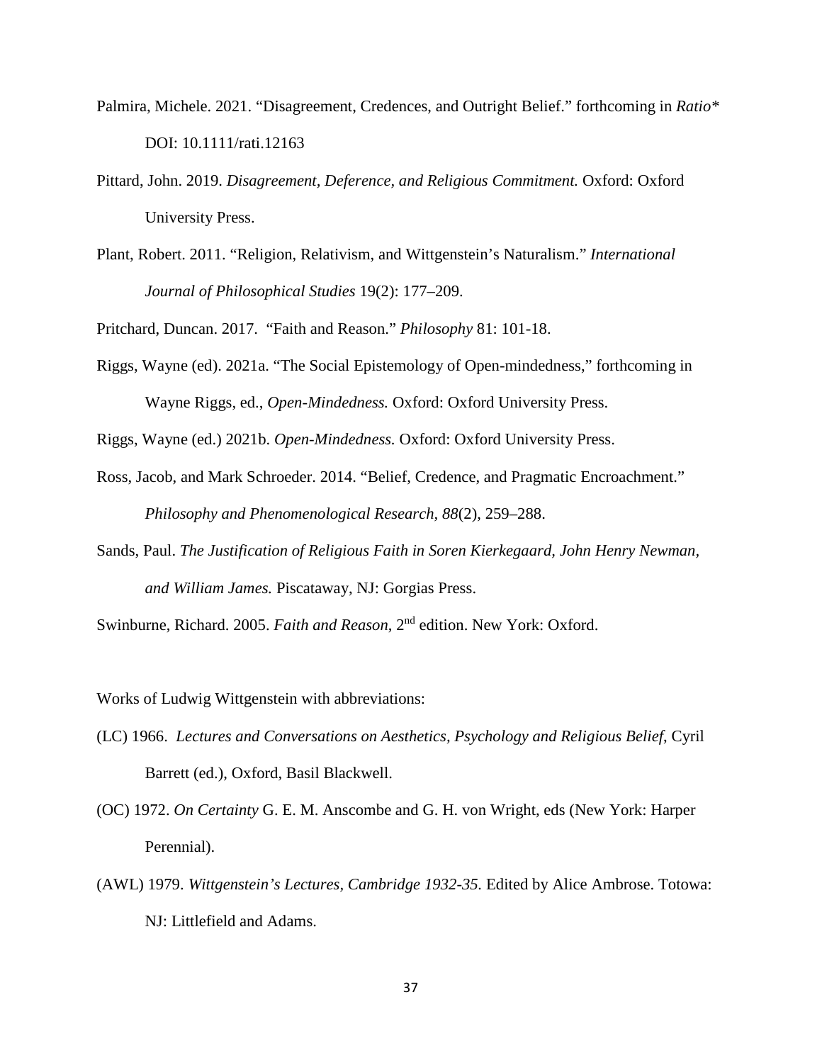Palmira, Michele. 2021. "Disagreement, Credences, and Outright Belief." forthcoming in *Ratio** DOI: 10.1111/rati.12163

Pittard, John. 2019. *Disagreement, Deference, and Religious Commitment.* Oxford: Oxford University Press.

Plant, Robert. 2011. "Religion, Relativism, and Wittgenstein's Naturalism." *International Journal of Philosophical Studies* 19(2): 177–209.

Pritchard, Duncan. 2017. "Faith and Reason." *Philosophy* 81: 101-18.

Riggs, Wayne (ed). 2021a. "The Social Epistemology of Open-mindedness," forthcoming in Wayne Riggs, ed., *Open-Mindedness.* Oxford: Oxford University Press.

Riggs, Wayne (ed.) 2021b. *Open-Mindedness.* Oxford: Oxford University Press.

Ross, Jacob, and Mark Schroeder. 2014. "Belief, Credence, and Pragmatic Encroachment." *Philosophy and Phenomenological Research, 88*(2), 259–288.

Sands, Paul. *The Justification of Religious Faith in Soren Kierkegaard, John Henry Newman, and William James.* Piscataway, NJ: Gorgias Press.

Swinburne, Richard. 2005. *Faith and Reason*, 2nd edition. New York: Oxford.

Works of Ludwig Wittgenstein with abbreviations:

(LC) 1966. *Lectures and Conversations on Aesthetics, Psychology and Religious Belief*, Cyril Barrett (ed.), Oxford, Basil Blackwell.

(OC) 1972. *On Certainty* G. E. M. Anscombe and G. H. von Wright, eds (New York: Harper Perennial).

(AWL) 1979. *Wittgenstein's Lectures, Cambridge 1932-35.* Edited by Alice Ambrose. Totowa: NJ: Littlefield and Adams.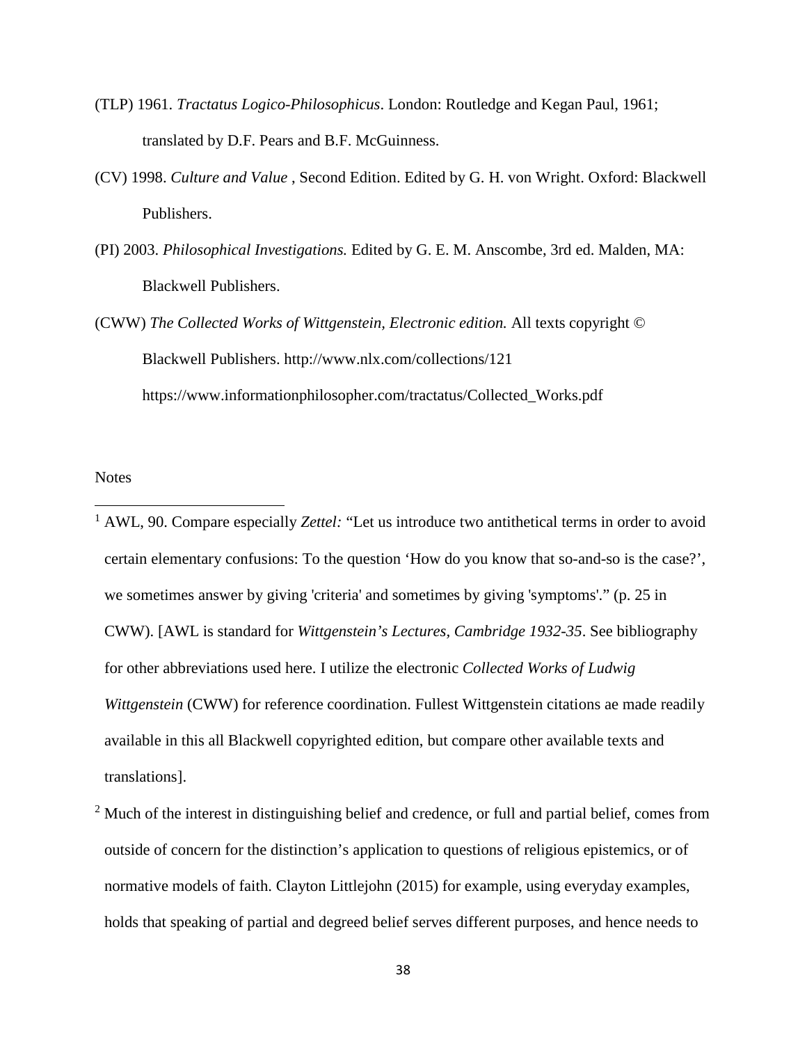(TLP) 1961. *Tractatus Logico-Philosophicus*. London: Routledge and Kegan Paul, 1961; translated by D.F. Pears and B.F. McGuinness.

(CV) 1998. *Culture and Value* , Second Edition. Edited by G. H. von Wright. Oxford: Blackwell Publishers.

(PI) 2003. *Philosophical Investigations.* Edited by G. E. M. Anscombe, 3rd ed. Malden, MA: Blackwell Publishers.

(CWW) *The Collected Works of Wittgenstein, Electronic edition.* All texts copyright © Blackwell Publishers. http://www.nlx.com/collections/121 https://www.informationphilosopher.com/tractatus/Collected_Works.pdf

Notes

[1] AWL, 90. Compare especially *Zettel:* "Let us introduce two antithetical terms in order to avoid certain elementary confusions: To the question 'How do you know that so-and-so is the case?', we sometimes answer by giving 'criteria' and sometimes by giving 'symptoms'." (p. 25 in CWW). [AWL is standard for *Wittgenstein's Lectures, Cambridge 1932-35*. See bibliography for other abbreviations used here. I utilize the electronic *Collected Works of Ludwig Wittgenstein* (CWW) for reference coordination. Fullest Wittgenstein citations ae made readily available in this all Blackwell copyrighted edition, but compare other available texts and translations].

[2] Much of the interest in distinguishing belief and credence, or full and partial belief, comes from outside of concern for the distinction's application to questions of religious epistemics, or of normative models of faith. Clayton Littlejohn (2015) for example, using everyday examples, holds that speaking of partial and degreed belief serves different purposes, and hence needs to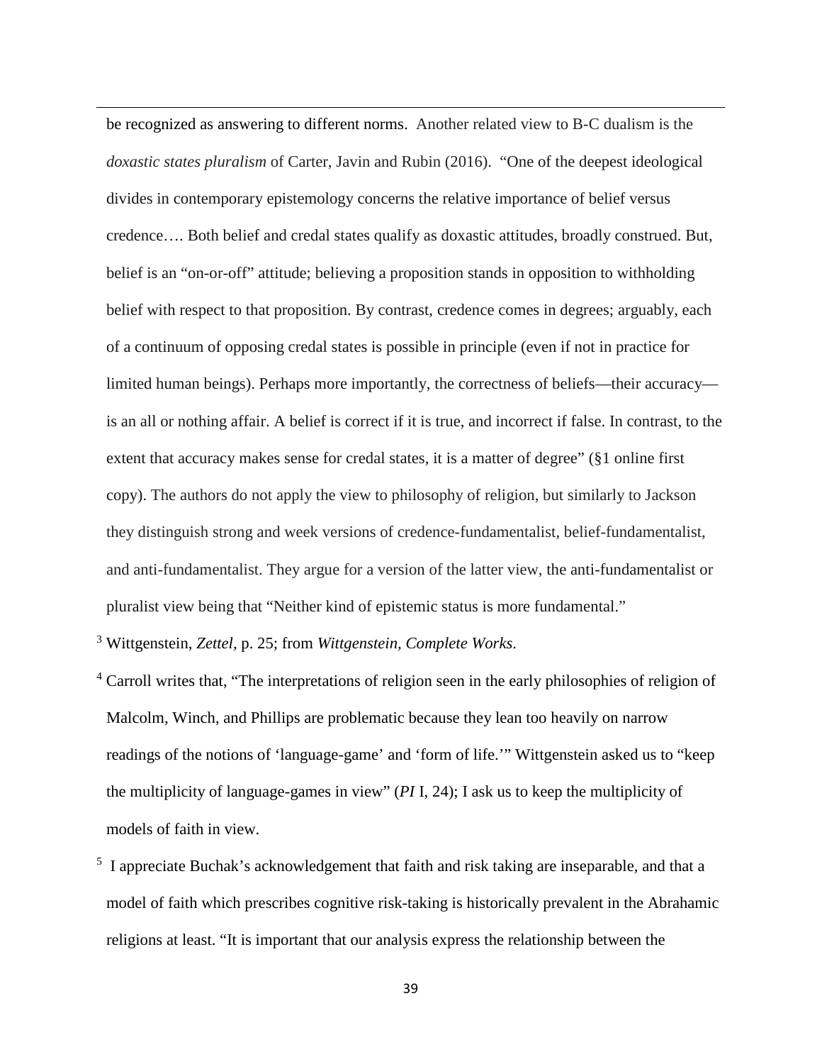be recognized as answering to different norms. Another related view to B-C dualism is the *doxastic states pluralism* of Carter, Javin and Rubin (2016). "One of the deepest ideological divides in contemporary epistemology concerns the relative importance of belief versus credence…. Both belief and credal states qualify as doxastic attitudes, broadly construed. But, belief is an "on-or-off" attitude; believing a proposition stands in opposition to withholding belief with respect to that proposition. By contrast, credence comes in degrees; arguably, each of a continuum of opposing credal states is possible in principle (even if not in practice for limited human beings). Perhaps more importantly, the correctness of beliefs—their accuracy—is an all or nothing affair. A belief is correct if it is true, and incorrect if false. In contrast, to the extent that accuracy makes sense for credal states, it is a matter of degree" (§1 online first copy). The authors do not apply the view to philosophy of religion, but similarly to Jackson they distinguish strong and week versions of credence-fundamentalist, belief-fundamentalist, and anti-fundamentalist. They argue for a version of the latter view, the anti-fundamentalist or pluralist view being that "Neither kind of epistemic status is more fundamental."

[3] Wittgenstein, *Zettel,* p. 25; from *Wittgenstein, Complete Works*.

[4] Carroll writes that, "The interpretations of religion seen in the early philosophies of religion of Malcolm, Winch, and Phillips are problematic because they lean too heavily on narrow readings of the notions of 'language-game' and 'form of life.'" Wittgenstein asked us to "keep the multiplicity of language-games in view" (*PI* I, 24); I ask us to keep the multiplicity of models of faith in view.

[5] I appreciate Buchak's acknowledgement that faith and risk taking are inseparable, and that a model of faith which prescribes cognitive risk-taking is historically prevalent in the Abrahamic religions at least. "It is important that our analysis express the relationship between the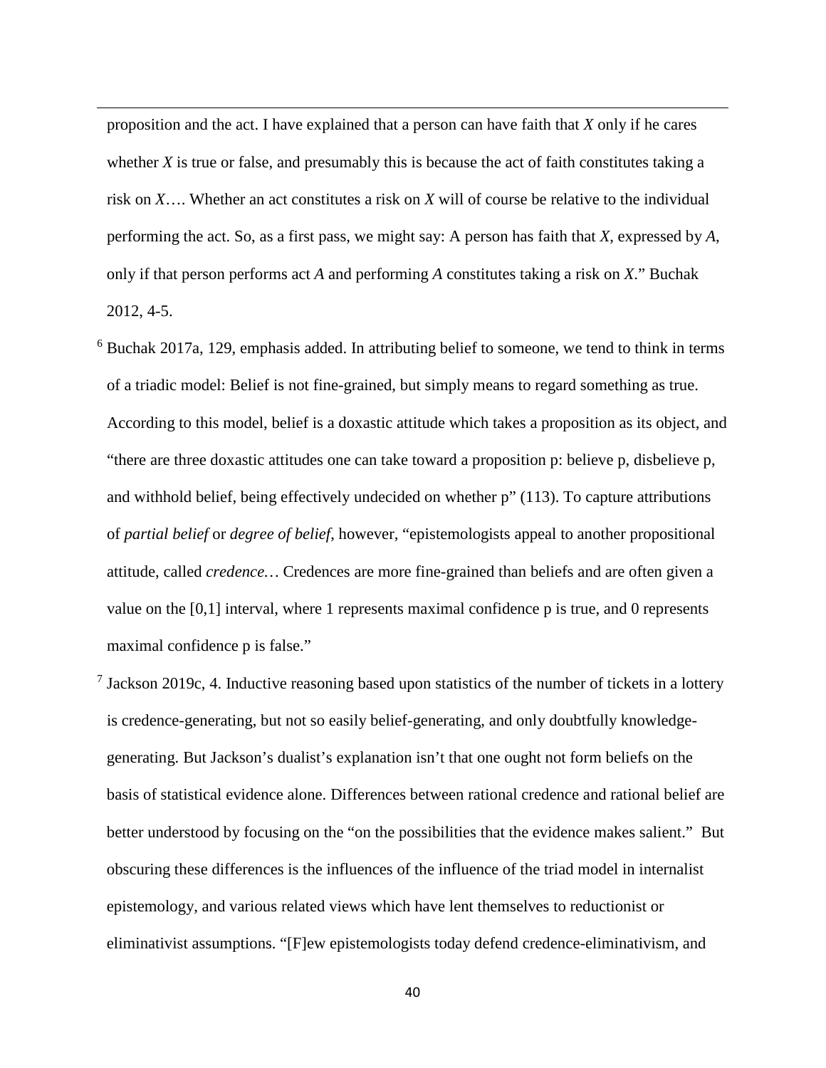proposition and the act. I have explained that a person can have faith that *X* only if he cares whether *X* is true or false, and presumably this is because the act of faith constitutes taking a risk on *X*…. Whether an act constitutes a risk on *X* will of course be relative to the individual performing the act. So, as a first pass, we might say: A person has faith that *X*, expressed by *A*, only if that person performs act *A* and performing *A* constitutes taking a risk on *X*." Buchak 2012, 4-5.

[6] Buchak 2017a, 129, emphasis added. In attributing belief to someone, we tend to think in terms of a triadic model: Belief is not fine-grained, but simply means to regard something as true. According to this model, belief is a doxastic attitude which takes a proposition as its object, and "there are three doxastic attitudes one can take toward a proposition p: believe p, disbelieve p, and withhold belief, being effectively undecided on whether p" (113). To capture attributions of *partial belief* or *degree of belief*, however, "epistemologists appeal to another propositional attitude, called *credence…* Credences are more fine-grained than beliefs and are often given a value on the [0,1] interval, where 1 represents maximal confidence p is true, and 0 represents maximal confidence p is false."

[7] Jackson 2019c, 4. Inductive reasoning based upon statistics of the number of tickets in a lottery is credence-generating, but not so easily belief-generating, and only doubtfully knowledge-generating. But Jackson's dualist's explanation isn't that one ought not form beliefs on the basis of statistical evidence alone. Differences between rational credence and rational belief are better understood by focusing on the "on the possibilities that the evidence makes salient." But obscuring these differences is the influences of the influence of the triad model in internalist epistemology, and various related views which have lent themselves to reductionist or eliminativist assumptions. "[F]ew epistemologists today defend credence-eliminativism, and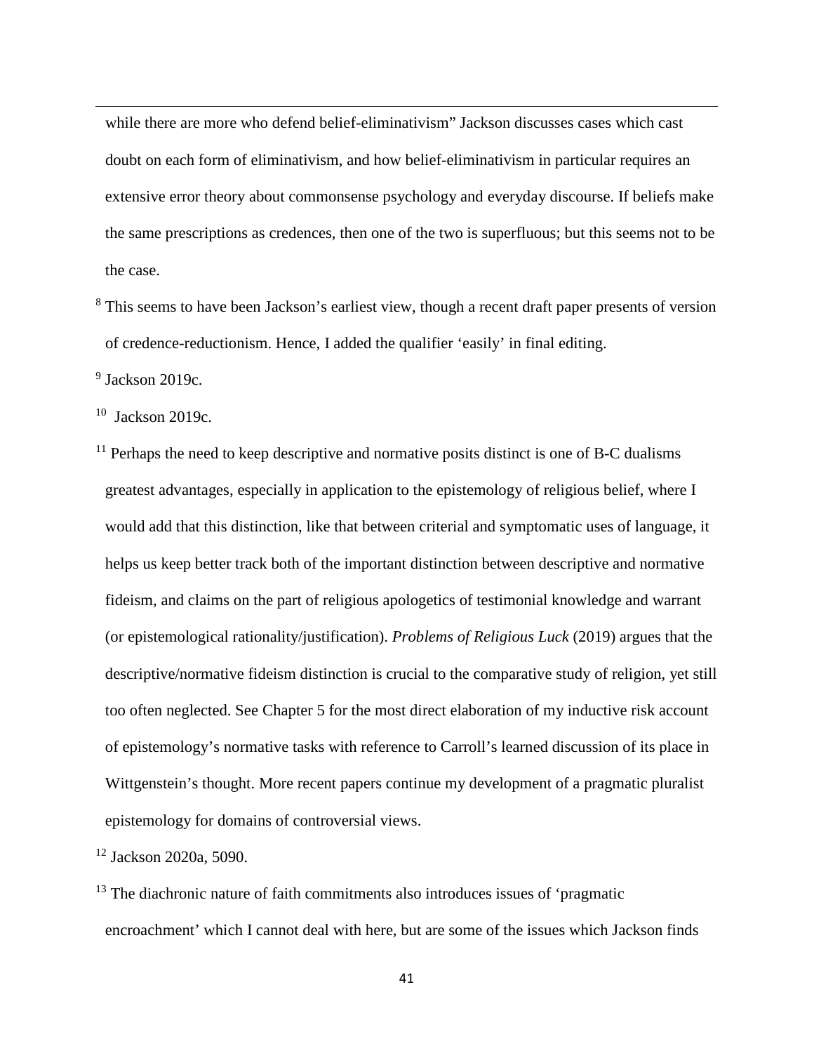while there are more who defend belief-eliminativism" Jackson discusses cases which cast doubt on each form of eliminativism, and how belief-eliminativism in particular requires an extensive error theory about commonsense psychology and everyday discourse. If beliefs make the same prescriptions as credences, then one of the two is superfluous; but this seems not to be the case.

[8] This seems to have been Jackson's earliest view, though a recent draft paper presents of version of credence-reductionism. Hence, I added the qualifier 'easily' in final editing.

[9] Jackson 2019c.

[10] Jackson 2019c.

[11] Perhaps the need to keep descriptive and normative posits distinct is one of B-C dualisms greatest advantages, especially in application to the epistemology of religious belief, where I would add that this distinction, like that between criterial and symptomatic uses of language, it helps us keep better track both of the important distinction between descriptive and normative fideism, and claims on the part of religious apologetics of testimonial knowledge and warrant (or epistemological rationality/justification). *Problems of Religious Luck* (2019) argues that the descriptive/normative fideism distinction is crucial to the comparative study of religion, yet still too often neglected. See Chapter 5 for the most direct elaboration of my inductive risk account of epistemology's normative tasks with reference to Carroll's learned discussion of its place in Wittgenstein's thought. More recent papers continue my development of a pragmatic pluralist epistemology for domains of controversial views.

[12] Jackson 2020a, 5090.

[13] The diachronic nature of faith commitments also introduces issues of 'pragmatic encroachment' which I cannot deal with here, but are some of the issues which Jackson finds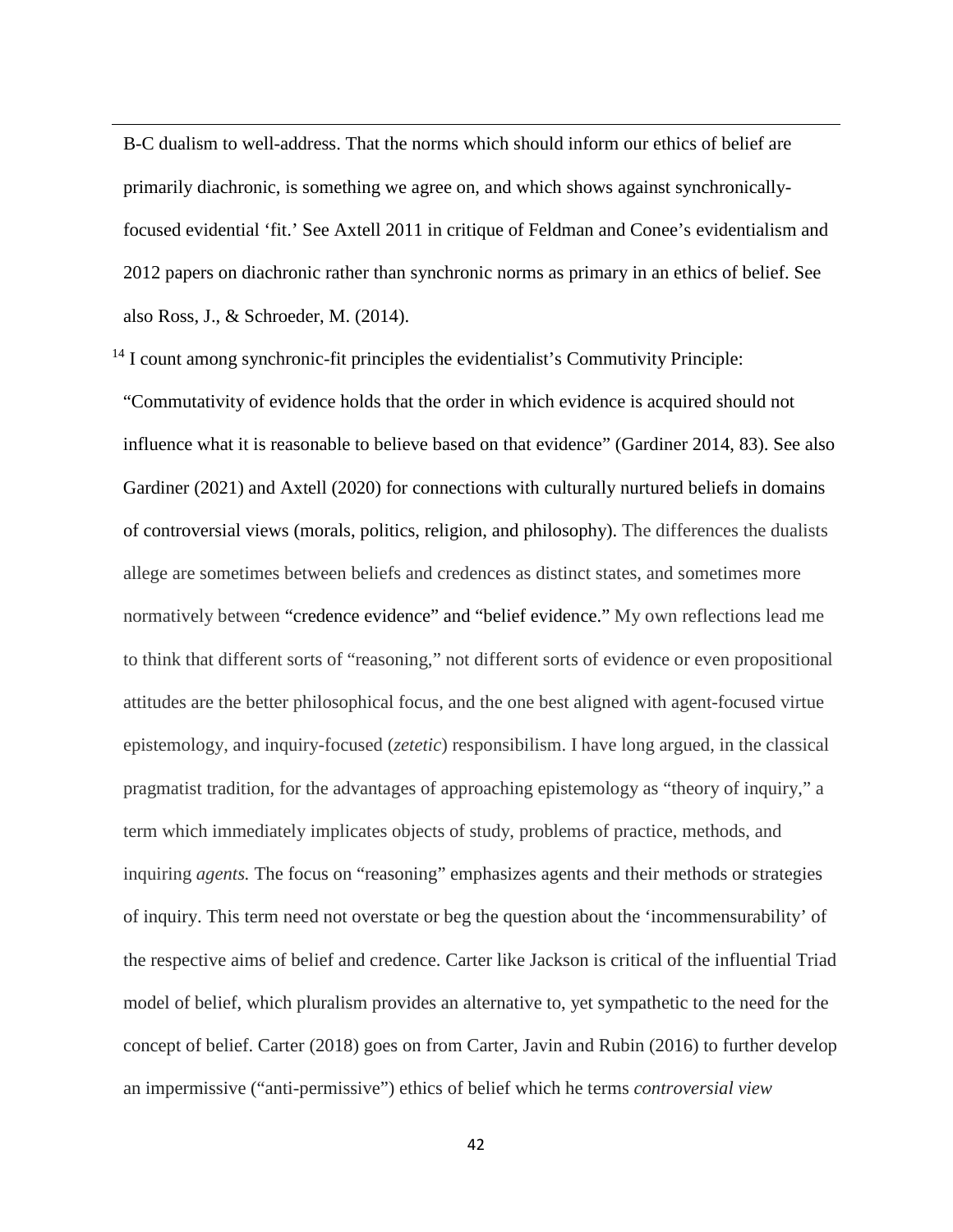B-C dualism to well-address. That the norms which should inform our ethics of belief are primarily diachronic, is something we agree on, and which shows against synchronically-focused evidential 'fit.' See Axtell 2011 in critique of Feldman and Conee's evidentialism and 2012 papers on diachronic rather than synchronic norms as primary in an ethics of belief. See also Ross, J., & Schroeder, M. (2014).

[14] I count among synchronic-fit principles the evidentialist's Commutivity Principle: "Commutativity of evidence holds that the order in which evidence is acquired should not influence what it is reasonable to believe based on that evidence" (Gardiner 2014, 83). See also Gardiner (2021) and Axtell (2020) for connections with culturally nurtured beliefs in domains of controversial views (morals, politics, religion, and philosophy). The differences the dualists allege are sometimes between beliefs and credences as distinct states, and sometimes more normatively between "credence evidence" and "belief evidence." My own reflections lead me to think that different sorts of "reasoning," not different sorts of evidence or even propositional attitudes are the better philosophical focus, and the one best aligned with agent-focused virtue epistemology, and inquiry-focused (*zetetic*) responsibilism. I have long argued, in the classical pragmatist tradition, for the advantages of approaching epistemology as "theory of inquiry," a term which immediately implicates objects of study, problems of practice, methods, and inquiring *agents.* The focus on "reasoning" emphasizes agents and their methods or strategies of inquiry. This term need not overstate or beg the question about the 'incommensurability' of the respective aims of belief and credence. Carter like Jackson is critical of the influential Triad model of belief, which pluralism provides an alternative to, yet sympathetic to the need for the concept of belief. Carter (2018) goes on from Carter, Javin and Rubin (2016) to further develop an impermissive ("anti-permissive") ethics of belief which he terms *controversial view*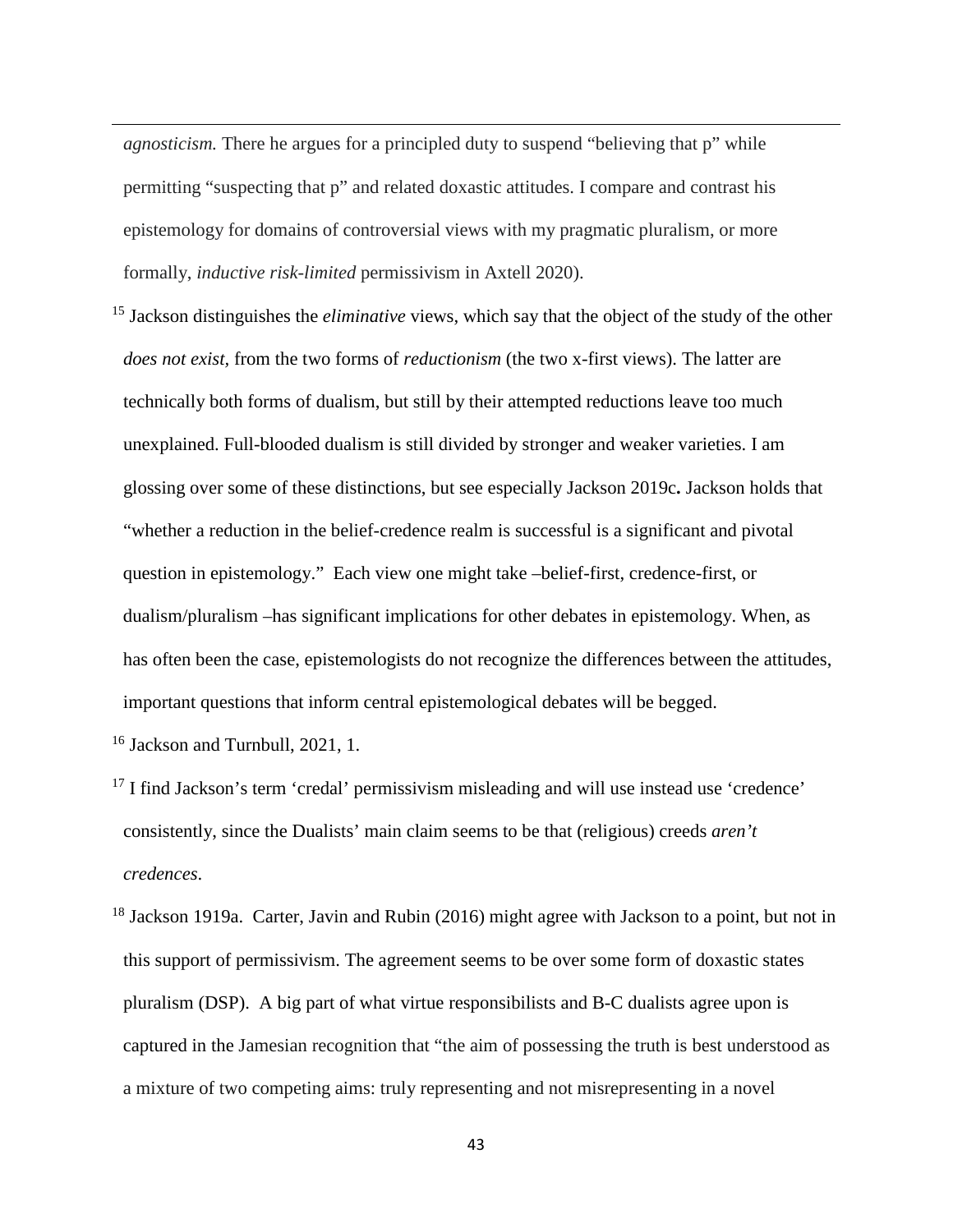*agnosticism.* There he argues for a principled duty to suspend "believing that p" while permitting "suspecting that p" and related doxastic attitudes. I compare and contrast his epistemology for domains of controversial views with my pragmatic pluralism, or more formally, *inductive risk-limited* permissivism in Axtell 2020).

[15] Jackson distinguishes the *eliminative* views, which say that the object of the study of the other *does not exist*, from the two forms of *reductionism* (the two x-first views). The latter are technically both forms of dualism, but still by their attempted reductions leave too much unexplained. Full-blooded dualism is still divided by stronger and weaker varieties. I am glossing over some of these distinctions, but see especially Jackson 2019c**.** Jackson holds that "whether a reduction in the belief-credence realm is successful is a significant and pivotal question in epistemology." Each view one might take –belief-first, credence-first, or dualism/pluralism –has significant implications for other debates in epistemology. When, as has often been the case, epistemologists do not recognize the differences between the attitudes, important questions that inform central epistemological debates will be begged.

[16] Jackson and Turnbull, 2021, 1.

[17] I find Jackson's term 'credal' permissivism misleading and will use instead use 'credence' consistently, since the Dualists' main claim seems to be that (religious) creeds *aren't credences*.

[18] Jackson 1919a. Carter, Javin and Rubin (2016) might agree with Jackson to a point, but not in this support of permissivism. The agreement seems to be over some form of doxastic states pluralism (DSP). A big part of what virtue responsibilists and B-C dualists agree upon is captured in the Jamesian recognition that "the aim of possessing the truth is best understood as a mixture of two competing aims: truly representing and not misrepresenting in a novel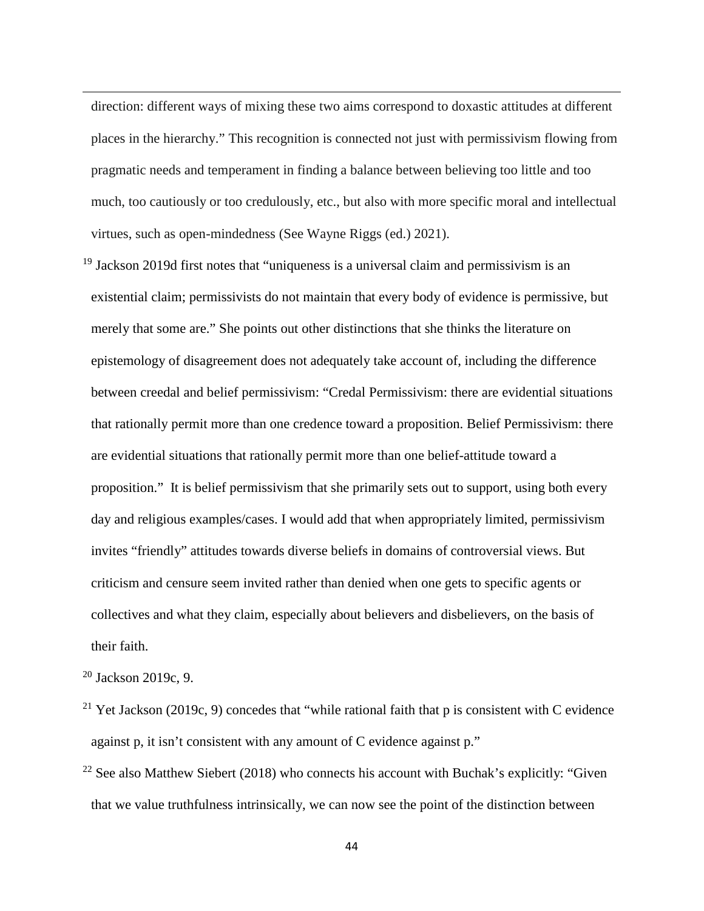direction: different ways of mixing these two aims correspond to doxastic attitudes at different places in the hierarchy." This recognition is connected not just with permissivism flowing from pragmatic needs and temperament in finding a balance between believing too little and too much, too cautiously or too credulously, etc., but also with more specific moral and intellectual virtues, such as open-mindedness (See Wayne Riggs (ed.) 2021).

[19] Jackson 2019d first notes that "uniqueness is a universal claim and permissivism is an existential claim; permissivists do not maintain that every body of evidence is permissive, but merely that some are." She points out other distinctions that she thinks the literature on epistemology of disagreement does not adequately take account of, including the difference between creedal and belief permissivism: "Credal Permissivism: there are evidential situations that rationally permit more than one credence toward a proposition. Belief Permissivism: there are evidential situations that rationally permit more than one belief-attitude toward a proposition." It is belief permissivism that she primarily sets out to support, using both every day and religious examples/cases. I would add that when appropriately limited, permissivism invites "friendly" attitudes towards diverse beliefs in domains of controversial views. But criticism and censure seem invited rather than denied when one gets to specific agents or collectives and what they claim, especially about believers and disbelievers, on the basis of their faith.

[20] Jackson 2019c, 9.

[21] Yet Jackson (2019c, 9) concedes that "while rational faith that p is consistent with C evidence against p, it isn't consistent with any amount of C evidence against p."

[22] See also Matthew Siebert (2018) who connects his account with Buchak's explicitly: "Given that we value truthfulness intrinsically, we can now see the point of the distinction between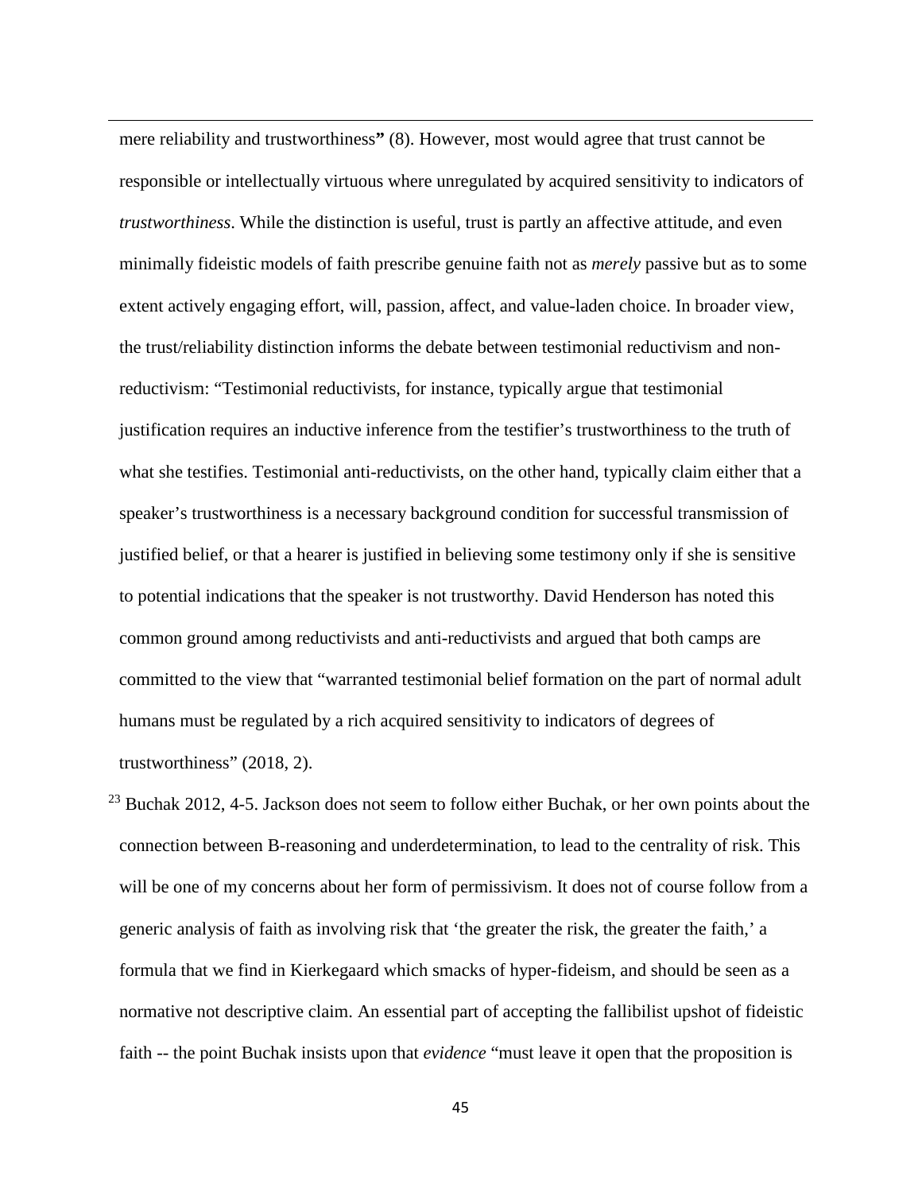mere reliability and trustworthiness**"** (8). However, most would agree that trust cannot be responsible or intellectually virtuous where unregulated by acquired sensitivity to indicators of *trustworthiness*. While the distinction is useful, trust is partly an affective attitude, and even minimally fideistic models of faith prescribe genuine faith not as *merely* passive but as to some extent actively engaging effort, will, passion, affect, and value-laden choice. In broader view, the trust/reliability distinction informs the debate between testimonial reductivism and non-reductivism: "Testimonial reductivists, for instance, typically argue that testimonial justification requires an inductive inference from the testifier's trustworthiness to the truth of what she testifies. Testimonial anti-reductivists, on the other hand, typically claim either that a speaker's trustworthiness is a necessary background condition for successful transmission of justified belief, or that a hearer is justified in believing some testimony only if she is sensitive to potential indications that the speaker is not trustworthy. David Henderson has noted this common ground among reductivists and anti-reductivists and argued that both camps are committed to the view that "warranted testimonial belief formation on the part of normal adult humans must be regulated by a rich acquired sensitivity to indicators of degrees of trustworthiness" (2018, 2).

[23] Buchak 2012, 4-5. Jackson does not seem to follow either Buchak, or her own points about the connection between B-reasoning and underdetermination, to lead to the centrality of risk. This will be one of my concerns about her form of permissivism. It does not of course follow from a generic analysis of faith as involving risk that 'the greater the risk, the greater the faith,' a formula that we find in Kierkegaard which smacks of hyper-fideism, and should be seen as a normative not descriptive claim. An essential part of accepting the fallibilist upshot of fideistic faith -- the point Buchak insists upon that *evidence* "must leave it open that the proposition is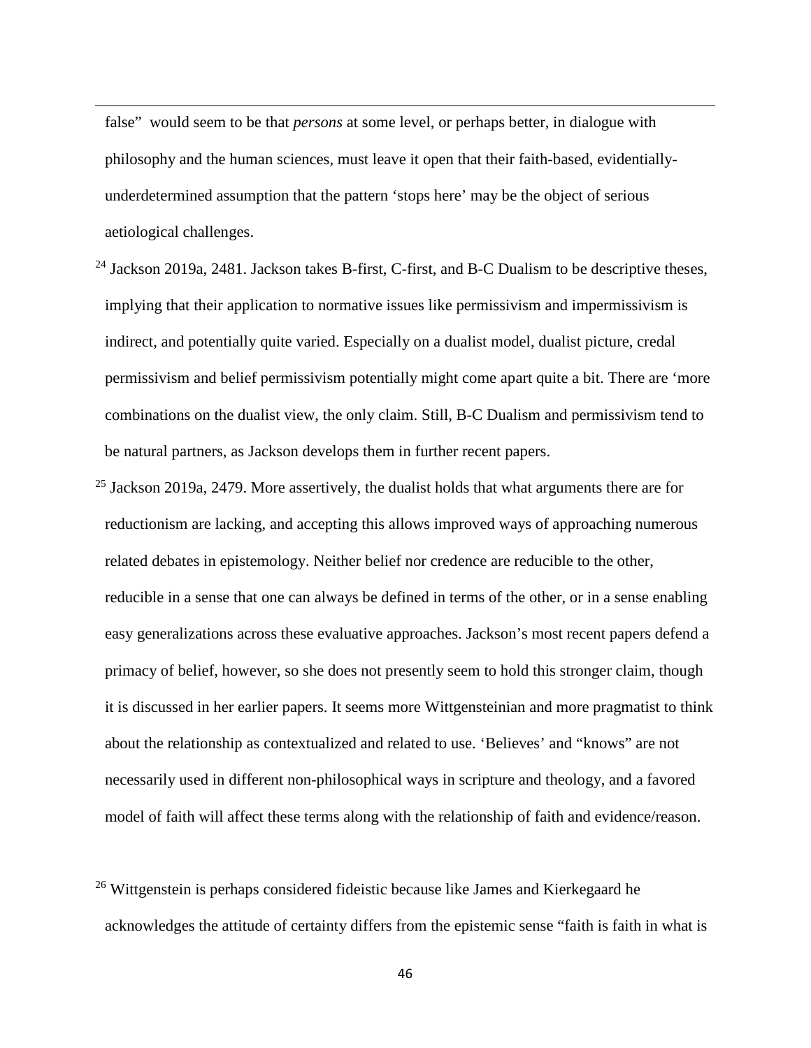false" would seem to be that *persons* at some level, or perhaps better, in dialogue with philosophy and the human sciences, must leave it open that their faith-based, evidentially-underdetermined assumption that the pattern 'stops here' may be the object of serious aetiological challenges.

[24] Jackson 2019a, 2481. Jackson takes B-first, C-first, and B-C Dualism to be descriptive theses, implying that their application to normative issues like permissivism and impermissivism is indirect, and potentially quite varied. Especially on a dualist model, dualist picture, credal permissivism and belief permissivism potentially might come apart quite a bit. There are 'more combinations on the dualist view, the only claim. Still, B-C Dualism and permissivism tend to be natural partners, as Jackson develops them in further recent papers.

[25] Jackson 2019a, 2479. More assertively, the dualist holds that what arguments there are for reductionism are lacking, and accepting this allows improved ways of approaching numerous related debates in epistemology. Neither belief nor credence are reducible to the other, reducible in a sense that one can always be defined in terms of the other, or in a sense enabling easy generalizations across these evaluative approaches. Jackson's most recent papers defend a primacy of belief, however, so she does not presently seem to hold this stronger claim, though it is discussed in her earlier papers. It seems more Wittgensteinian and more pragmatist to think about the relationship as contextualized and related to use. 'Believes' and "knows" are not necessarily used in different non-philosophical ways in scripture and theology, and a favored model of faith will affect these terms along with the relationship of faith and evidence/reason.

[26] Wittgenstein is perhaps considered fideistic because like James and Kierkegaard he acknowledges the attitude of certainty differs from the epistemic sense "faith is faith in what is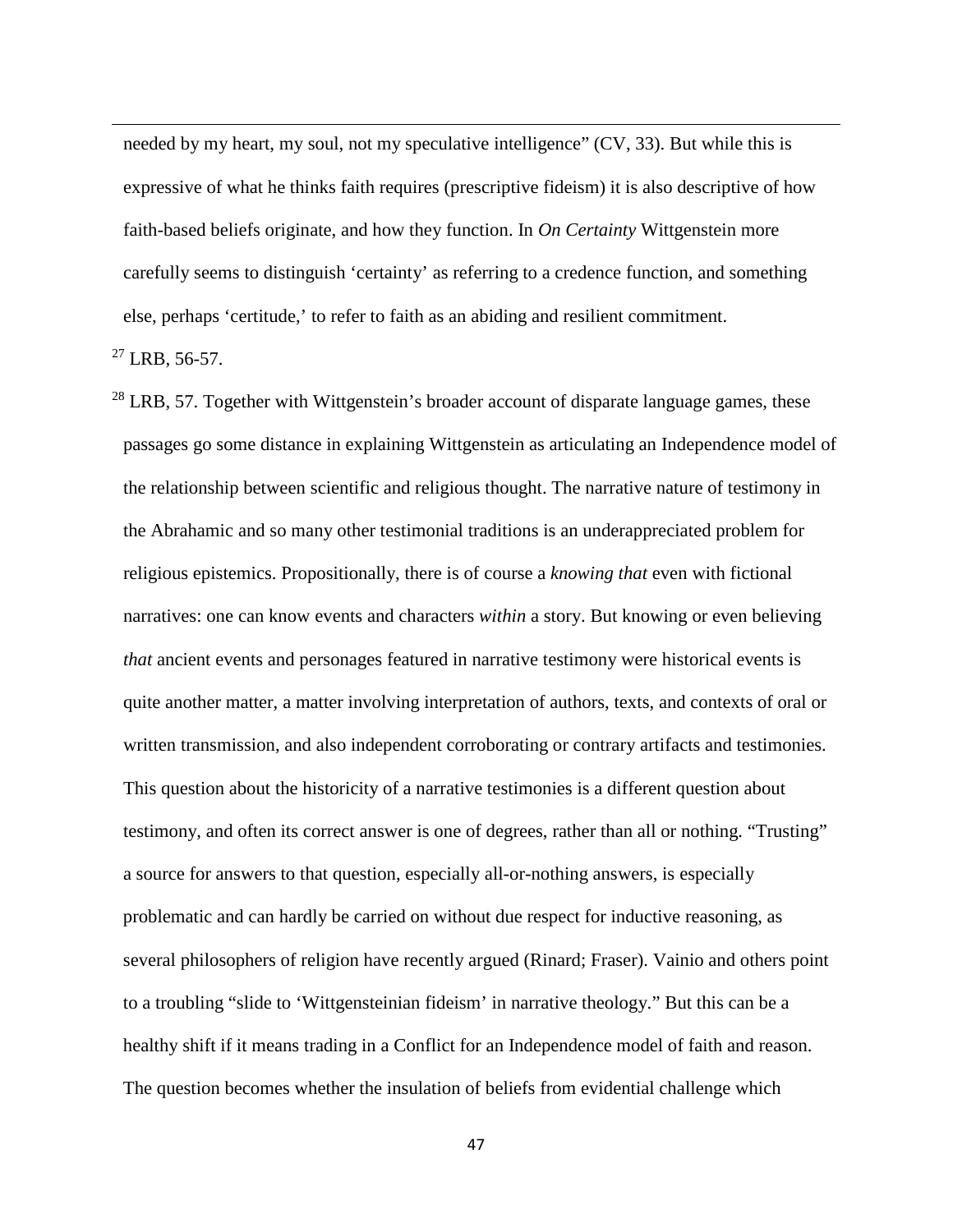needed by my heart, my soul, not my speculative intelligence" (CV, 33). But while this is expressive of what he thinks faith requires (prescriptive fideism) it is also descriptive of how faith-based beliefs originate, and how they function. In *On Certainty* Wittgenstein more carefully seems to distinguish 'certainty' as referring to a credence function, and something else, perhaps 'certitude,' to refer to faith as an abiding and resilient commitment.

[27] LRB, 56-57.

[28] LRB, 57. Together with Wittgenstein's broader account of disparate language games, these passages go some distance in explaining Wittgenstein as articulating an Independence model of the relationship between scientific and religious thought. The narrative nature of testimony in the Abrahamic and so many other testimonial traditions is an underappreciated problem for religious epistemics. Propositionally, there is of course a *knowing that* even with fictional narratives: one can know events and characters *within* a story. But knowing or even believing *that* ancient events and personages featured in narrative testimony were historical events is quite another matter, a matter involving interpretation of authors, texts, and contexts of oral or written transmission, and also independent corroborating or contrary artifacts and testimonies. This question about the historicity of a narrative testimonies is a different question about testimony, and often its correct answer is one of degrees, rather than all or nothing. "Trusting" a source for answers to that question, especially all-or-nothing answers, is especially problematic and can hardly be carried on without due respect for inductive reasoning, as several philosophers of religion have recently argued (Rinard; Fraser). Vainio and others point to a troubling "slide to 'Wittgensteinian fideism' in narrative theology." But this can be a healthy shift if it means trading in a Conflict for an Independence model of faith and reason. The question becomes whether the insulation of beliefs from evidential challenge which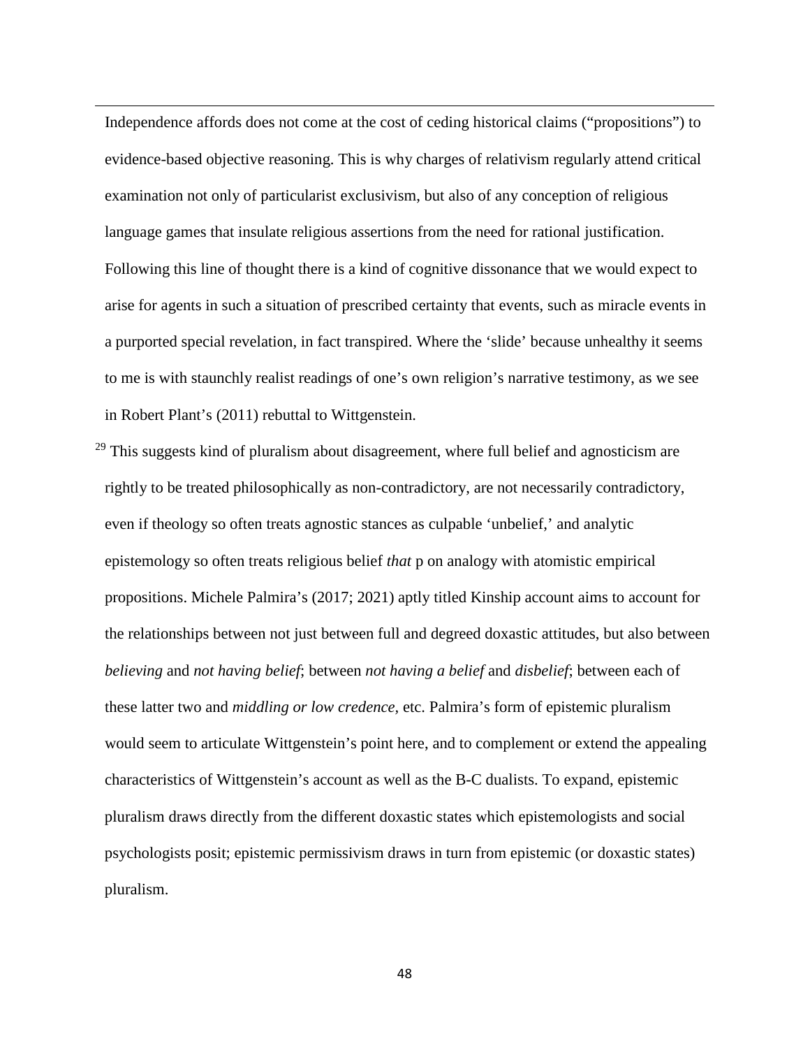Independence affords does not come at the cost of ceding historical claims ("propositions") to evidence-based objective reasoning. This is why charges of relativism regularly attend critical examination not only of particularist exclusivism, but also of any conception of religious language games that insulate religious assertions from the need for rational justification. Following this line of thought there is a kind of cognitive dissonance that we would expect to arise for agents in such a situation of prescribed certainty that events, such as miracle events in a purported special revelation, in fact transpired. Where the 'slide' because unhealthy it seems to me is with staunchly realist readings of one's own religion's narrative testimony, as we see in Robert Plant's (2011) rebuttal to Wittgenstein.

[29] This suggests kind of pluralism about disagreement, where full belief and agnosticism are rightly to be treated philosophically as non-contradictory, are not necessarily contradictory, even if theology so often treats agnostic stances as culpable 'unbelief,' and analytic epistemology so often treats religious belief *that* p on analogy with atomistic empirical propositions. Michele Palmira's (2017; 2021) aptly titled Kinship account aims to account for the relationships between not just between full and degreed doxastic attitudes, but also between *believing* and *not having belief*; between *not having a belief* and *disbelief*; between each of these latter two and *middling or low credence*, etc. Palmira's form of epistemic pluralism would seem to articulate Wittgenstein's point here, and to complement or extend the appealing characteristics of Wittgenstein's account as well as the B-C dualists. To expand, epistemic pluralism draws directly from the different doxastic states which epistemologists and social psychologists posit; epistemic permissivism draws in turn from epistemic (or doxastic states) pluralism.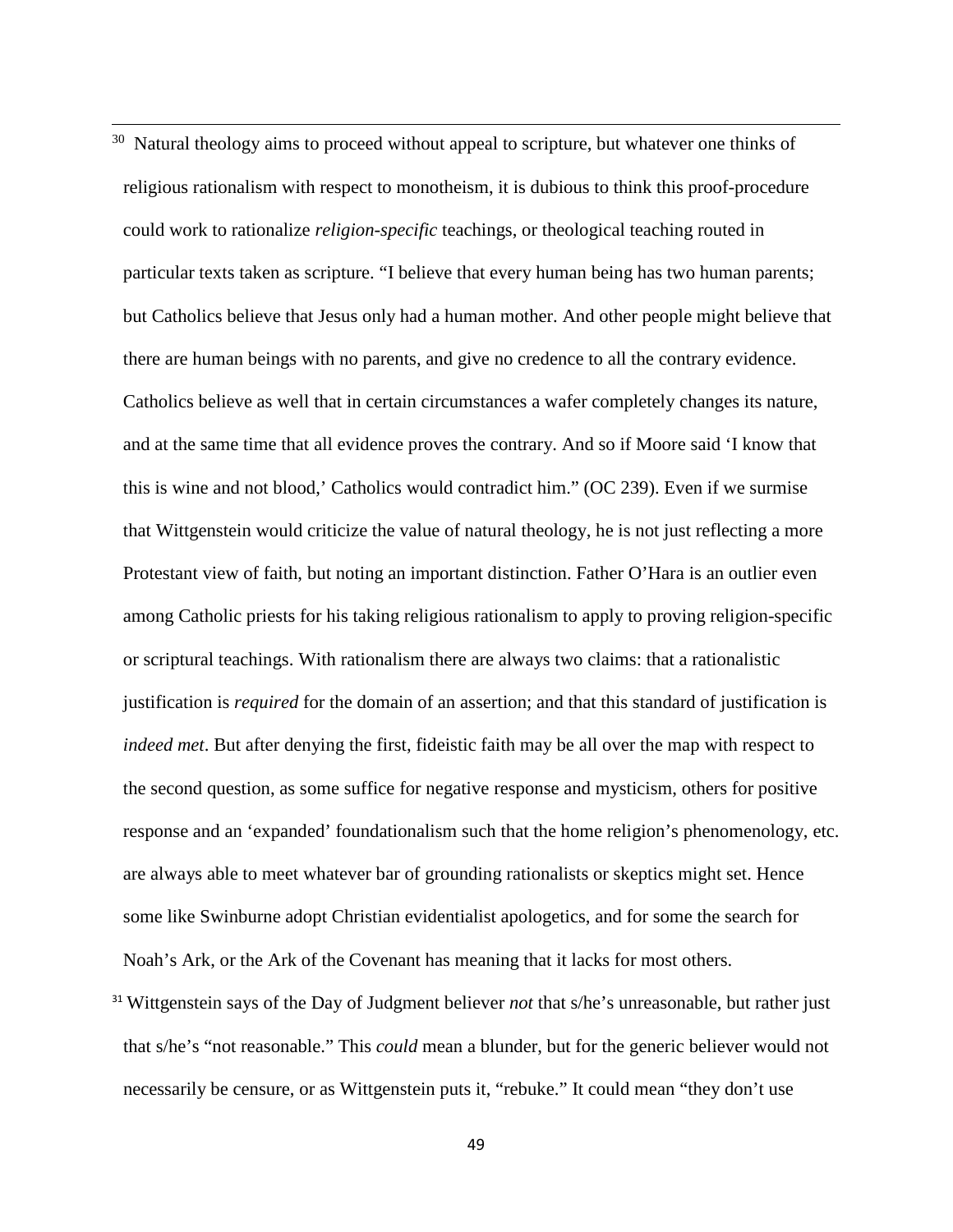[30] Natural theology aims to proceed without appeal to scripture, but whatever one thinks of religious rationalism with respect to monotheism, it is dubious to think this proof-procedure could work to rationalize *religion-specific* teachings, or theological teaching routed in particular texts taken as scripture. "I believe that every human being has two human parents; but Catholics believe that Jesus only had a human mother. And other people might believe that there are human beings with no parents, and give no credence to all the contrary evidence. Catholics believe as well that in certain circumstances a wafer completely changes its nature, and at the same time that all evidence proves the contrary. And so if Moore said 'I know that this is wine and not blood,' Catholics would contradict him." (OC 239). Even if we surmise that Wittgenstein would criticize the value of natural theology, he is not just reflecting a more Protestant view of faith, but noting an important distinction. Father O'Hara is an outlier even among Catholic priests for his taking religious rationalism to apply to proving religion-specific or scriptural teachings. With rationalism there are always two claims: that a rationalistic justification is *required* for the domain of an assertion; and that this standard of justification is *indeed met*. But after denying the first, fideistic faith may be all over the map with respect to the second question, as some suffice for negative response and mysticism, others for positive response and an 'expanded' foundationalism such that the home religion's phenomenology, etc. are always able to meet whatever bar of grounding rationalists or skeptics might set. Hence some like Swinburne adopt Christian evidentialist apologetics, and for some the search for Noah's Ark, or the Ark of the Covenant has meaning that it lacks for most others.

[31] Wittgenstein says of the Day of Judgment believer *not* that s/he's unreasonable, but rather just that s/he's "not reasonable." This *could* mean a blunder, but for the generic believer would not necessarily be censure, or as Wittgenstein puts it, "rebuke." It could mean "they don't use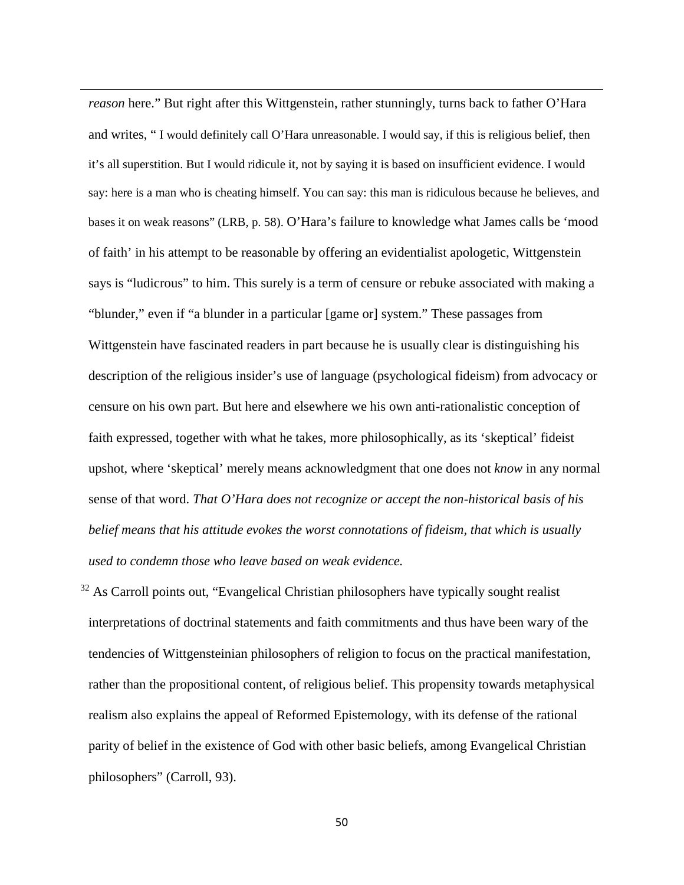*reason* here." But right after this Wittgenstein, rather stunningly, turns back to father O'Hara and writes, " I would definitely call O'Hara unreasonable. I would say, if this is religious belief, then it's all superstition. But I would ridicule it, not by saying it is based on insufficient evidence. I would say: here is a man who is cheating himself. You can say: this man is ridiculous because he believes, and bases it on weak reasons" (LRB, p. 58). O'Hara's failure to knowledge what James calls be 'mood of faith' in his attempt to be reasonable by offering an evidentialist apologetic, Wittgenstein says is "ludicrous" to him. This surely is a term of censure or rebuke associated with making a "blunder," even if "a blunder in a particular [game or] system." These passages from Wittgenstein have fascinated readers in part because he is usually clear is distinguishing his description of the religious insider's use of language (psychological fideism) from advocacy or censure on his own part. But here and elsewhere we his own anti-rationalistic conception of faith expressed, together with what he takes, more philosophically, as its 'skeptical' fideist upshot, where 'skeptical' merely means acknowledgment that one does not *know* in any normal sense of that word. *That O'Hara does not recognize or accept the non-historical basis of his belief means that his attitude evokes the worst connotations of fideism, that which is usually used to condemn those who leave based on weak evidence.*

[32] As Carroll points out, "Evangelical Christian philosophers have typically sought realist interpretations of doctrinal statements and faith commitments and thus have been wary of the tendencies of Wittgensteinian philosophers of religion to focus on the practical manifestation, rather than the propositional content, of religious belief. This propensity towards metaphysical realism also explains the appeal of Reformed Epistemology, with its defense of the rational parity of belief in the existence of God with other basic beliefs, among Evangelical Christian philosophers" (Carroll, 93).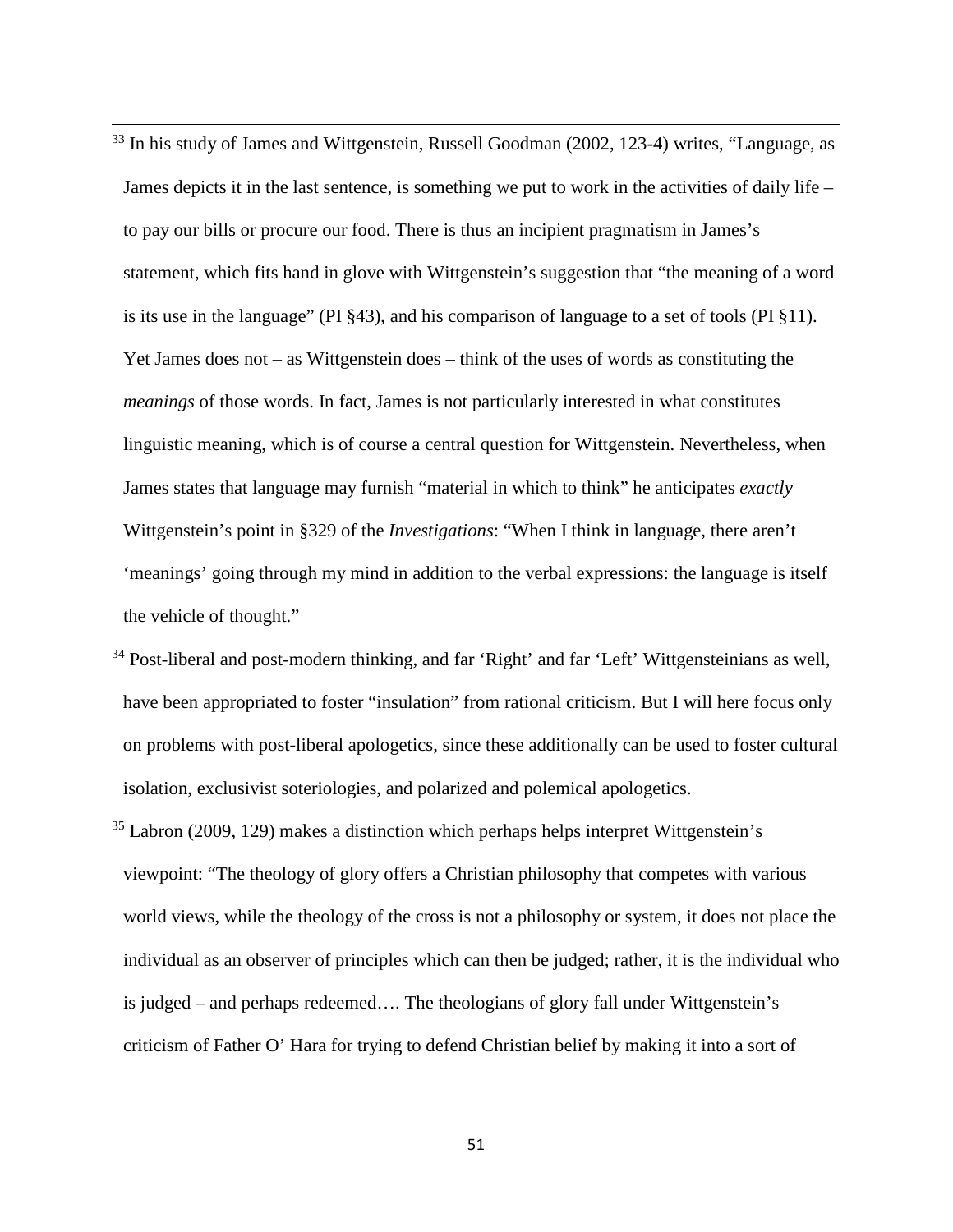[33] In his study of James and Wittgenstein, Russell Goodman (2002, 123-4) writes, "Language, as James depicts it in the last sentence, is something we put to work in the activities of daily life – to pay our bills or procure our food. There is thus an incipient pragmatism in James's statement, which fits hand in glove with Wittgenstein's suggestion that "the meaning of a word is its use in the language" (PI §43), and his comparison of language to a set of tools (PI §11). Yet James does not – as Wittgenstein does – think of the uses of words as constituting the *meanings* of those words. In fact, James is not particularly interested in what constitutes linguistic meaning, which is of course a central question for Wittgenstein. Nevertheless, when James states that language may furnish "material in which to think" he anticipates *exactly* Wittgenstein's point in §329 of the *Investigations*: "When I think in language, there aren't 'meanings' going through my mind in addition to the verbal expressions: the language is itself the vehicle of thought."

[34] Post-liberal and post-modern thinking, and far 'Right' and far 'Left' Wittgensteinians as well, have been appropriated to foster "insulation" from rational criticism. But I will here focus only on problems with post-liberal apologetics, since these additionally can be used to foster cultural isolation, exclusivist soteriologies, and polarized and polemical apologetics.

[35] Labron (2009, 129) makes a distinction which perhaps helps interpret Wittgenstein's viewpoint: "The theology of glory offers a Christian philosophy that competes with various world views, while the theology of the cross is not a philosophy or system, it does not place the individual as an observer of principles which can then be judged; rather, it is the individual who is judged – and perhaps redeemed…. The theologians of glory fall under Wittgenstein's criticism of Father O' Hara for trying to defend Christian belief by making it into a sort of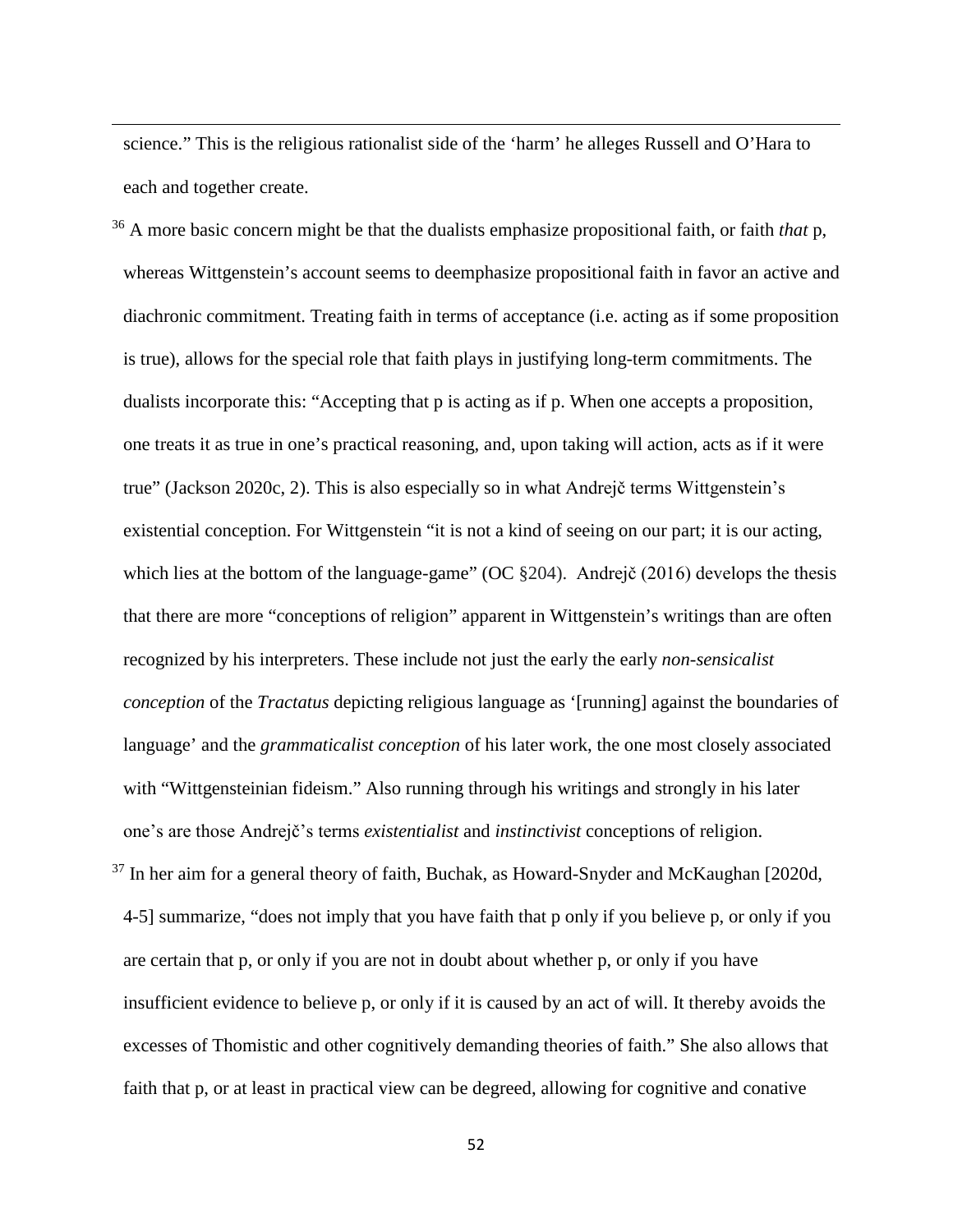science." This is the religious rationalist side of the 'harm' he alleges Russell and O'Hara to each and together create.

[36] A more basic concern might be that the dualists emphasize propositional faith, or faith *that* p, whereas Wittgenstein's account seems to deemphasize propositional faith in favor an active and diachronic commitment. Treating faith in terms of acceptance (i.e. acting as if some proposition is true), allows for the special role that faith plays in justifying long-term commitments. The dualists incorporate this: "Accepting that p is acting as if p. When one accepts a proposition, one treats it as true in one's practical reasoning, and, upon taking will action, acts as if it were true" (Jackson 2020c, 2). This is also especially so in what Andrejč terms Wittgenstein's existential conception. For Wittgenstein "it is not a kind of seeing on our part; it is our acting, which lies at the bottom of the language-game" (OC §204). Andrejč (2016) develops the thesis that there are more "conceptions of religion" apparent in Wittgenstein's writings than are often recognized by his interpreters. These include not just the early the early *non-sensicalist conception* of the *Tractatus* depicting religious language as '[running] against the boundaries of language' and the *grammaticalist conception* of his later work, the one most closely associated with "Wittgensteinian fideism." Also running through his writings and strongly in his later one's are those Andrejč's terms *existentialist* and *instinctivist* conceptions of religion.

[37] In her aim for a general theory of faith, Buchak, as Howard-Snyder and McKaughan [2020d, 4-5] summarize, "does not imply that you have faith that p only if you believe p, or only if you are certain that p, or only if you are not in doubt about whether p, or only if you have insufficient evidence to believe p, or only if it is caused by an act of will. It thereby avoids the excesses of Thomistic and other cognitively demanding theories of faith." She also allows that faith that p, or at least in practical view can be degreed, allowing for cognitive and conative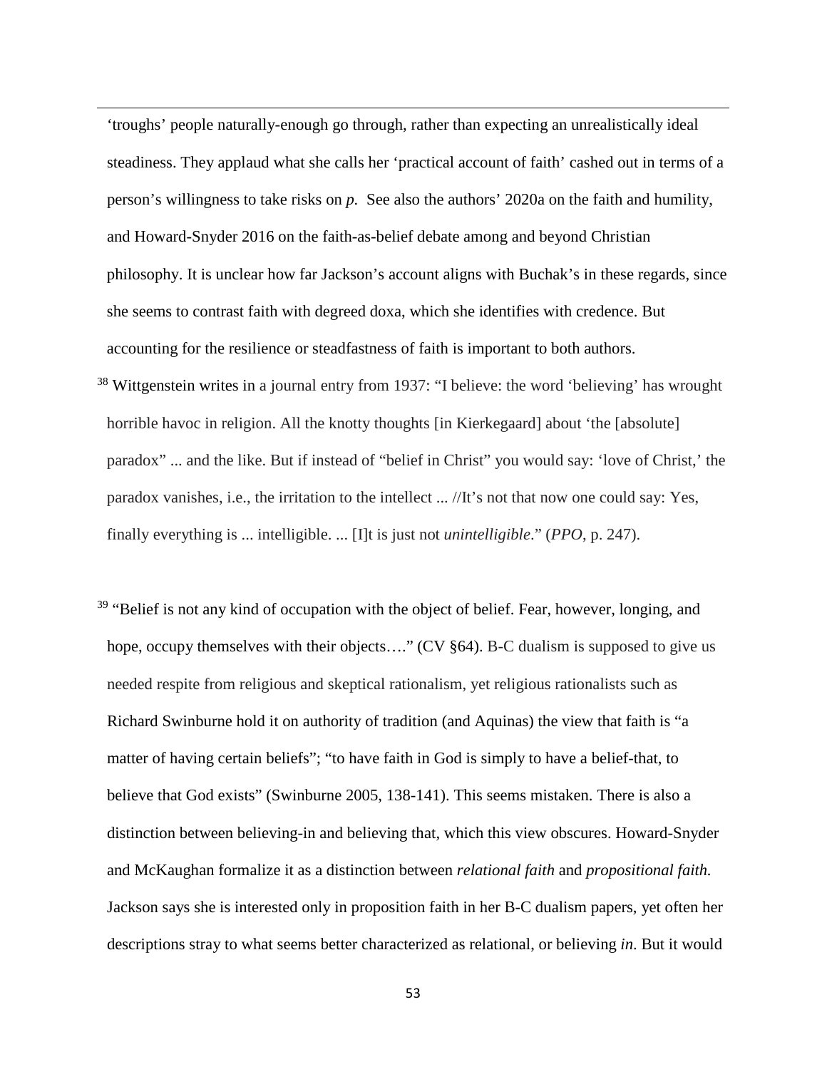'troughs' people naturally-enough go through, rather than expecting an unrealistically ideal steadiness. They applaud what she calls her 'practical account of faith' cashed out in terms of a person's willingness to take risks on *p.* See also the authors' 2020a on the faith and humility, and Howard-Snyder 2016 on the faith-as-belief debate among and beyond Christian philosophy. It is unclear how far Jackson's account aligns with Buchak's in these regards, since she seems to contrast faith with degreed doxa, which she identifies with credence. But accounting for the resilience or steadfastness of faith is important to both authors.

[38] Wittgenstein writes in a journal entry from 1937: "I believe: the word 'believing' has wrought horrible havoc in religion. All the knotty thoughts [in Kierkegaard] about 'the [absolute] paradox" ... and the like. But if instead of "belief in Christ" you would say: 'love of Christ,' the paradox vanishes, i.e., the irritation to the intellect ... //It's not that now one could say: Yes, finally everything is ... intelligible. ... [I]t is just not *unintelligible*." (*PPO*, p. 247).

[39] "Belief is not any kind of occupation with the object of belief. Fear, however, longing, and hope, occupy themselves with their objects…." (CV §64). B-C dualism is supposed to give us needed respite from religious and skeptical rationalism, yet religious rationalists such as Richard Swinburne hold it on authority of tradition (and Aquinas) the view that faith is "a matter of having certain beliefs"; "to have faith in God is simply to have a belief-that, to believe that God exists" (Swinburne 2005, 138-141). This seems mistaken. There is also a distinction between believing-in and believing that, which this view obscures. Howard-Snyder and McKaughan formalize it as a distinction between *relational faith* and *propositional faith.* Jackson says she is interested only in proposition faith in her B-C dualism papers, yet often her descriptions stray to what seems better characterized as relational, or believing *in*. But it would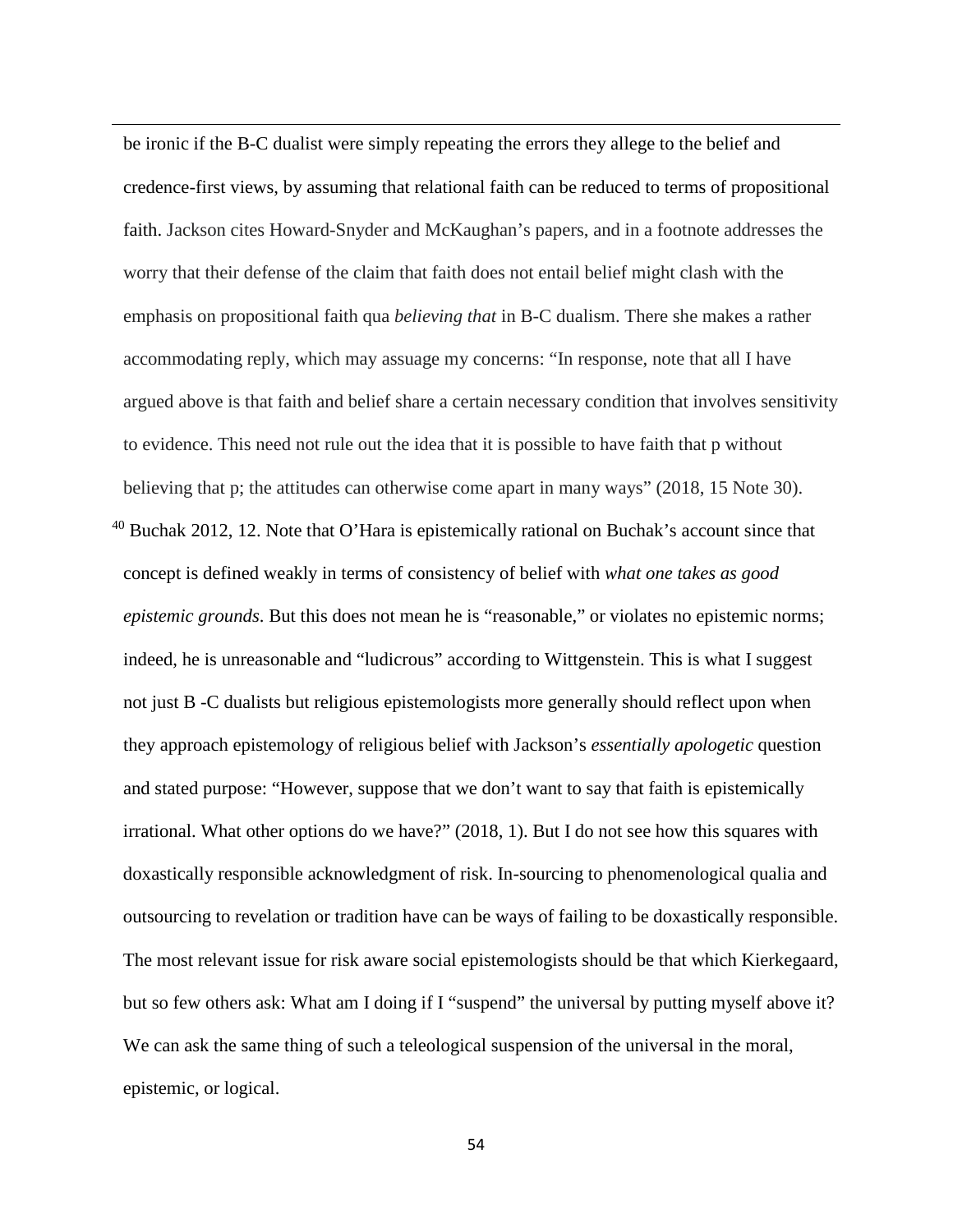be ironic if the B-C dualist were simply repeating the errors they allege to the belief and credence-first views, by assuming that relational faith can be reduced to terms of propositional faith. Jackson cites Howard-Snyder and McKaughan's papers, and in a footnote addresses the worry that their defense of the claim that faith does not entail belief might clash with the emphasis on propositional faith qua *believing that* in B-C dualism. There she makes a rather accommodating reply, which may assuage my concerns: "In response, note that all I have argued above is that faith and belief share a certain necessary condition that involves sensitivity to evidence. This need not rule out the idea that it is possible to have faith that p without believing that p; the attitudes can otherwise come apart in many ways" (2018, 15 Note 30).

[40] Buchak 2012, 12. Note that O'Hara is epistemically rational on Buchak's account since that concept is defined weakly in terms of consistency of belief with *what one takes as good epistemic grounds*. But this does not mean he is "reasonable," or violates no epistemic norms; indeed, he is unreasonable and "ludicrous" according to Wittgenstein. This is what I suggest not just B -C dualists but religious epistemologists more generally should reflect upon when they approach epistemology of religious belief with Jackson's *essentially apologetic* question and stated purpose: "However, suppose that we don't want to say that faith is epistemically irrational. What other options do we have?" (2018, 1). But I do not see how this squares with doxastically responsible acknowledgment of risk. In-sourcing to phenomenological qualia and outsourcing to revelation or tradition have can be ways of failing to be doxastically responsible. The most relevant issue for risk aware social epistemologists should be that which Kierkegaard, but so few others ask: What am I doing if I "suspend" the universal by putting myself above it? We can ask the same thing of such a teleological suspension of the universal in the moral, epistemic, or logical.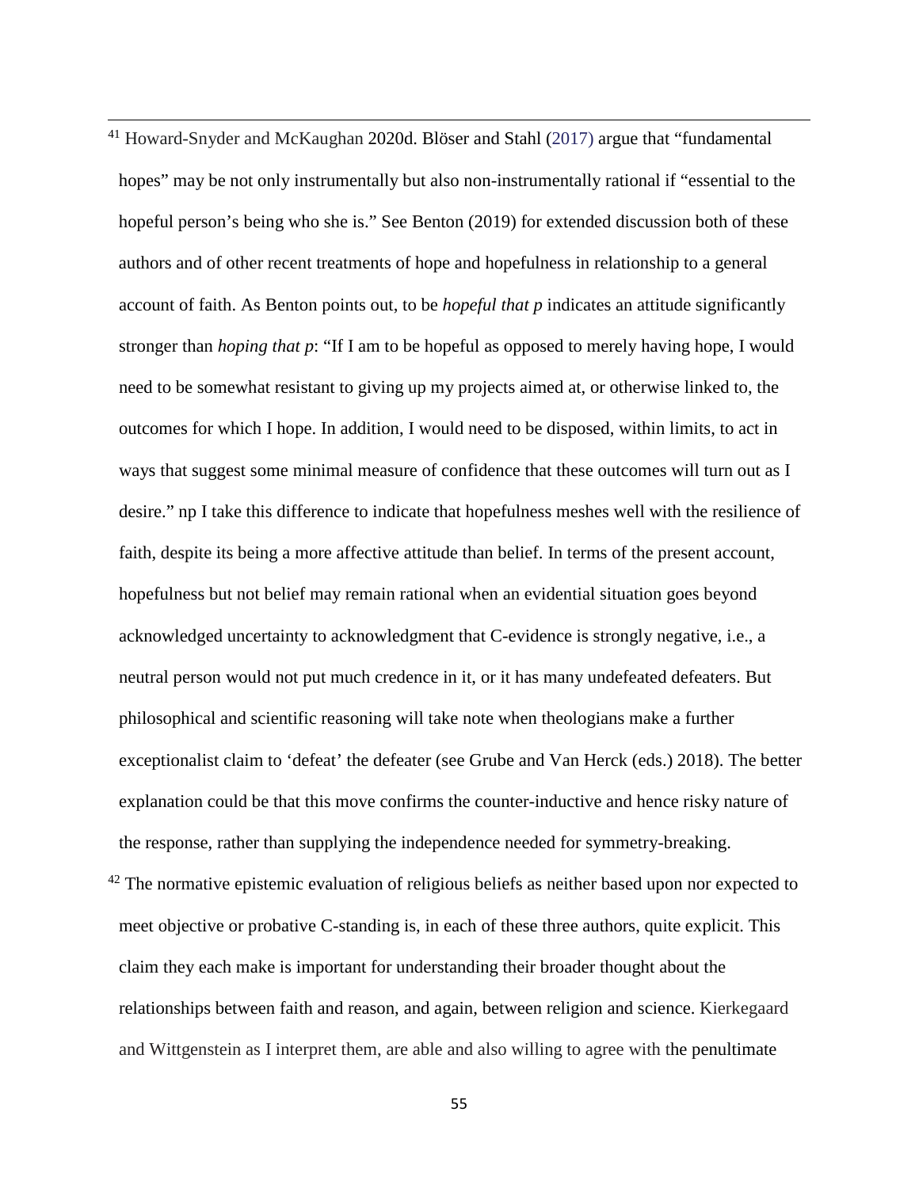[41] Howard-Snyder and McKaughan 2020d. Blöser and Stahl (2017) argue that "fundamental hopes" may be not only instrumentally but also non-instrumentally rational if "essential to the hopeful person's being who she is." See Benton (2019) for extended discussion both of these authors and of other recent treatments of hope and hopefulness in relationship to a general account of faith. As Benton points out, to be *hopeful that p* indicates an attitude significantly stronger than *hoping that p*: "If I am to be hopeful as opposed to merely having hope, I would need to be somewhat resistant to giving up my projects aimed at, or otherwise linked to, the outcomes for which I hope. In addition, I would need to be disposed, within limits, to act in ways that suggest some minimal measure of confidence that these outcomes will turn out as I desire." np I take this difference to indicate that hopefulness meshes well with the resilience of faith, despite its being a more affective attitude than belief. In terms of the present account, hopefulness but not belief may remain rational when an evidential situation goes beyond acknowledged uncertainty to acknowledgment that C-evidence is strongly negative, i.e., a neutral person would not put much credence in it, or it has many undefeated defeaters. But philosophical and scientific reasoning will take note when theologians make a further exceptionalist claim to 'defeat' the defeater (see Grube and Van Herck (eds.) 2018). The better explanation could be that this move confirms the counter-inductive and hence risky nature of the response, rather than supplying the independence needed for symmetry-breaking.

[42] The normative epistemic evaluation of religious beliefs as neither based upon nor expected to meet objective or probative C-standing is, in each of these three authors, quite explicit. This claim they each make is important for understanding their broader thought about the relationships between faith and reason, and again, between religion and science. Kierkegaard and Wittgenstein as I interpret them, are able and also willing to agree with the penultimate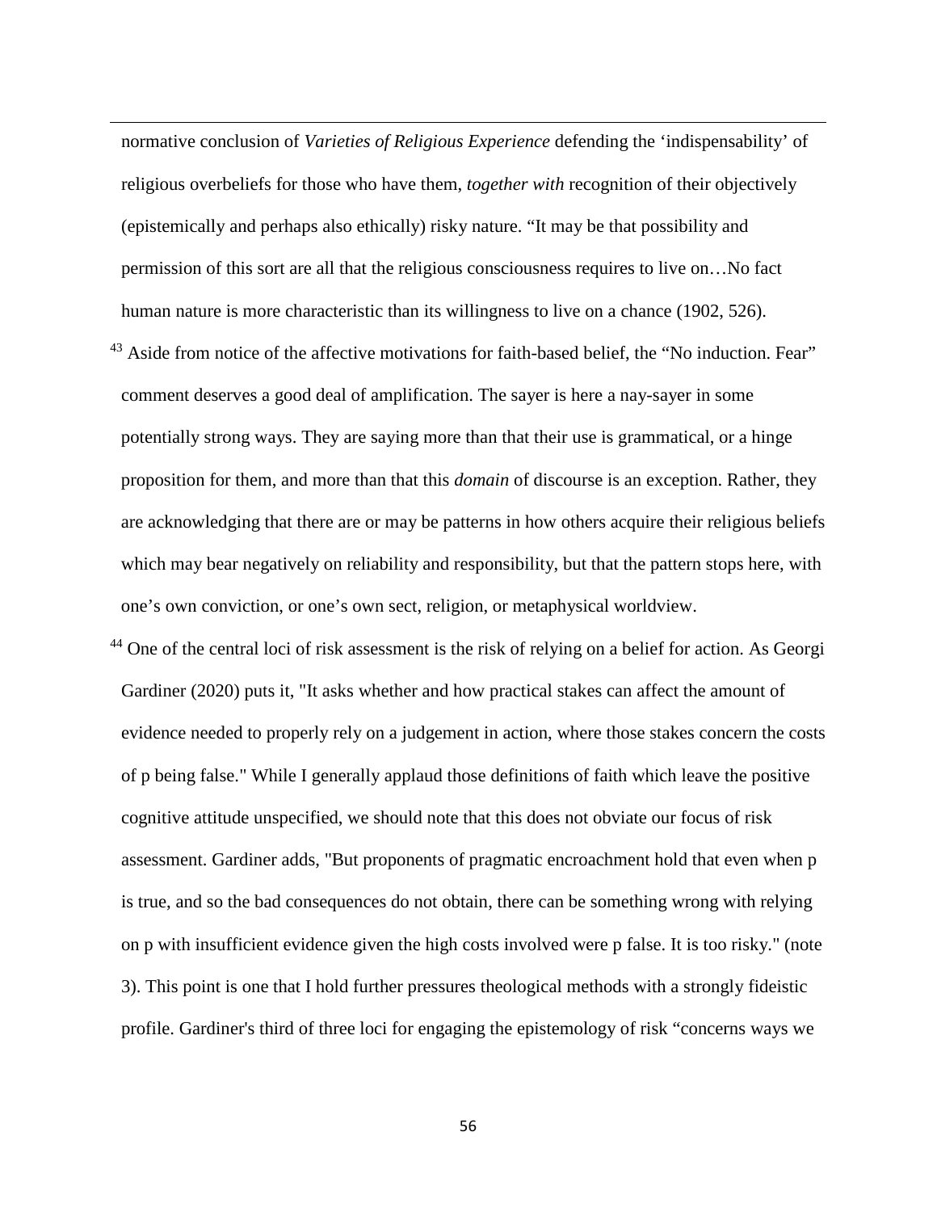normative conclusion of *Varieties of Religious Experience* defending the 'indispensability' of religious overbeliefs for those who have them, *together with* recognition of their objectively (epistemically and perhaps also ethically) risky nature. "It may be that possibility and permission of this sort are all that the religious consciousness requires to live on…No fact human nature is more characteristic than its willingness to live on a chance (1902, 526).

[43] Aside from notice of the affective motivations for faith-based belief, the "No induction. Fear" comment deserves a good deal of amplification. The sayer is here a nay-sayer in some potentially strong ways. They are saying more than that their use is grammatical, or a hinge proposition for them, and more than that this *domain* of discourse is an exception. Rather, they are acknowledging that there are or may be patterns in how others acquire their religious beliefs which may bear negatively on reliability and responsibility, but that the pattern stops here, with one's own conviction, or one's own sect, religion, or metaphysical worldview.

[44] One of the central loci of risk assessment is the risk of relying on a belief for action. As Georgi Gardiner (2020) puts it, "It asks whether and how practical stakes can affect the amount of evidence needed to properly rely on a judgement in action, where those stakes concern the costs of p being false." While I generally applaud those definitions of faith which leave the positive cognitive attitude unspecified, we should note that this does not obviate our focus of risk assessment. Gardiner adds, "But proponents of pragmatic encroachment hold that even when p is true, and so the bad consequences do not obtain, there can be something wrong with relying on p with insufficient evidence given the high costs involved were p false. It is too risky." (note 3). This point is one that I hold further pressures theological methods with a strongly fideistic profile. Gardiner's third of three loci for engaging the epistemology of risk "concerns ways we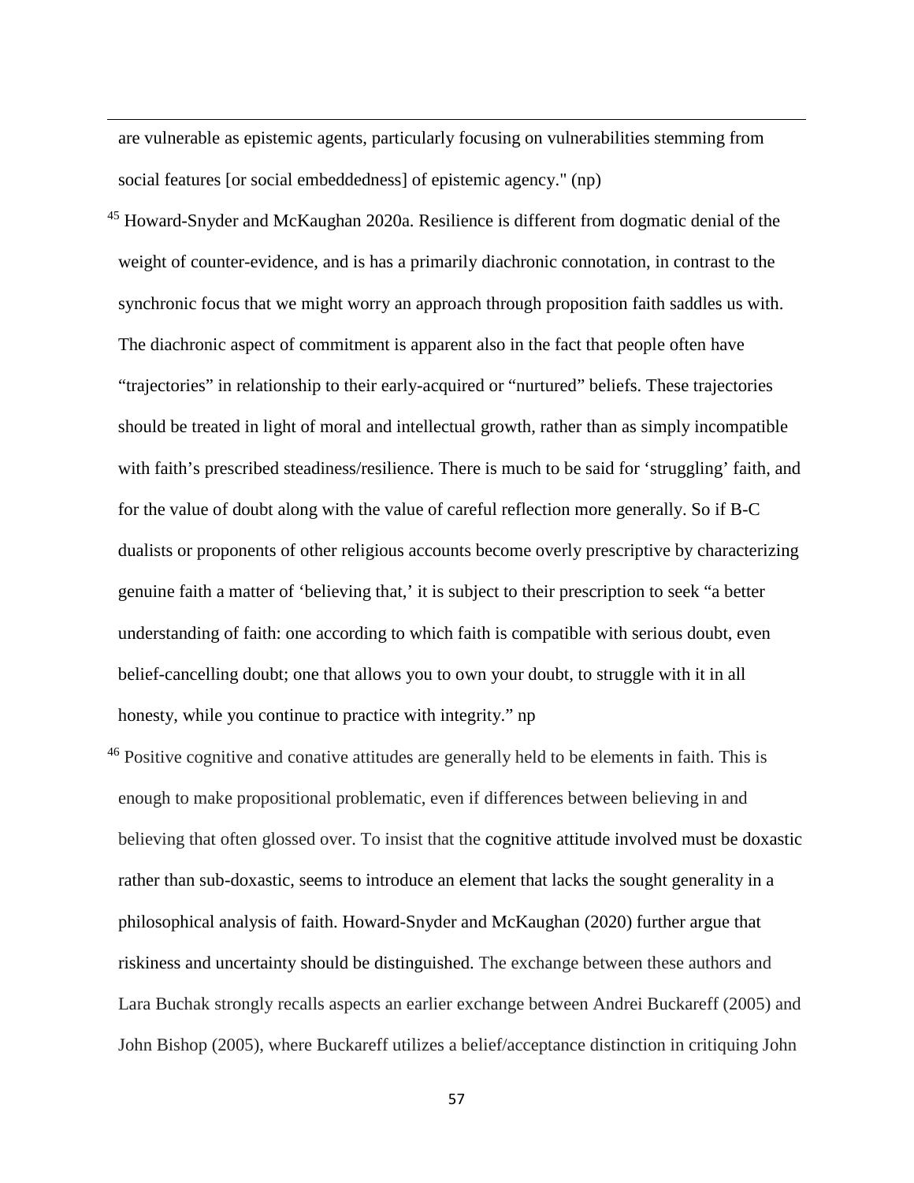are vulnerable as epistemic agents, particularly focusing on vulnerabilities stemming from social features [or social embeddedness] of epistemic agency." (np)

[45] Howard-Snyder and McKaughan 2020a. Resilience is different from dogmatic denial of the weight of counter-evidence, and is has a primarily diachronic connotation, in contrast to the synchronic focus that we might worry an approach through proposition faith saddles us with. The diachronic aspect of commitment is apparent also in the fact that people often have "trajectories" in relationship to their early-acquired or "nurtured" beliefs. These trajectories should be treated in light of moral and intellectual growth, rather than as simply incompatible with faith's prescribed steadiness/resilience. There is much to be said for 'struggling' faith, and for the value of doubt along with the value of careful reflection more generally. So if B-C dualists or proponents of other religious accounts become overly prescriptive by characterizing genuine faith a matter of 'believing that,' it is subject to their prescription to seek "a better understanding of faith: one according to which faith is compatible with serious doubt, even belief-cancelling doubt; one that allows you to own your doubt, to struggle with it in all honesty, while you continue to practice with integrity." np

[46] Positive cognitive and conative attitudes are generally held to be elements in faith. This is enough to make propositional problematic, even if differences between believing in and believing that often glossed over. To insist that the cognitive attitude involved must be doxastic rather than sub-doxastic, seems to introduce an element that lacks the sought generality in a philosophical analysis of faith. Howard-Snyder and McKaughan (2020) further argue that riskiness and uncertainty should be distinguished. The exchange between these authors and Lara Buchak strongly recalls aspects an earlier exchange between Andrei Buckareff (2005) and John Bishop (2005), where Buckareff utilizes a belief/acceptance distinction in critiquing John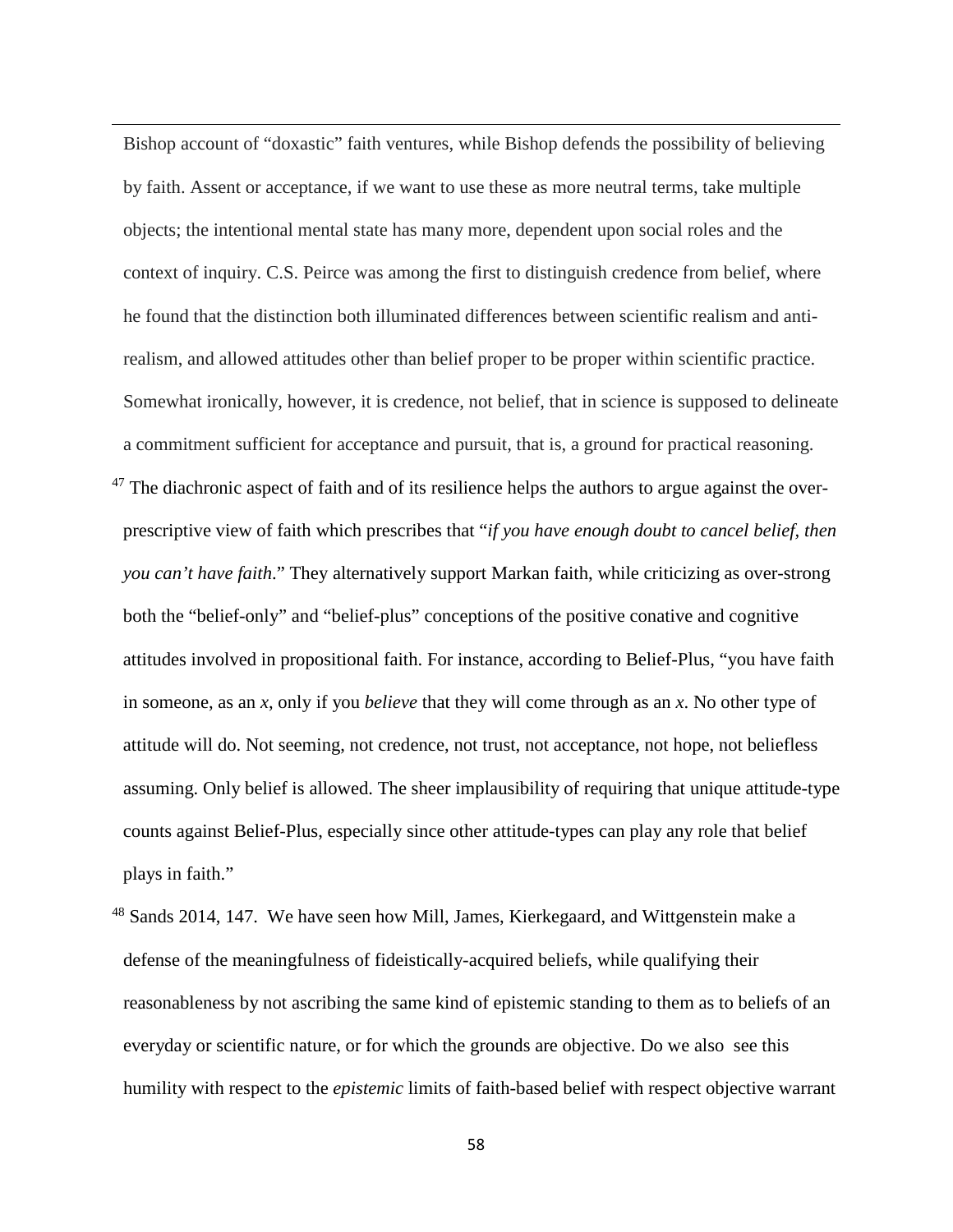Bishop account of "doxastic" faith ventures, while Bishop defends the possibility of believing by faith. Assent or acceptance, if we want to use these as more neutral terms, take multiple objects; the intentional mental state has many more, dependent upon social roles and the context of inquiry. C.S. Peirce was among the first to distinguish credence from belief, where he found that the distinction both illuminated differences between scientific realism and anti-realism, and allowed attitudes other than belief proper to be proper within scientific practice. Somewhat ironically, however, it is credence, not belief, that in science is supposed to delineate a commitment sufficient for acceptance and pursuit, that is, a ground for practical reasoning.

[47] The diachronic aspect of faith and of its resilience helps the authors to argue against the over-prescriptive view of faith which prescribes that "*if you have enough doubt to cancel belief, then you can't have faith*." They alternatively support Markan faith, while criticizing as over-strong both the "belief-only" and "belief-plus" conceptions of the positive conative and cognitive attitudes involved in propositional faith. For instance, according to Belief-Plus, "you have faith in someone, as an *x*, only if you *believe* that they will come through as an *x*. No other type of attitude will do. Not seeming, not credence, not trust, not acceptance, not hope, not beliefless assuming. Only belief is allowed. The sheer implausibility of requiring that unique attitude-type counts against Belief-Plus, especially since other attitude-types can play any role that belief plays in faith."

[48] Sands 2014, 147. We have seen how Mill, James, Kierkegaard, and Wittgenstein make a defense of the meaningfulness of fideistically-acquired beliefs, while qualifying their reasonableness by not ascribing the same kind of epistemic standing to them as to beliefs of an everyday or scientific nature, or for which the grounds are objective. Do we also see this humility with respect to the *epistemic* limits of faith-based belief with respect objective warrant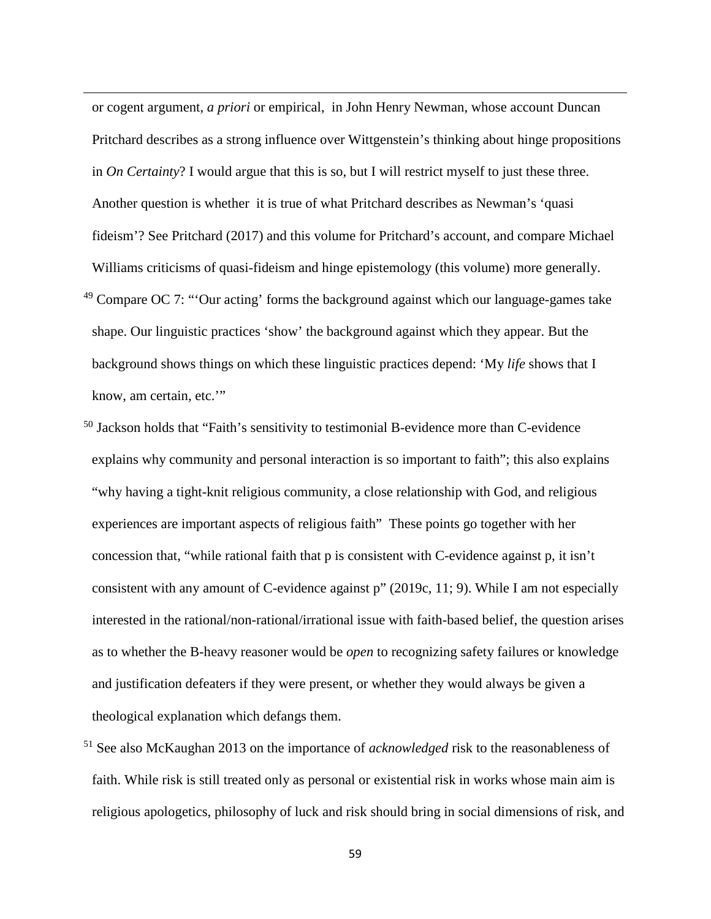or cogent argument, *a priori* or empirical, in John Henry Newman, whose account Duncan Pritchard describes as a strong influence over Wittgenstein's thinking about hinge propositions in *On Certainty*? I would argue that this is so, but I will restrict myself to just these three. Another question is whether it is true of what Pritchard describes as Newman's 'quasi fideism'? See Pritchard (2017) and this volume for Pritchard's account, and compare Michael Williams criticisms of quasi-fideism and hinge epistemology (this volume) more generally.

[49] Compare OC 7: "'Our acting' forms the background against which our language-games take shape. Our linguistic practices 'show' the background against which they appear. But the background shows things on which these linguistic practices depend: 'My *life* shows that I know, am certain, etc.'"

[50] Jackson holds that "Faith's sensitivity to testimonial B-evidence more than C-evidence explains why community and personal interaction is so important to faith"; this also explains "why having a tight-knit religious community, a close relationship with God, and religious experiences are important aspects of religious faith" These points go together with her concession that, "while rational faith that p is consistent with C-evidence against p, it isn't consistent with any amount of C-evidence against p" (2019c, 11; 9). While I am not especially interested in the rational/non-rational/irrational issue with faith-based belief, the question arises as to whether the B-heavy reasoner would be *open* to recognizing safety failures or knowledge and justification defeaters if they were present, or whether they would always be given a theological explanation which defangs them.

[51] See also McKaughan 2013 on the importance of *acknowledged* risk to the reasonableness of faith. While risk is still treated only as personal or existential risk in works whose main aim is religious apologetics, philosophy of luck and risk should bring in social dimensions of risk, and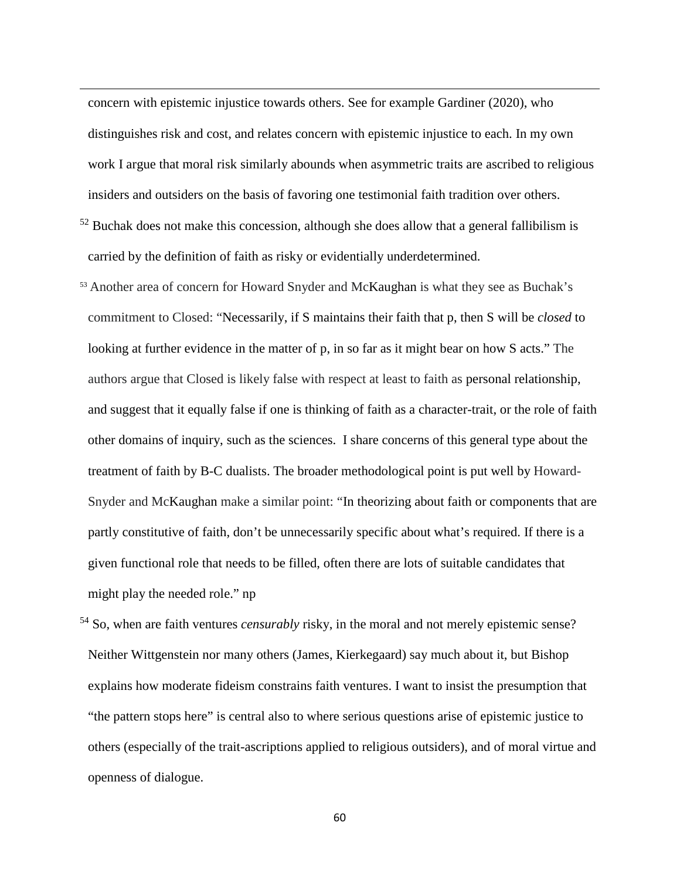concern with epistemic injustice towards others. See for example Gardiner (2020), who distinguishes risk and cost, and relates concern with epistemic injustice to each. In my own work I argue that moral risk similarly abounds when asymmetric traits are ascribed to religious insiders and outsiders on the basis of favoring one testimonial faith tradition over others.

[52] Buchak does not make this concession, although she does allow that a general fallibilism is carried by the definition of faith as risky or evidentially underdetermined.

[53] Another area of concern for Howard Snyder and McKaughan is what they see as Buchak's commitment to Closed: "Necessarily, if S maintains their faith that p, then S will be *closed* to looking at further evidence in the matter of p, in so far as it might bear on how S acts." The authors argue that Closed is likely false with respect at least to faith as personal relationship, and suggest that it equally false if one is thinking of faith as a character-trait, or the role of faith other domains of inquiry, such as the sciences. I share concerns of this general type about the treatment of faith by B-C dualists. The broader methodological point is put well by Howard-Snyder and McKaughan make a similar point: "In theorizing about faith or components that are partly constitutive of faith, don't be unnecessarily specific about what's required. If there is a given functional role that needs to be filled, often there are lots of suitable candidates that might play the needed role." np

[54] So, when are faith ventures *censurably* risky, in the moral and not merely epistemic sense? Neither Wittgenstein nor many others (James, Kierkegaard) say much about it, but Bishop explains how moderate fideism constrains faith ventures. I want to insist the presumption that "the pattern stops here" is central also to where serious questions arise of epistemic justice to others (especially of the trait-ascriptions applied to religious outsiders), and of moral virtue and openness of dialogue.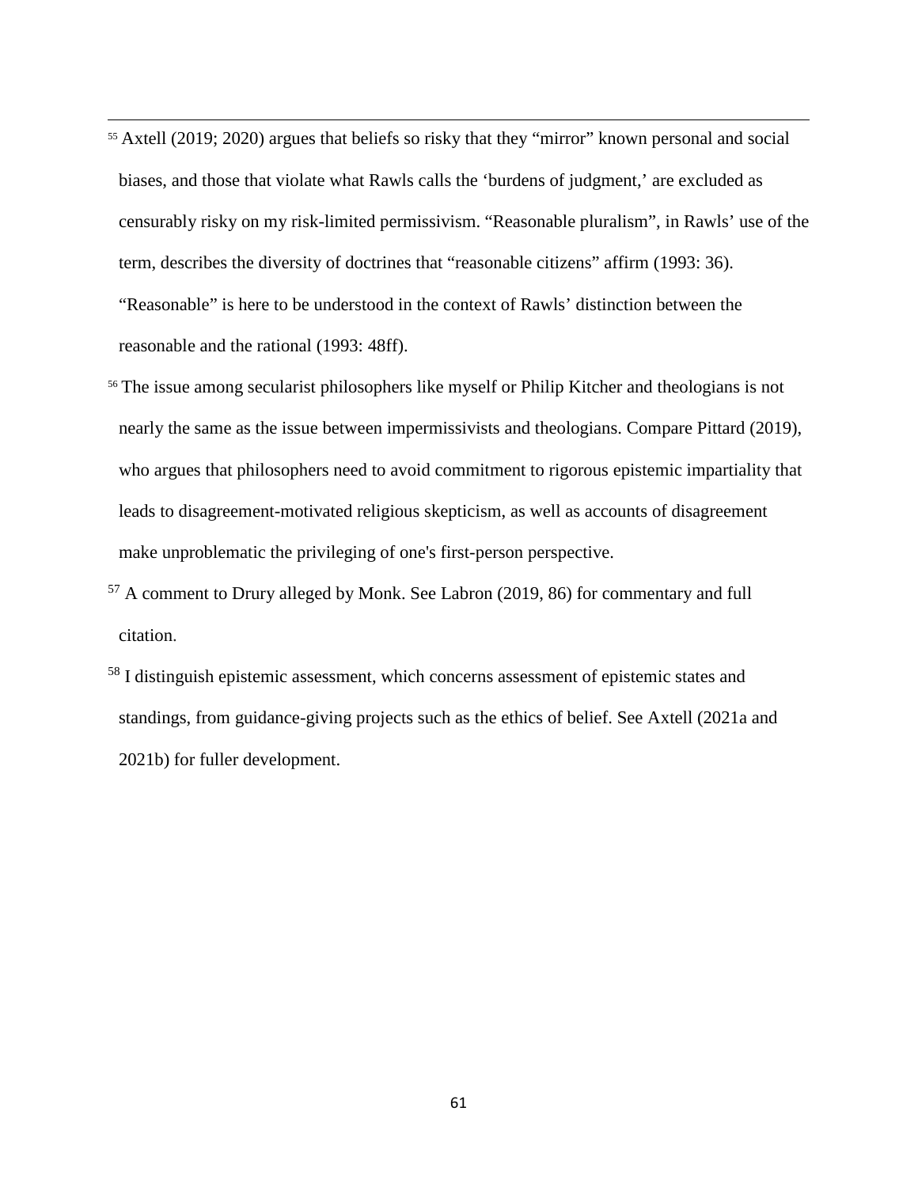[55] Axtell (2019; 2020) argues that beliefs so risky that they "mirror" known personal and social biases, and those that violate what Rawls calls the 'burdens of judgment,' are excluded as censurably risky on my risk-limited permissivism. "Reasonable pluralism", in Rawls' use of the term, describes the diversity of doctrines that "reasonable citizens" affirm (1993: 36). "Reasonable" is here to be understood in the context of Rawls' distinction between the reasonable and the rational (1993: 48ff).

[56] The issue among secularist philosophers like myself or Philip Kitcher and theologians is not nearly the same as the issue between impermissivists and theologians. Compare Pittard (2019), who argues that philosophers need to avoid commitment to rigorous epistemic impartiality that leads to disagreement-motivated religious skepticism, as well as accounts of disagreement make unproblematic the privileging of one's first-person perspective.

[57] A comment to Drury alleged by Monk. See Labron (2019, 86) for commentary and full citation.

[58] I distinguish epistemic assessment, which concerns assessment of epistemic states and standings, from guidance-giving projects such as the ethics of belief. See Axtell (2021a and 2021b) for fuller development.